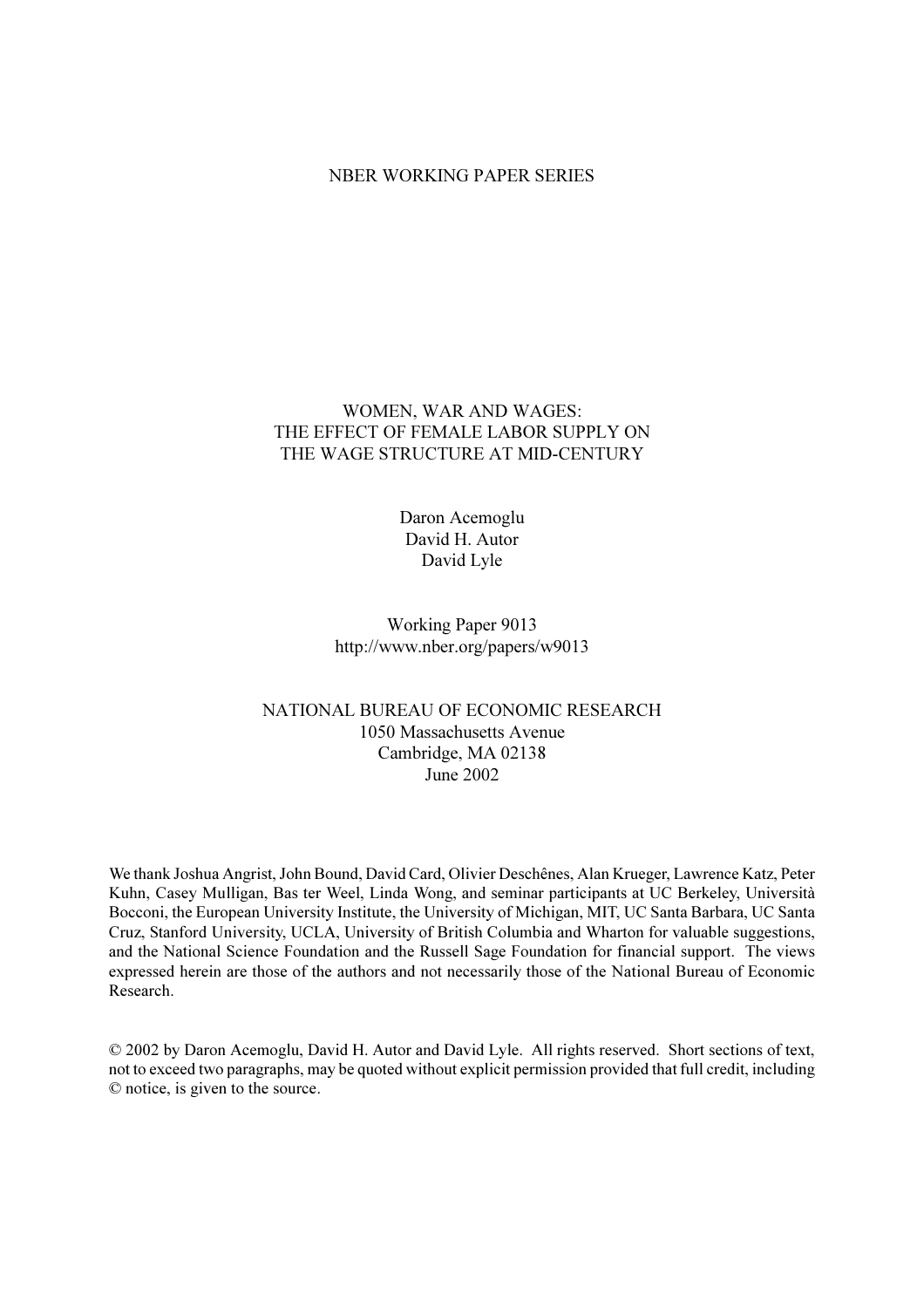NBER WORKING PAPER SERIES

# WOMEN, WAR AND WAGES: THE EFFECT OF FEMALE LABOR SUPPLY ON THE WAGE STRUCTURE AT MID-CENTURY

Daron Acemoglu
David H. Autor
David Lyle

Working Paper 9013
http://www.nber.org/papers/w9013

NATIONAL BUREAU OF ECONOMIC RESEARCH
1050 Massachusetts Avenue
Cambridge, MA 02138
June 2002

We thank Joshua Angrist, John Bound, David Card, Olivier Deschênes, Alan Krueger, Lawrence Katz, Peter Kuhn, Casey Mulligan, Bas ter Weel, Linda Wong, and seminar participants at UC Berkeley, Università Bocconi, the European University Institute, the University of Michigan, MIT, UC Santa Barbara, UC Santa Cruz, Stanford University, UCLA, University of British Columbia and Wharton for valuable suggestions, and the National Science Foundation and the Russell Sage Foundation for financial support. The views expressed herein are those of the authors and not necessarily those of the National Bureau of Economic Research.

© 2002 by Daron Acemoglu, David H. Autor and David Lyle. All rights reserved. Short sections of text, not to exceed two paragraphs, may be quoted without explicit permission provided that full credit, including © notice, is given to the source.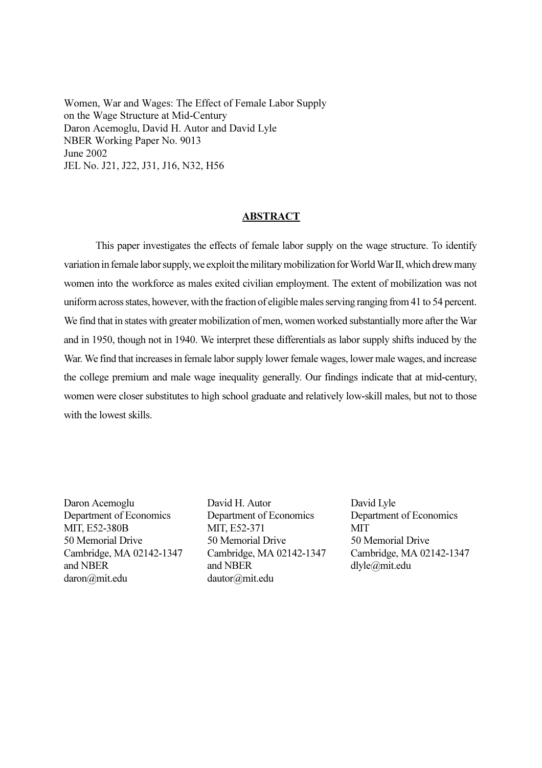Women, War and Wages: The Effect of Female Labor Supply on the Wage Structure at Mid-Century
Daron Acemoglu, David H. Autor and David Lyle
NBER Working Paper No. 9013
June 2002
JEL No. J21, J22, J31, J16, N32, H56

## ABSTRACT

This paper investigates the effects of female labor supply on the wage structure. To identify variation in female labor supply, we exploit the military mobilization for World War II, which drew many women into the workforce as males exited civilian employment. The extent of mobilization was not uniform across states, however, with the fraction of eligible males serving ranging from 41 to 54 percent. We find that in states with greater mobilization of men, women worked substantially more after the War and in 1950, though not in 1940. We interpret these differentials as labor supply shifts induced by the War. We find that increases in female labor supply lower female wages, lower male wages, and increase the college premium and male wage inequality generally. Our findings indicate that at mid-century, women were closer substitutes to high school graduate and relatively low-skill males, but not to those with the lowest skills.

Daron Acemoglu
Department of Economics
MIT, E52-380B
50 Memorial Drive
Cambridge, MA 02142-1347
and NBER
daron@mit.edu

David H. Autor
Department of Economics
MIT, E52-371
50 Memorial Drive
Cambridge, MA 02142-1347
and NBER
dautor@mit.edu

David Lyle
Department of Economics
MIT
50 Memorial Drive
Cambridge, MA 02142-1347
dlyle@mit.edu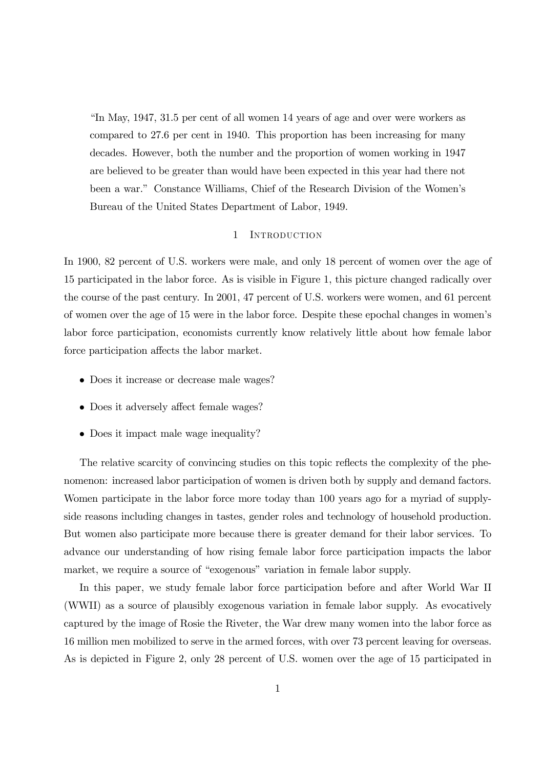> "In May, 1947, 31.5 per cent of all women 14 years of age and over were workers as compared to 27.6 per cent in 1940. This proportion has been increasing for many decades. However, both the number and the proportion of women working in 1947 are believed to be greater than would have been expected in this year had there not been a war." Constance Williams, Chief of the Research Division of the Women's Bureau of the United States Department of Labor, 1949.

# 1 Introduction

In 1900, 82 percent of U.S. workers were male, and only 18 percent of women over the age of 15 participated in the labor force. As is visible in Figure 1, this picture changed radically over the course of the past century. In 2001, 47 percent of U.S. workers were women, and 61 percent of women over the age of 15 were in the labor force. Despite these epochal changes in women's labor force participation, economists currently know relatively little about how female labor force participation affects the labor market.

- Does it increase or decrease male wages?
- Does it adversely affect female wages?
- Does it impact male wage inequality?

The relative scarcity of convincing studies on this topic reflects the complexity of the phenomenon: increased labor participation of women is driven both by supply and demand factors. Women participate in the labor force more today than 100 years ago for a myriad of supply-side reasons including changes in tastes, gender roles and technology of household production. But women also participate more because there is greater demand for their labor services. To advance our understanding of how rising female labor force participation impacts the labor market, we require a source of "exogenous" variation in female labor supply.

In this paper, we study female labor force participation before and after World War II (WWII) as a source of plausibly exogenous variation in female labor supply. As evocatively captured by the image of Rosie the Riveter, the War drew many women into the labor force as 16 million men mobilized to serve in the armed forces, with over 73 percent leaving for overseas. As is depicted in Figure 2, only 28 percent of U.S. women over the age of 15 participated in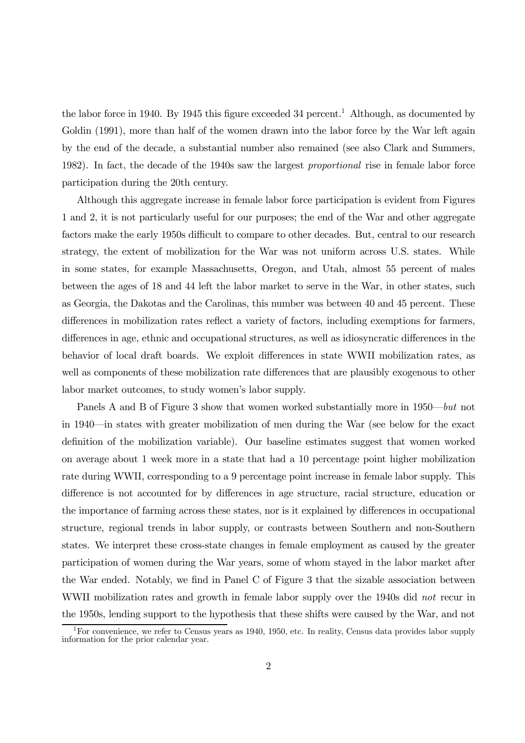the labor force in 1940. By 1945 this figure exceeded 34 percent.[1] Although, as documented by Goldin (1991), more than half of the women drawn into the labor force by the War left again by the end of the decade, a substantial number also remained (see also Clark and Summers, 1982). In fact, the decade of the 1940s saw the largest *proportional* rise in female labor force participation during the 20th century.

Although this aggregate increase in female labor force participation is evident from Figures 1 and 2, it is not particularly useful for our purposes; the end of the War and other aggregate factors make the early 1950s difficult to compare to other decades. But, central to our research strategy, the extent of mobilization for the War was not uniform across U.S. states. While in some states, for example Massachusetts, Oregon, and Utah, almost 55 percent of males between the ages of 18 and 44 left the labor market to serve in the War, in other states, such as Georgia, the Dakotas and the Carolinas, this number was between 40 and 45 percent. These differences in mobilization rates reflect a variety of factors, including exemptions for farmers, differences in age, ethnic and occupational structures, as well as idiosyncratic differences in the behavior of local draft boards. We exploit differences in state WWII mobilization rates, as well as components of these mobilization rate differences that are plausibly exogenous to other labor market outcomes, to study women's labor supply.

Panels A and B of Figure 3 show that women worked substantially more in 1950—*but* not in 1940—in states with greater mobilization of men during the War (see below for the exact definition of the mobilization variable). Our baseline estimates suggest that women worked on average about 1 week more in a state that had a 10 percentage point higher mobilization rate during WWII, corresponding to a 9 percentage point increase in female labor supply. This difference is not accounted for by differences in age structure, racial structure, education or the importance of farming across these states, nor is it explained by differences in occupational structure, regional trends in labor supply, or contrasts between Southern and non-Southern states. We interpret these cross-state changes in female employment as caused by the greater participation of women during the War years, some of whom stayed in the labor market after the War ended. Notably, we find in Panel C of Figure 3 that the sizable association between WWII mobilization rates and growth in female labor supply over the 1940s did *not* recur in the 1950s, lending support to the hypothesis that these shifts were caused by the War, and not

[1] For convenience, we refer to Census years as 1940, 1950, etc. In reality, Census data provides labor supply information for the prior calendar year.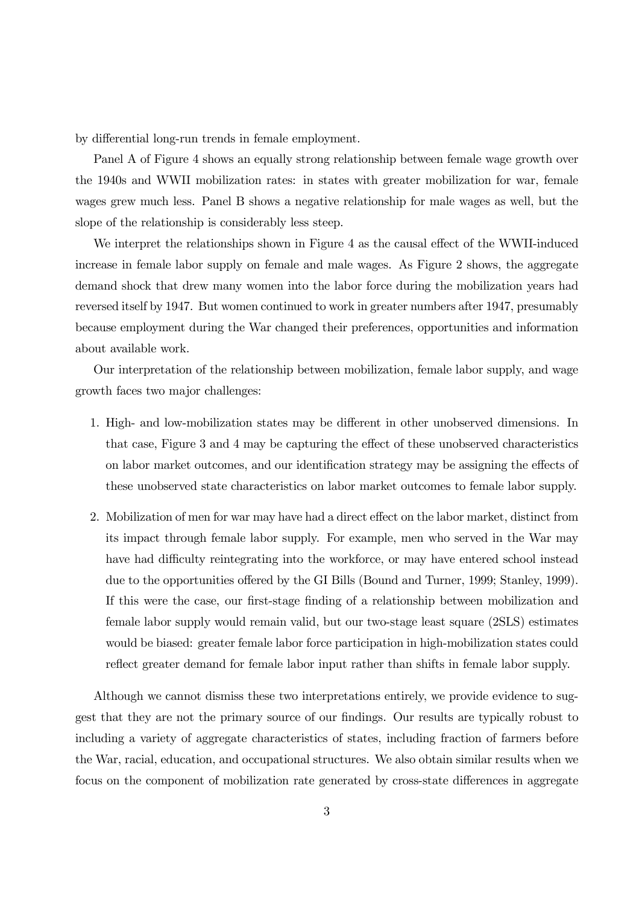by differential long-run trends in female employment.

Panel A of Figure 4 shows an equally strong relationship between female wage growth over the 1940s and WWII mobilization rates: in states with greater mobilization for war, female wages grew much less. Panel B shows a negative relationship for male wages as well, but the slope of the relationship is considerably less steep.

We interpret the relationships shown in Figure 4 as the causal effect of the WWII-induced increase in female labor supply on female and male wages. As Figure 2 shows, the aggregate demand shock that drew many women into the labor force during the mobilization years had reversed itself by 1947. But women continued to work in greater numbers after 1947, presumably because employment during the War changed their preferences, opportunities and information about available work.

Our interpretation of the relationship between mobilization, female labor supply, and wage growth faces two major challenges:

1. High- and low-mobilization states may be different in other unobserved dimensions. In that case, Figure 3 and 4 may be capturing the effect of these unobserved characteristics on labor market outcomes, and our identification strategy may be assigning the effects of these unobserved state characteristics on labor market outcomes to female labor supply.

2. Mobilization of men for war may have had a direct effect on the labor market, distinct from its impact through female labor supply. For example, men who served in the War may have had difficulty reintegrating into the workforce, or may have entered school instead due to the opportunities offered by the GI Bills (Bound and Turner, 1999; Stanley, 1999). If this were the case, our first-stage finding of a relationship between mobilization and female labor supply would remain valid, but our two-stage least square (2SLS) estimates would be biased: greater female labor force participation in high-mobilization states could reflect greater demand for female labor input rather than shifts in female labor supply.

Although we cannot dismiss these two interpretations entirely, we provide evidence to suggest that they are not the primary source of our findings. Our results are typically robust to including a variety of aggregate characteristics of states, including fraction of farmers before the War, racial, education, and occupational structures. We also obtain similar results when we focus on the component of mobilization rate generated by cross-state differences in aggregate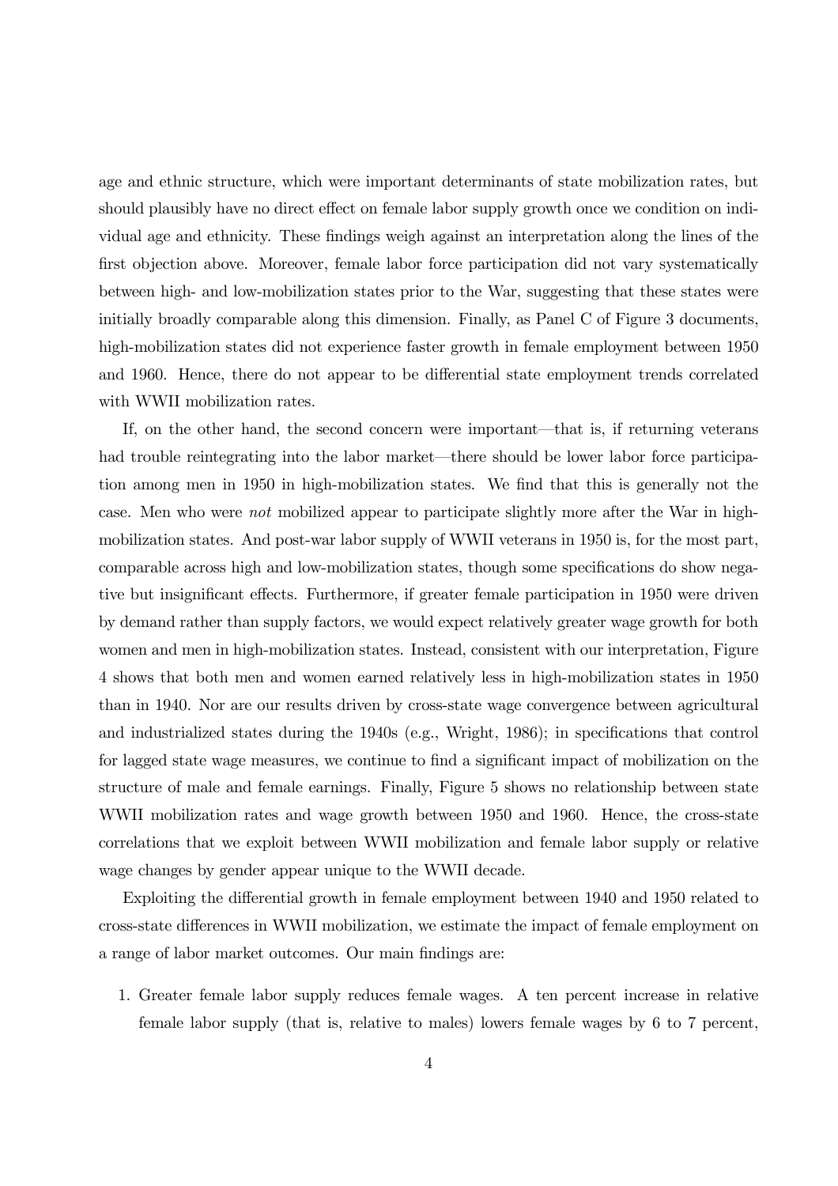age and ethnic structure, which were important determinants of state mobilization rates, but should plausibly have no direct effect on female labor supply growth once we condition on individual age and ethnicity. These findings weigh against an interpretation along the lines of the first objection above. Moreover, female labor force participation did not vary systematically between high- and low-mobilization states prior to the War, suggesting that these states were initially broadly comparable along this dimension. Finally, as Panel C of Figure 3 documents, high-mobilization states did not experience faster growth in female employment between 1950 and 1960. Hence, there do not appear to be differential state employment trends correlated with WWII mobilization rates.

If, on the other hand, the second concern were important—that is, if returning veterans had trouble reintegrating into the labor market—there should be lower labor force participation among men in 1950 in high-mobilization states. We find that this is generally not the case. Men who were *not* mobilized appear to participate slightly more after the War in high-mobilization states. And post-war labor supply of WWII veterans in 1950 is, for the most part, comparable across high and low-mobilization states, though some specifications do show negative but insignificant effects. Furthermore, if greater female participation in 1950 were driven by demand rather than supply factors, we would expect relatively greater wage growth for both women and men in high-mobilization states. Instead, consistent with our interpretation, Figure 4 shows that both men and women earned relatively less in high-mobilization states in 1950 than in 1940. Nor are our results driven by cross-state wage convergence between agricultural and industrialized states during the 1940s (e.g., Wright, 1986); in specifications that control for lagged state wage measures, we continue to find a significant impact of mobilization on the structure of male and female earnings. Finally, Figure 5 shows no relationship between state WWII mobilization rates and wage growth between 1950 and 1960. Hence, the cross-state correlations that we exploit between WWII mobilization and female labor supply or relative wage changes by gender appear unique to the WWII decade.

Exploiting the differential growth in female employment between 1940 and 1950 related to cross-state differences in WWII mobilization, we estimate the impact of female employment on a range of labor market outcomes. Our main findings are:

1. Greater female labor supply reduces female wages. A ten percent increase in relative female labor supply (that is, relative to males) lowers female wages by 6 to 7 percent,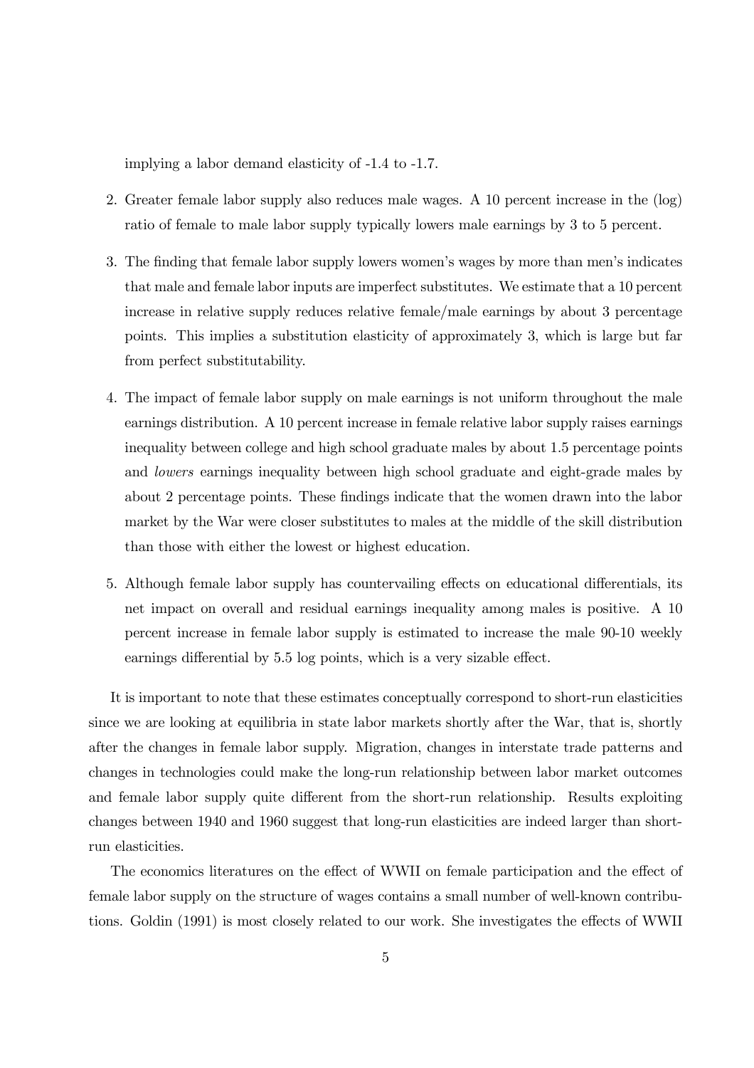implying a labor demand elasticity of -1.4 to -1.7.

2. Greater female labor supply also reduces male wages. A 10 percent increase in the (log) ratio of female to male labor supply typically lowers male earnings by 3 to 5 percent.

3. The finding that female labor supply lowers women's wages by more than men's indicates that male and female labor inputs are imperfect substitutes. We estimate that a 10 percent increase in relative supply reduces relative female/male earnings by about 3 percentage points. This implies a substitution elasticity of approximately 3, which is large but far from perfect substitutability.

4. The impact of female labor supply on male earnings is not uniform throughout the male earnings distribution. A 10 percent increase in female relative labor supply raises earnings inequality between college and high school graduate males by about 1.5 percentage points and *lowers* earnings inequality between high school graduate and eight-grade males by about 2 percentage points. These findings indicate that the women drawn into the labor market by the War were closer substitutes to males at the middle of the skill distribution than those with either the lowest or highest education.

5. Although female labor supply has countervailing effects on educational differentials, its net impact on overall and residual earnings inequality among males is positive. A 10 percent increase in female labor supply is estimated to increase the male 90-10 weekly earnings differential by 5.5 log points, which is a very sizable effect.

It is important to note that these estimates conceptually correspond to short-run elasticities since we are looking at equilibria in state labor markets shortly after the War, that is, shortly after the changes in female labor supply. Migration, changes in interstate trade patterns and changes in technologies could make the long-run relationship between labor market outcomes and female labor supply quite different from the short-run relationship. Results exploiting changes between 1940 and 1960 suggest that long-run elasticities are indeed larger than short-run elasticities.

The economics literatures on the effect of WWII on female participation and the effect of female labor supply on the structure of wages contains a small number of well-known contributions. Goldin (1991) is most closely related to our work. She investigates the effects of WWII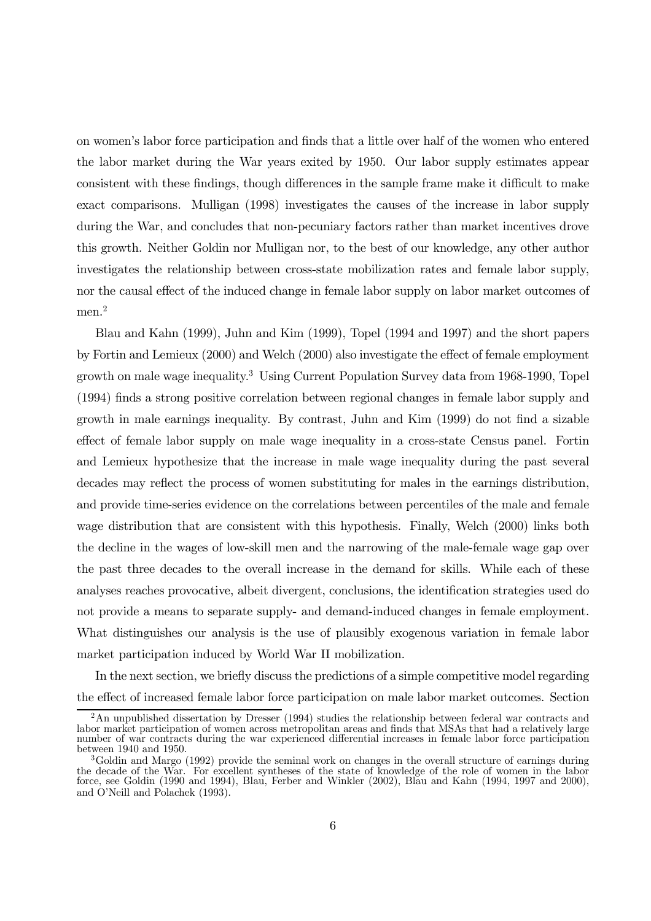on women's labor force participation and finds that a little over half of the women who entered the labor market during the War years exited by 1950. Our labor supply estimates appear consistent with these findings, though differences in the sample frame make it difficult to make exact comparisons. Mulligan (1998) investigates the causes of the increase in labor supply during the War, and concludes that non-pecuniary factors rather than market incentives drove this growth. Neither Goldin nor Mulligan nor, to the best of our knowledge, any other author investigates the relationship between cross-state mobilization rates and female labor supply, nor the causal effect of the induced change in female labor supply on labor market outcomes of men.[2]

Blau and Kahn (1999), Juhn and Kim (1999), Topel (1994 and 1997) and the short papers by Fortin and Lemieux (2000) and Welch (2000) also investigate the effect of female employment growth on male wage inequality.[3] Using Current Population Survey data from 1968-1990, Topel (1994) finds a strong positive correlation between regional changes in female labor supply and growth in male earnings inequality. By contrast, Juhn and Kim (1999) do not find a sizable effect of female labor supply on male wage inequality in a cross-state Census panel. Fortin and Lemieux hypothesize that the increase in male wage inequality during the past several decades may reflect the process of women substituting for males in the earnings distribution, and provide time-series evidence on the correlations between percentiles of the male and female wage distribution that are consistent with this hypothesis. Finally, Welch (2000) links both the decline in the wages of low-skill men and the narrowing of the male-female wage gap over the past three decades to the overall increase in the demand for skills. While each of these analyses reaches provocative, albeit divergent, conclusions, the identification strategies used do not provide a means to separate supply- and demand-induced changes in female employment. What distinguishes our analysis is the use of plausibly exogenous variation in female labor market participation induced by World War II mobilization.

In the next section, we briefly discuss the predictions of a simple competitive model regarding the effect of increased female labor force participation on male labor market outcomes. Section

[2] An unpublished dissertation by Dresser (1994) studies the relationship between federal war contracts and labor market participation of women across metropolitan areas and finds that MSAs that had a relatively large number of war contracts during the war experienced differential increases in female labor force participation between 1940 and 1950.

[3] Goldin and Margo (1992) provide the seminal work on changes in the overall structure of earnings during the decade of the War. For excellent syntheses of the state of knowledge of the role of women in the labor force, see Goldin (1990 and 1994), Blau, Ferber and Winkler (2002), Blau and Kahn (1994, 1997 and 2000), and O'Neill and Polachek (1993).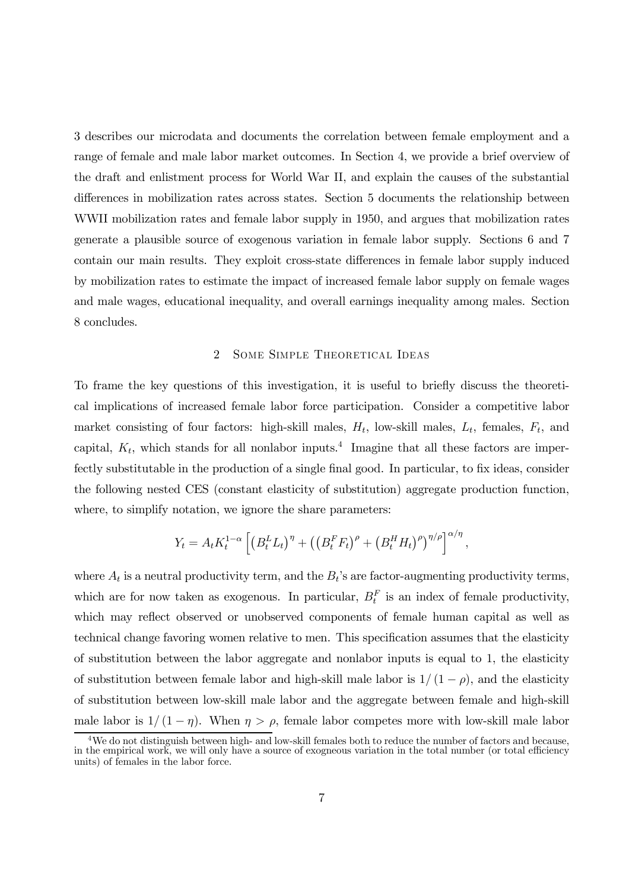3 describes our microdata and documents the correlation between female employment and a range of female and male labor market outcomes. In Section 4, we provide a brief overview of the draft and enlistment process for World War II, and explain the causes of the substantial differences in mobilization rates across states. Section 5 documents the relationship between WWII mobilization rates and female labor supply in 1950, and argues that mobilization rates generate a plausible source of exogenous variation in female labor supply. Sections 6 and 7 contain our main results. They exploit cross-state differences in female labor supply induced by mobilization rates to estimate the impact of increased female labor supply on female wages and male wages, educational inequality, and overall earnings inequality among males. Section 8 concludes.

## 2 Some Simple Theoretical Ideas

To frame the key questions of this investigation, it is useful to briefly discuss the theoretical implications of increased female labor force participation. Consider a competitive labor market consisting of four factors: high-skill males, $H_t$, low-skill males, $L_t$, females, $F_t$, and capital, $K_t$, which stands for all nonlabor inputs.[4] Imagine that all these factors are imperfectly substitutable in the production of a single final good. In particular, to fix ideas, consider the following nested CES (constant elasticity of substitution) aggregate production function, where, to simplify notation, we ignore the share parameters:

$$Y_t = A_t K_t^{1-\alpha} \left[ \left(B_t^L L_t\right)^{\eta} + \left( \left(B_t^F F_t\right)^{\rho} + \left(B_t^H H_t\right)^{\rho} \right)^{\eta/\rho} \right]^{\alpha/\eta},$$

where $A_t$ is a neutral productivity term, and the $B_t$'s are factor-augmenting productivity terms, which are for now taken as exogenous. In particular, $B_t^F$ is an index of female productivity, which may reflect observed or unobserved components of female human capital as well as technical change favoring women relative to men. This specification assumes that the elasticity of substitution between the labor aggregate and nonlabor inputs is equal to 1, the elasticity of substitution between female labor and high-skill male labor is $1/(1-\rho)$, and the elasticity of substitution between low-skill male labor and the aggregate between female and high-skill male labor is $1/(1-\eta)$. When $\eta > \rho$, female labor competes more with low-skill male labor

[4] We do not distinguish between high- and low-skill females both to reduce the number of factors and because, in the empirical work, we will only have a source of exogneous variation in the total number (or total efficiency units) of females in the labor force.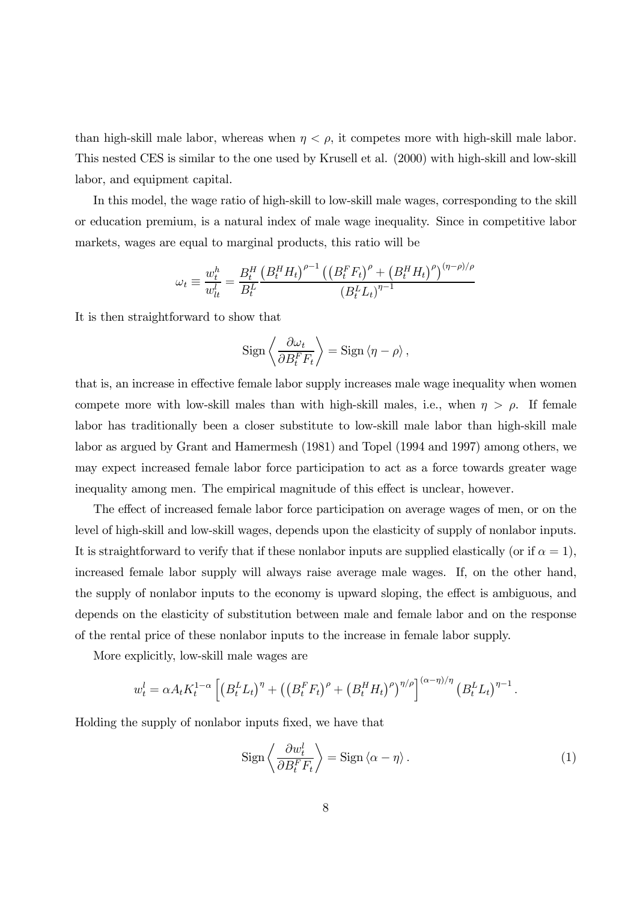than high-skill male labor, whereas when $\eta < \rho$, it competes more with high-skill male labor. This nested CES is similar to the one used by Krusell et al. (2000) with high-skill and low-skill labor, and equipment capital.

In this model, the wage ratio of high-skill to low-skill male wages, corresponding to the skill or education premium, is a natural index of male wage inequality. Since in competitive labor markets, wages are equal to marginal products, this ratio will be

$$\omega_t \equiv \frac{w_t^h}{w_{lt}^l} = \frac{B_t^H}{B_t^L} \frac{\left(B_t^H H_t\right)^{\rho-1} \left(\left(B_t^F F_t\right)^{\rho} + \left(B_t^H H_t\right)^{\rho}\right)^{(\eta-\rho)/\rho}}{\left(B_t^L L_t\right)^{\eta-1}}$$

It is then straightforward to show that

$$\text{Sign}\left\langle \frac{\partial \omega_t}{\partial B_t^F F_t} \right\rangle = \text{Sign}\left\langle \eta - \rho \right\rangle,$$

that is, an increase in effective female labor supply increases male wage inequality when women compete more with low-skill males than with high-skill males, i.e., when $\eta > \rho$. If female labor has traditionally been a closer substitute to low-skill male labor than high-skill male labor as argued by Grant and Hamermesh (1981) and Topel (1994 and 1997) among others, we may expect increased female labor force participation to act as a force towards greater wage inequality among men. The empirical magnitude of this effect is unclear, however.

The effect of increased female labor force participation on average wages of men, or on the level of high-skill and low-skill wages, depends upon the elasticity of supply of nonlabor inputs. It is straightforward to verify that if these nonlabor inputs are supplied elastically (or if $\alpha = 1$), increased female labor supply will always raise average male wages. If, on the other hand, the supply of nonlabor inputs to the economy is upward sloping, the effect is ambiguous, and depends on the elasticity of substitution between male and female labor and on the response of the rental price of these nonlabor inputs to the increase in female labor supply.

More explicitly, low-skill male wages are

$$w_t^l = \alpha A_t K_t^{1-\alpha} \left[\left(B_t^L L_t\right)^{\eta} + \left(\left(B_t^F F_t\right)^{\rho} + \left(B_t^H H_t\right)^{\rho}\right)^{\eta/\rho}\right]^{(\alpha-\eta)/\eta} \left(B_t^L L_t\right)^{\eta-1}.$$

Holding the supply of nonlabor inputs fixed, we have that

$$\text{Sign}\left\langle \frac{\partial w_t^l}{\partial B_t^F F_t} \right\rangle = \text{Sign}\left\langle \alpha - \eta \right\rangle. \tag{1}$$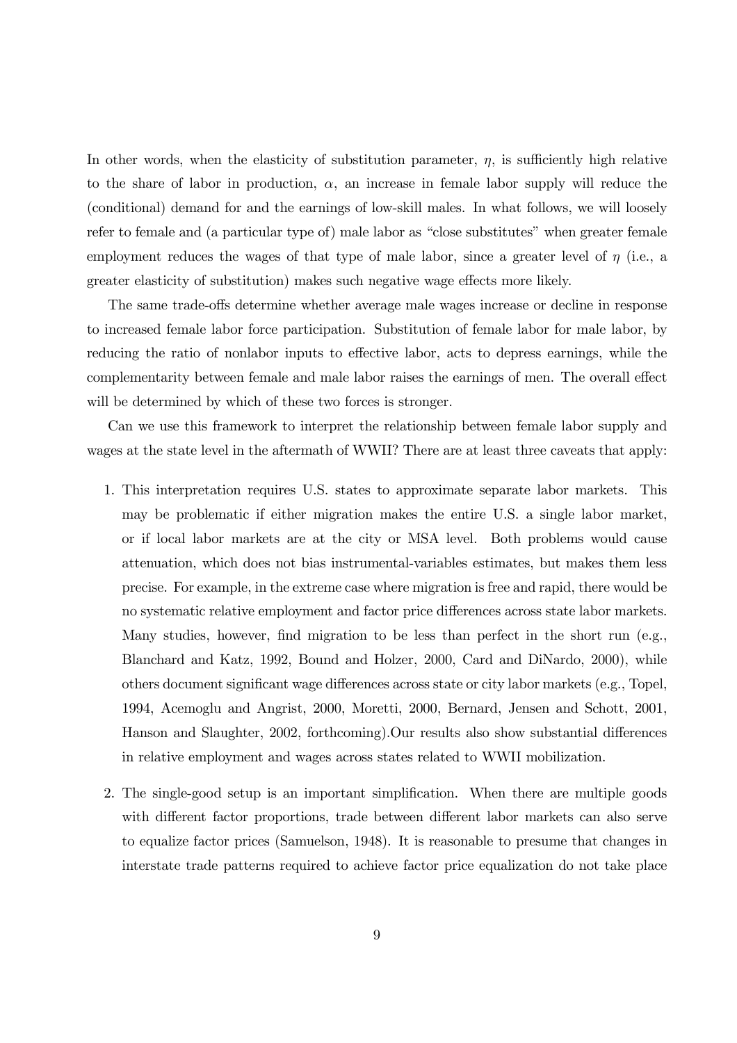In other words, when the elasticity of substitution parameter, $\eta$, is sufficiently high relative to the share of labor in production, $\alpha$, an increase in female labor supply will reduce the (conditional) demand for and the earnings of low-skill males. In what follows, we will loosely refer to female and (a particular type of) male labor as "close substitutes" when greater female employment reduces the wages of that type of male labor, since a greater level of $\eta$ (i.e., a greater elasticity of substitution) makes such negative wage effects more likely.

The same trade-offs determine whether average male wages increase or decline in response to increased female labor force participation. Substitution of female labor for male labor, by reducing the ratio of nonlabor inputs to effective labor, acts to depress earnings, while the complementarity between female and male labor raises the earnings of men. The overall effect will be determined by which of these two forces is stronger.

Can we use this framework to interpret the relationship between female labor supply and wages at the state level in the aftermath of WWII? There are at least three caveats that apply:

1. This interpretation requires U.S. states to approximate separate labor markets. This may be problematic if either migration makes the entire U.S. a single labor market, or if local labor markets are at the city or MSA level. Both problems would cause attenuation, which does not bias instrumental-variables estimates, but makes them less precise. For example, in the extreme case where migration is free and rapid, there would be no systematic relative employment and factor price differences across state labor markets. Many studies, however, find migration to be less than perfect in the short run (e.g., Blanchard and Katz, 1992, Bound and Holzer, 2000, Card and DiNardo, 2000), while others document significant wage differences across state or city labor markets (e.g., Topel, 1994, Acemoglu and Angrist, 2000, Moretti, 2000, Bernard, Jensen and Schott, 2001, Hanson and Slaughter, 2002, forthcoming).Our results also show substantial differences in relative employment and wages across states related to WWII mobilization.

2. The single-good setup is an important simplification. When there are multiple goods with different factor proportions, trade between different labor markets can also serve to equalize factor prices (Samuelson, 1948). It is reasonable to presume that changes in interstate trade patterns required to achieve factor price equalization do not take place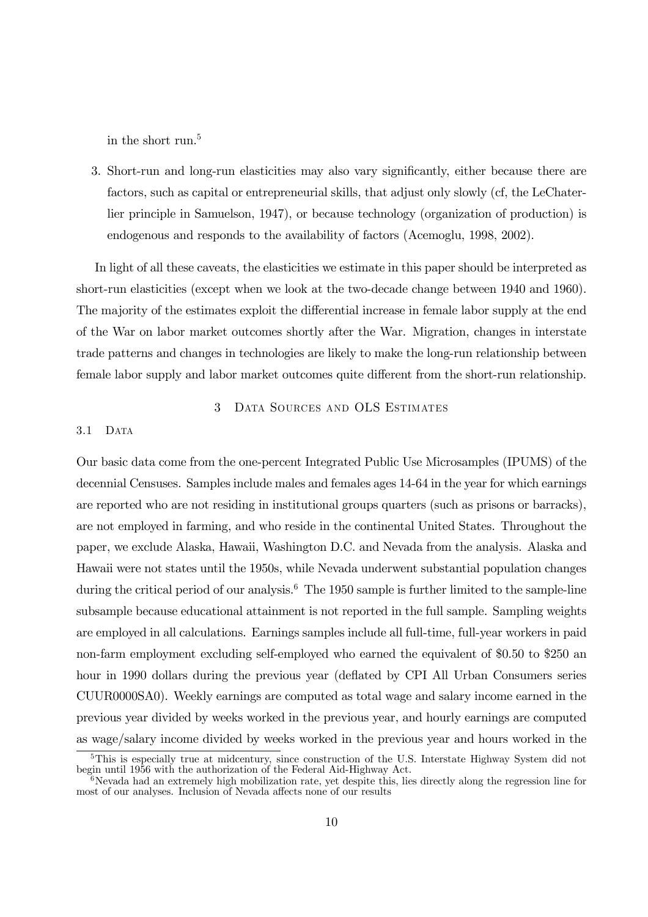in the short run.[5]

3. Short-run and long-run elasticities may also vary significantly, either because there are factors, such as capital or entrepreneurial skills, that adjust only slowly (cf, the LeChaterlier principle in Samuelson, 1947), or because technology (organization of production) is endogenous and responds to the availability of factors (Acemoglu, 1998, 2002).

In light of all these caveats, the elasticities we estimate in this paper should be interpreted as short-run elasticities (except when we look at the two-decade change between 1940 and 1960). The majority of the estimates exploit the differential increase in female labor supply at the end of the War on labor market outcomes shortly after the War. Migration, changes in interstate trade patterns and changes in technologies are likely to make the long-run relationship between female labor supply and labor market outcomes quite different from the short-run relationship.

## 3 Data Sources and OLS Estimates

### 3.1 Data

Our basic data come from the one-percent Integrated Public Use Microsamples (IPUMS) of the decennial Censuses. Samples include males and females ages 14-64 in the year for which earnings are reported who are not residing in institutional groups quarters (such as prisons or barracks), are not employed in farming, and who reside in the continental United States. Throughout the paper, we exclude Alaska, Hawaii, Washington D.C. and Nevada from the analysis. Alaska and Hawaii were not states until the 1950s, while Nevada underwent substantial population changes during the critical period of our analysis.[6] The 1950 sample is further limited to the sample-line subsample because educational attainment is not reported in the full sample. Sampling weights are employed in all calculations. Earnings samples include all full-time, full-year workers in paid non-farm employment excluding self-employed who earned the equivalent of \$0.50 to \$250 an hour in 1990 dollars during the previous year (deflated by CPI All Urban Consumers series CUUR0000SA0). Weekly earnings are computed as total wage and salary income earned in the previous year divided by weeks worked in the previous year, and hourly earnings are computed as wage/salary income divided by weeks worked in the previous year and hours worked in the

[5] This is especially true at midcentury, since construction of the U.S. Interstate Highway System did not begin until 1956 with the authorization of the Federal Aid-Highway Act.

[6] Nevada had an extremely high mobilization rate, yet despite this, lies directly along the regression line for most of our analyses. Inclusion of Nevada affects none of our results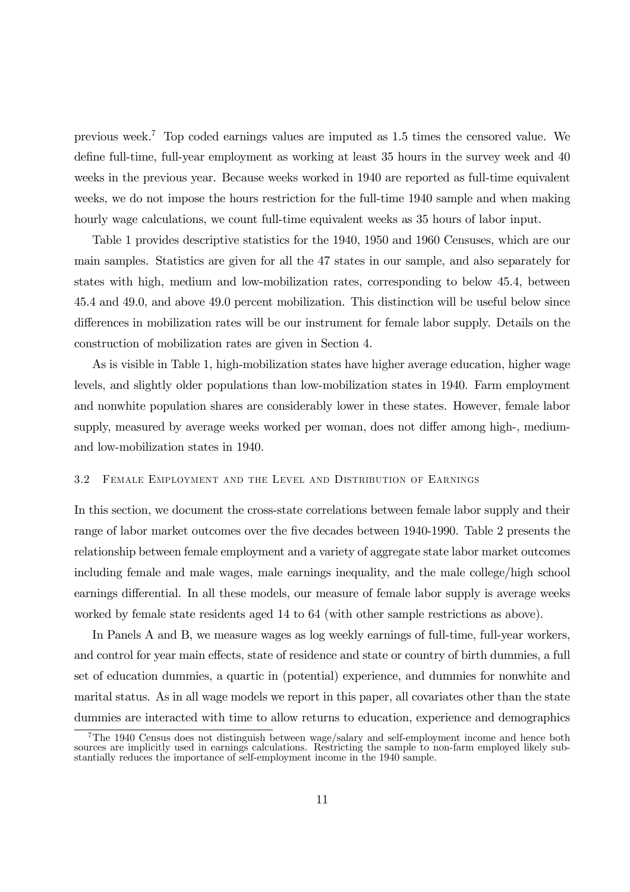previous week.[7] Top coded earnings values are imputed as 1.5 times the censored value. We define full-time, full-year employment as working at least 35 hours in the survey week and 40 weeks in the previous year. Because weeks worked in 1940 are reported as full-time equivalent weeks, we do not impose the hours restriction for the full-time 1940 sample and when making hourly wage calculations, we count full-time equivalent weeks as 35 hours of labor input.

Table 1 provides descriptive statistics for the 1940, 1950 and 1960 Censuses, which are our main samples. Statistics are given for all the 47 states in our sample, and also separately for states with high, medium and low-mobilization rates, corresponding to below 45.4, between 45.4 and 49.0, and above 49.0 percent mobilization. This distinction will be useful below since differences in mobilization rates will be our instrument for female labor supply. Details on the construction of mobilization rates are given in Section 4.

As is visible in Table 1, high-mobilization states have higher average education, higher wage levels, and slightly older populations than low-mobilization states in 1940. Farm employment and nonwhite population shares are considerably lower in these states. However, female labor supply, measured by average weeks worked per woman, does not differ among high-, medium- and low-mobilization states in 1940.

### 3.2 Female Employment and the Level and Distribution of Earnings

In this section, we document the cross-state correlations between female labor supply and their range of labor market outcomes over the five decades between 1940-1990. Table 2 presents the relationship between female employment and a variety of aggregate state labor market outcomes including female and male wages, male earnings inequality, and the male college/high school earnings differential. In all these models, our measure of female labor supply is average weeks worked by female state residents aged 14 to 64 (with other sample restrictions as above).

In Panels A and B, we measure wages as log weekly earnings of full-time, full-year workers, and control for year main effects, state of residence and state or country of birth dummies, a full set of education dummies, a quartic in (potential) experience, and dummies for nonwhite and marital status. As in all wage models we report in this paper, all covariates other than the state dummies are interacted with time to allow returns to education, experience and demographics

[7] The 1940 Census does not distinguish between wage/salary and self-employment income and hence both sources are implicitly used in earnings calculations. Restricting the sample to non-farm employed likely substantially reduces the importance of self-employment income in the 1940 sample.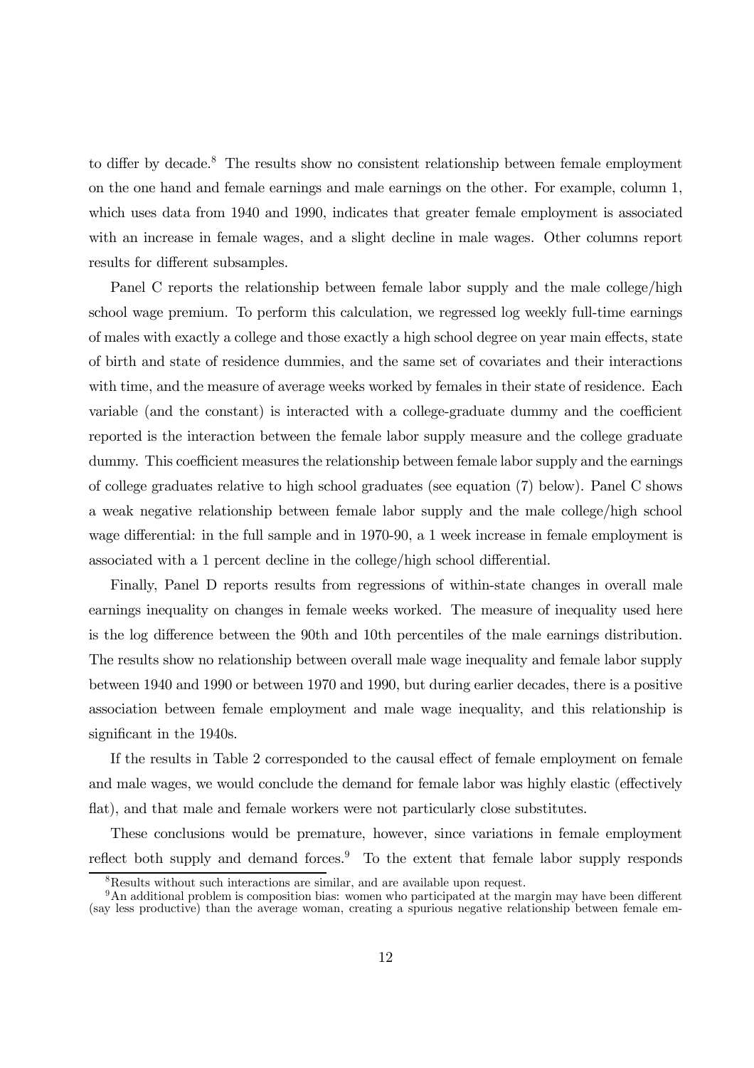to differ by decade.[8] The results show no consistent relationship between female employment on the one hand and female earnings and male earnings on the other. For example, column 1, which uses data from 1940 and 1990, indicates that greater female employment is associated with an increase in female wages, and a slight decline in male wages. Other columns report results for different subsamples.

Panel C reports the relationship between female labor supply and the male college/high school wage premium. To perform this calculation, we regressed log weekly full-time earnings of males with exactly a college and those exactly a high school degree on year main effects, state of birth and state of residence dummies, and the same set of covariates and their interactions with time, and the measure of average weeks worked by females in their state of residence. Each variable (and the constant) is interacted with a college-graduate dummy and the coefficient reported is the interaction between the female labor supply measure and the college graduate dummy. This coefficient measures the relationship between female labor supply and the earnings of college graduates relative to high school graduates (see equation (7) below). Panel C shows a weak negative relationship between female labor supply and the male college/high school wage differential: in the full sample and in 1970-90, a 1 week increase in female employment is associated with a 1 percent decline in the college/high school differential.

Finally, Panel D reports results from regressions of within-state changes in overall male earnings inequality on changes in female weeks worked. The measure of inequality used here is the log difference between the 90th and 10th percentiles of the male earnings distribution. The results show no relationship between overall male wage inequality and female labor supply between 1940 and 1990 or between 1970 and 1990, but during earlier decades, there is a positive association between female employment and male wage inequality, and this relationship is significant in the 1940s.

If the results in Table 2 corresponded to the causal effect of female employment on female and male wages, we would conclude the demand for female labor was highly elastic (effectively flat), and that male and female workers were not particularly close substitutes.

These conclusions would be premature, however, since variations in female employment reflect both supply and demand forces.[9] To the extent that female labor supply responds

[8] Results without such interactions are similar, and are available upon request.

[9] An additional problem is composition bias: women who participated at the margin may have been different (say less productive) than the average woman, creating a spurious negative relationship between female em-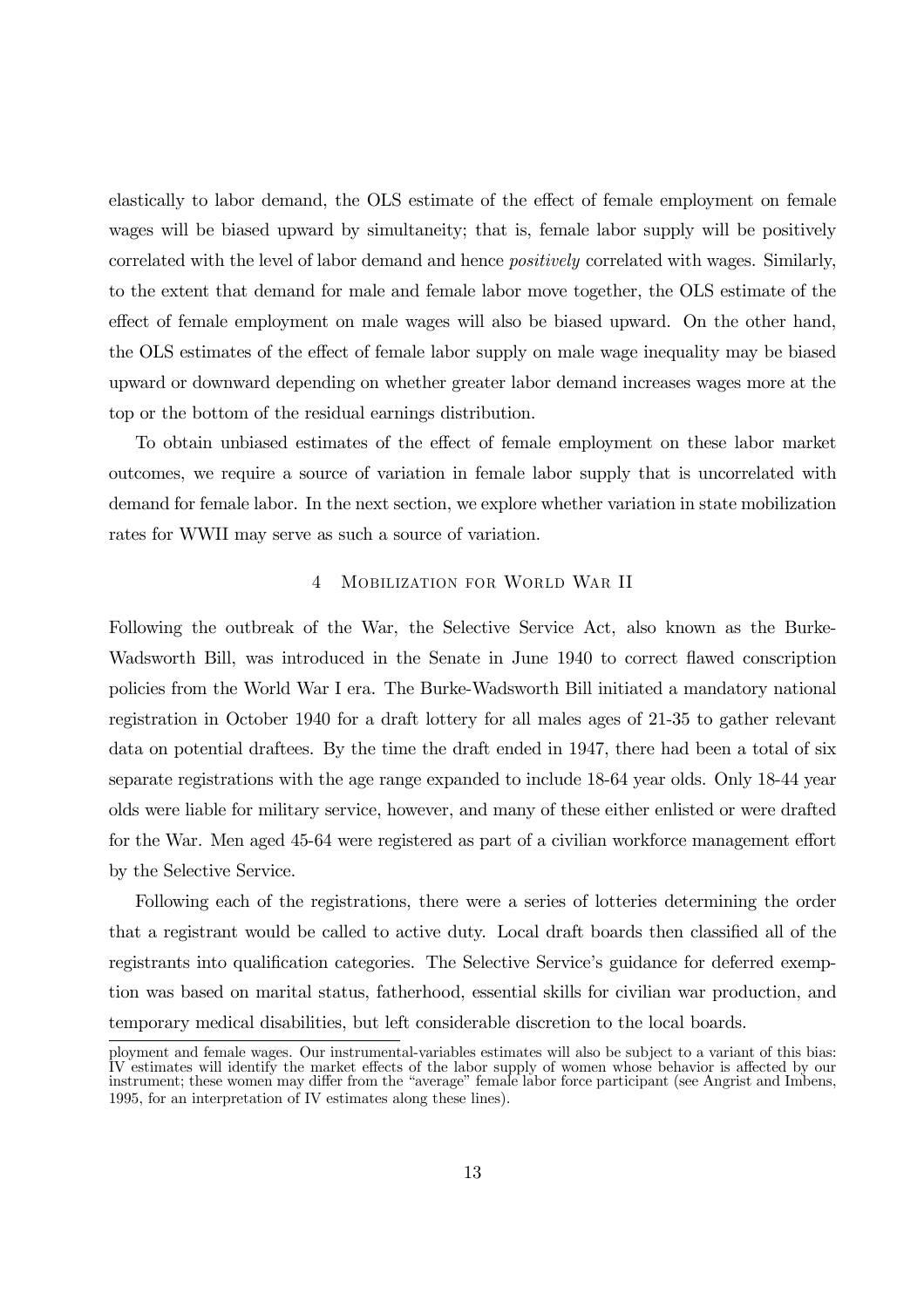elastically to labor demand, the OLS estimate of the effect of female employment on female wages will be biased upward by simultaneity; that is, female labor supply will be positively correlated with the level of labor demand and hence *positively* correlated with wages. Similarly, to the extent that demand for male and female labor move together, the OLS estimate of the effect of female employment on male wages will also be biased upward. On the other hand, the OLS estimates of the effect of female labor supply on male wage inequality may be biased upward or downward depending on whether greater labor demand increases wages more at the top or the bottom of the residual earnings distribution.

To obtain unbiased estimates of the effect of female employment on these labor market outcomes, we require a source of variation in female labor supply that is uncorrelated with demand for female labor. In the next section, we explore whether variation in state mobilization rates for WWII may serve as such a source of variation.

## 4 Mobilization for World War II

Following the outbreak of the War, the Selective Service Act, also known as the Burke-Wadsworth Bill, was introduced in the Senate in June 1940 to correct flawed conscription policies from the World War I era. The Burke-Wadsworth Bill initiated a mandatory national registration in October 1940 for a draft lottery for all males ages of 21-35 to gather relevant data on potential draftees. By the time the draft ended in 1947, there had been a total of six separate registrations with the age range expanded to include 18-64 year olds. Only 18-44 year olds were liable for military service, however, and many of these either enlisted or were drafted for the War. Men aged 45-64 were registered as part of a civilian workforce management effort by the Selective Service.

Following each of the registrations, there were a series of lotteries determining the order that a registrant would be called to active duty. Local draft boards then classified all of the registrants into qualification categories. The Selective Service's guidance for deferred exemption was based on marital status, fatherhood, essential skills for civilian war production, and temporary medical disabilities, but left considerable discretion to the local boards.

ployment and female wages. Our instrumental-variables estimates will also be subject to a variant of this bias: IV estimates will identify the market effects of the labor supply of women whose behavior is affected by our instrument; these women may differ from the "average" female labor force participant (see Angrist and Imbens, 1995, for an interpretation of IV estimates along these lines).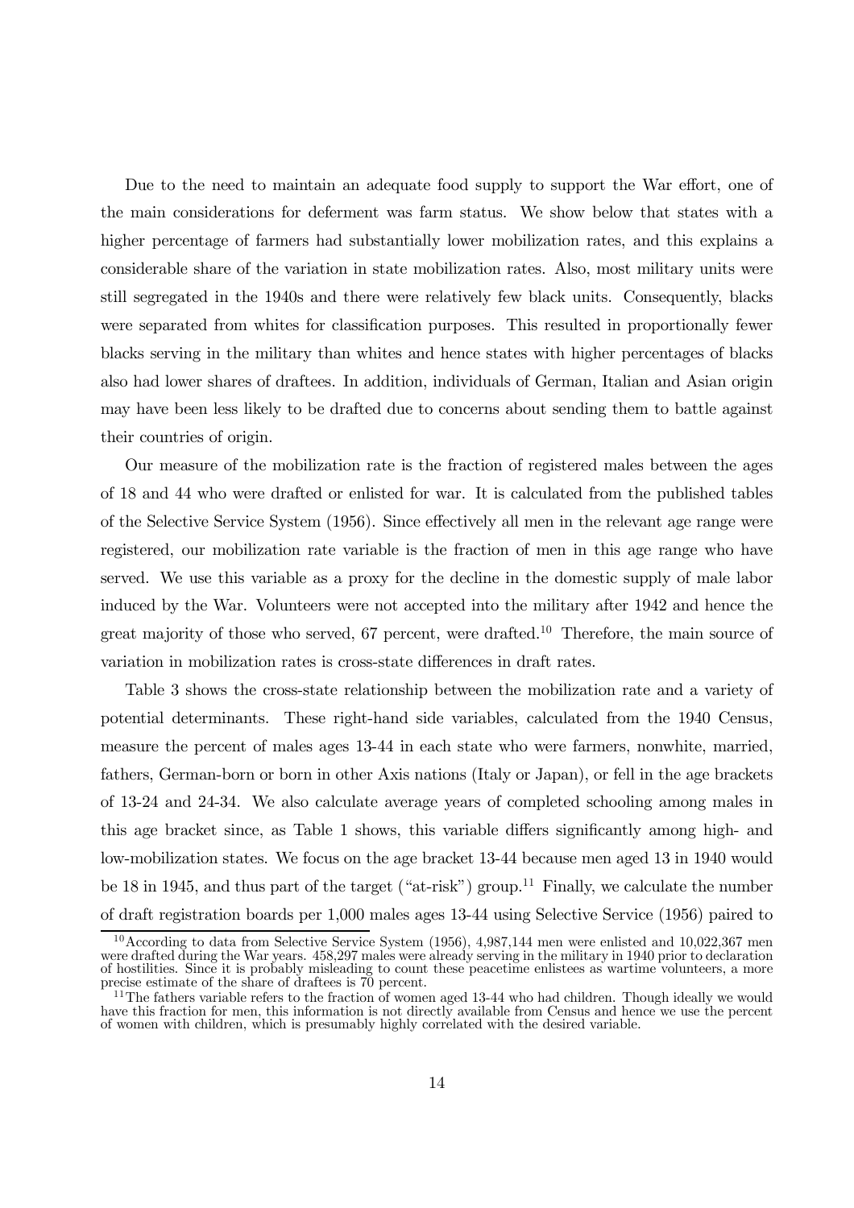Due to the need to maintain an adequate food supply to support the War effort, one of the main considerations for deferment was farm status. We show below that states with a higher percentage of farmers had substantially lower mobilization rates, and this explains a considerable share of the variation in state mobilization rates. Also, most military units were still segregated in the 1940s and there were relatively few black units. Consequently, blacks were separated from whites for classification purposes. This resulted in proportionally fewer blacks serving in the military than whites and hence states with higher percentages of blacks also had lower shares of draftees. In addition, individuals of German, Italian and Asian origin may have been less likely to be drafted due to concerns about sending them to battle against their countries of origin.

Our measure of the mobilization rate is the fraction of registered males between the ages of 18 and 44 who were drafted or enlisted for war. It is calculated from the published tables of the Selective Service System (1956). Since effectively all men in the relevant age range were registered, our mobilization rate variable is the fraction of men in this age range who have served. We use this variable as a proxy for the decline in the domestic supply of male labor induced by the War. Volunteers were not accepted into the military after 1942 and hence the great majority of those who served, 67 percent, were drafted.[10] Therefore, the main source of variation in mobilization rates is cross-state differences in draft rates.

Table 3 shows the cross-state relationship between the mobilization rate and a variety of potential determinants. These right-hand side variables, calculated from the 1940 Census, measure the percent of males ages 13-44 in each state who were farmers, nonwhite, married, fathers, German-born or born in other Axis nations (Italy or Japan), or fell in the age brackets of 13-24 and 24-34. We also calculate average years of completed schooling among males in this age bracket since, as Table 1 shows, this variable differs significantly among high- and low-mobilization states. We focus on the age bracket 13-44 because men aged 13 in 1940 would be 18 in 1945, and thus part of the target ("at-risk") group.[11] Finally, we calculate the number of draft registration boards per 1,000 males ages 13-44 using Selective Service (1956) paired to

[10] According to data from Selective Service System (1956), 4,987,144 men were enlisted and 10,022,367 men were drafted during the War years. 458,297 males were already serving in the military in 1940 prior to declaration of hostilities. Since it is probably misleading to count these peacetime enlistees as wartime volunteers, a more precise estimate of the share of draftees is 70 percent.

[11] The fathers variable refers to the fraction of women aged 13-44 who had children. Though ideally we would have this fraction for men, this information is not directly available from Census and hence we use the percent of women with children, which is presumably highly correlated with the desired variable.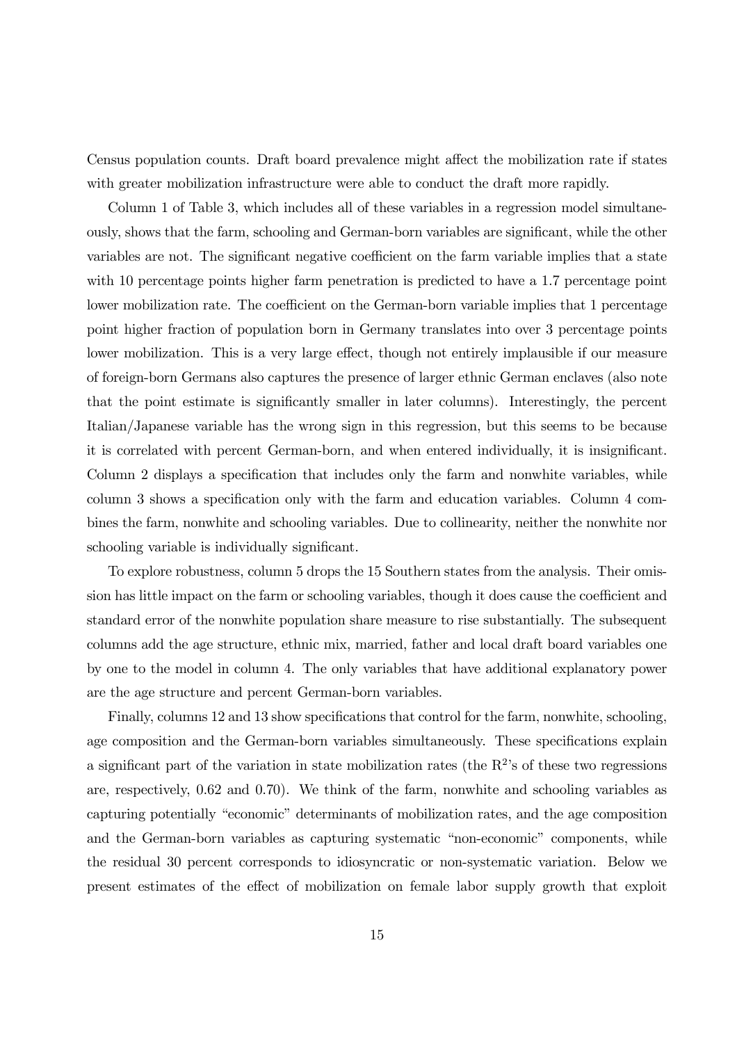Census population counts. Draft board prevalence might affect the mobilization rate if states with greater mobilization infrastructure were able to conduct the draft more rapidly.

Column 1 of Table 3, which includes all of these variables in a regression model simultaneously, shows that the farm, schooling and German-born variables are significant, while the other variables are not. The significant negative coefficient on the farm variable implies that a state with 10 percentage points higher farm penetration is predicted to have a 1.7 percentage point lower mobilization rate. The coefficient on the German-born variable implies that 1 percentage point higher fraction of population born in Germany translates into over 3 percentage points lower mobilization. This is a very large effect, though not entirely implausible if our measure of foreign-born Germans also captures the presence of larger ethnic German enclaves (also note that the point estimate is significantly smaller in later columns). Interestingly, the percent Italian/Japanese variable has the wrong sign in this regression, but this seems to be because it is correlated with percent German-born, and when entered individually, it is insignificant. Column 2 displays a specification that includes only the farm and nonwhite variables, while column 3 shows a specification only with the farm and education variables. Column 4 combines the farm, nonwhite and schooling variables. Due to collinearity, neither the nonwhite nor schooling variable is individually significant.

To explore robustness, column 5 drops the 15 Southern states from the analysis. Their omission has little impact on the farm or schooling variables, though it does cause the coefficient and standard error of the nonwhite population share measure to rise substantially. The subsequent columns add the age structure, ethnic mix, married, father and local draft board variables one by one to the model in column 4. The only variables that have additional explanatory power are the age structure and percent German-born variables.

Finally, columns 12 and 13 show specifications that control for the farm, nonwhite, schooling, age composition and the German-born variables simultaneously. These specifications explain a significant part of the variation in state mobilization rates (the $R^2$'s of these two regressions are, respectively, 0.62 and 0.70). We think of the farm, nonwhite and schooling variables as capturing potentially "economic" determinants of mobilization rates, and the age composition and the German-born variables as capturing systematic "non-economic" components, while the residual 30 percent corresponds to idiosyncratic or non-systematic variation. Below we present estimates of the effect of mobilization on female labor supply growth that exploit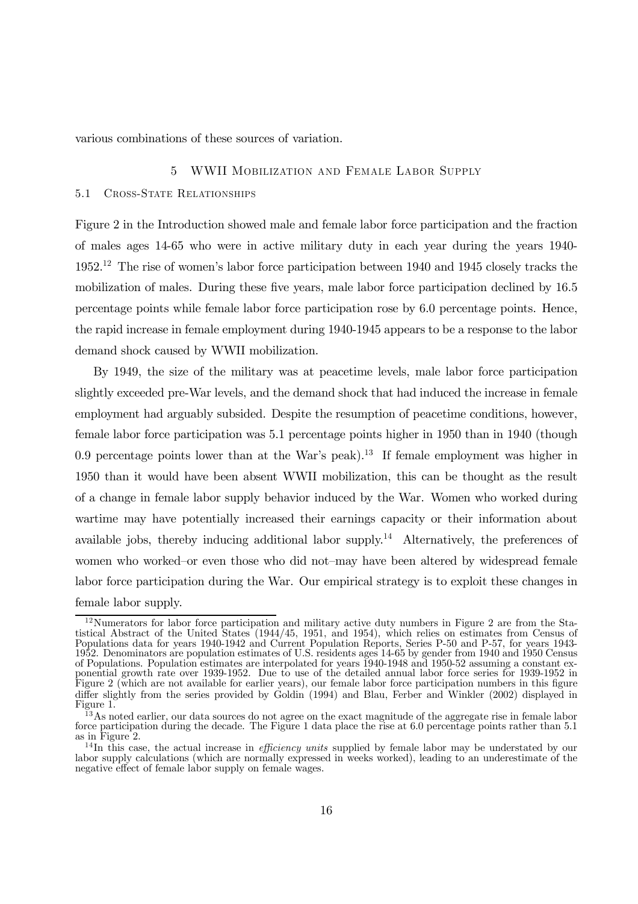various combinations of these sources of variation.

## 5 WWII Mobilization and Female Labor Supply

### 5.1 Cross-State Relationships

Figure 2 in the Introduction showed male and female labor force participation and the fraction of males ages 14-65 who were in active military duty in each year during the years 1940-1952.[12] The rise of women's labor force participation between 1940 and 1945 closely tracks the mobilization of males. During these five years, male labor force participation declined by 16.5 percentage points while female labor force participation rose by 6.0 percentage points. Hence, the rapid increase in female employment during 1940-1945 appears to be a response to the labor demand shock caused by WWII mobilization.

By 1949, the size of the military was at peacetime levels, male labor force participation slightly exceeded pre-War levels, and the demand shock that had induced the increase in female employment had arguably subsided. Despite the resumption of peacetime conditions, however, female labor force participation was 5.1 percentage points higher in 1950 than in 1940 (though 0.9 percentage points lower than at the War's peak).[13] If female employment was higher in 1950 than it would have been absent WWII mobilization, this can be thought as the result of a change in female labor supply behavior induced by the War. Women who worked during wartime may have potentially increased their earnings capacity or their information about available jobs, thereby inducing additional labor supply.[14] Alternatively, the preferences of women who worked–or even those who did not–may have been altered by widespread female labor force participation during the War. Our empirical strategy is to exploit these changes in female labor supply.

[12] Numerators for labor force participation and military active duty numbers in Figure 2 are from the Statistical Abstract of the United States (1944/45, 1951, and 1954), which relies on estimates from Census of Populations data for years 1940-1942 and Current Population Reports, Series P-50 and P-57, for years 1943-1952. Denominators are population estimates of U.S. residents ages 14-65 by gender from 1940 and 1950 Census of Populations. Population estimates are interpolated for years 1940-1948 and 1950-52 assuming a constant exponential growth rate over 1939-1952. Due to use of the detailed annual labor force series for 1939-1952 in Figure 2 (which are not available for earlier years), our female labor force participation numbers in this figure differ slightly from the series provided by Goldin (1994) and Blau, Ferber and Winkler (2002) displayed in Figure 1.

[13] As noted earlier, our data sources do not agree on the exact magnitude of the aggregate rise in female labor force participation during the decade. The Figure 1 data place the rise at 6.0 percentage points rather than 5.1 as in Figure 2.

[14] In this case, the actual increase in *efficiency units* supplied by female labor may be understated by our labor supply calculations (which are normally expressed in weeks worked), leading to an underestimate of the negative effect of female labor supply on female wages.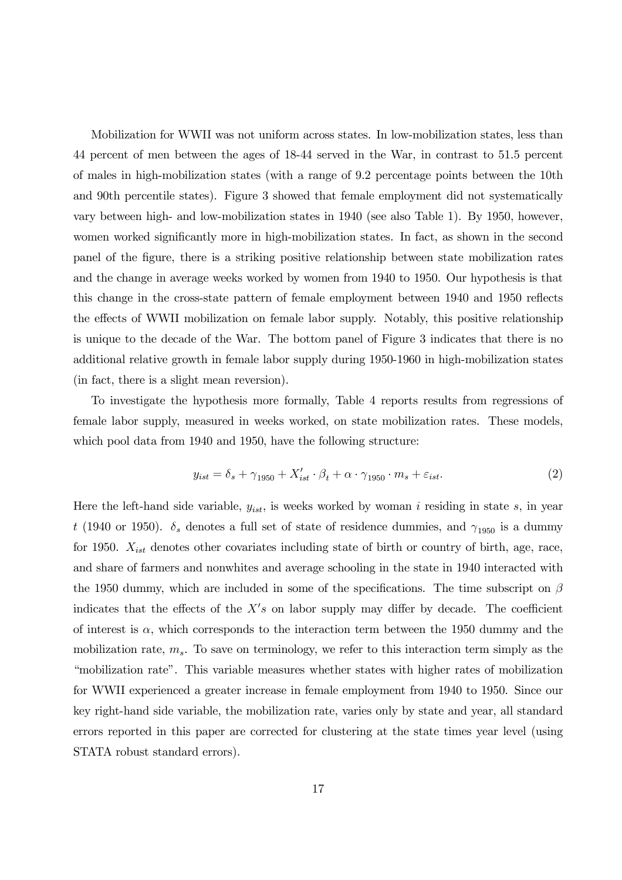Mobilization for WWII was not uniform across states. In low-mobilization states, less than 44 percent of men between the ages of 18-44 served in the War, in contrast to 51.5 percent of males in high-mobilization states (with a range of 9.2 percentage points between the 10th and 90th percentile states). Figure 3 showed that female employment did not systematically vary between high- and low-mobilization states in 1940 (see also Table 1). By 1950, however, women worked significantly more in high-mobilization states. In fact, as shown in the second panel of the figure, there is a striking positive relationship between state mobilization rates and the change in average weeks worked by women from 1940 to 1950. Our hypothesis is that this change in the cross-state pattern of female employment between 1940 and 1950 reflects the effects of WWII mobilization on female labor supply. Notably, this positive relationship is unique to the decade of the War. The bottom panel of Figure 3 indicates that there is no additional relative growth in female labor supply during 1950-1960 in high-mobilization states (in fact, there is a slight mean reversion).

To investigate the hypothesis more formally, Table 4 reports results from regressions of female labor supply, measured in weeks worked, on state mobilization rates. These models, which pool data from 1940 and 1950, have the following structure:

$$y_{ist} = \delta_s + \gamma_{1950} + X'_{ist} \cdot \beta_t + \alpha \cdot \gamma_{1950} \cdot m_s + \varepsilon_{ist}. \tag{2}$$

Here the left-hand side variable, $y_{ist}$, is weeks worked by woman $i$ residing in state $s$, in year $t$ (1940 or 1950). $\delta_s$ denotes a full set of state of residence dummies, and $\gamma_{1950}$ is a dummy for 1950. $X_{ist}$ denotes other covariates including state of birth or country of birth, age, race, and share of farmers and nonwhites and average schooling in the state in 1940 interacted with the 1950 dummy, which are included in some of the specifications. The time subscript on $\beta$ indicates that the effects of the $X's$ on labor supply may differ by decade. The coefficient of interest is $\alpha$, which corresponds to the interaction term between the 1950 dummy and the mobilization rate, $m_s$. To save on terminology, we refer to this interaction term simply as the "mobilization rate". This variable measures whether states with higher rates of mobilization for WWII experienced a greater increase in female employment from 1940 to 1950. Since our key right-hand side variable, the mobilization rate, varies only by state and year, all standard errors reported in this paper are corrected for clustering at the state times year level (using STATA robust standard errors).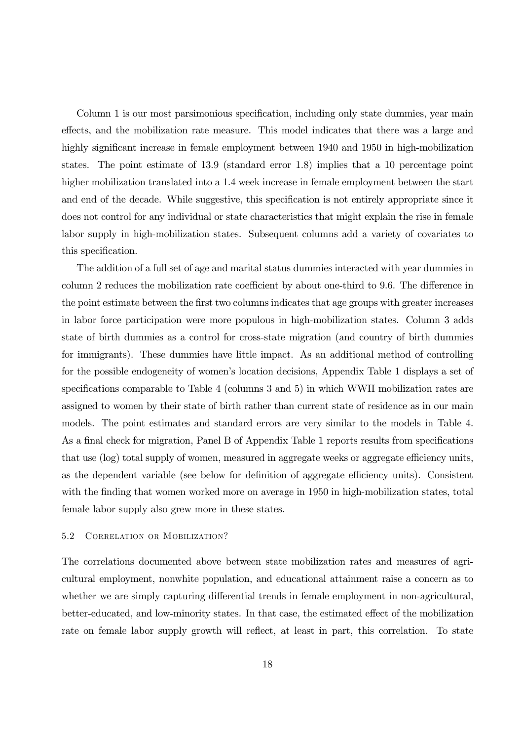Column 1 is our most parsimonious specification, including only state dummies, year main effects, and the mobilization rate measure. This model indicates that there was a large and highly significant increase in female employment between 1940 and 1950 in high-mobilization states. The point estimate of 13.9 (standard error 1.8) implies that a 10 percentage point higher mobilization translated into a 1.4 week increase in female employment between the start and end of the decade. While suggestive, this specification is not entirely appropriate since it does not control for any individual or state characteristics that might explain the rise in female labor supply in high-mobilization states. Subsequent columns add a variety of covariates to this specification.

The addition of a full set of age and marital status dummies interacted with year dummies in column 2 reduces the mobilization rate coefficient by about one-third to 9.6. The difference in the point estimate between the first two columns indicates that age groups with greater increases in labor force participation were more populous in high-mobilization states. Column 3 adds state of birth dummies as a control for cross-state migration (and country of birth dummies for immigrants). These dummies have little impact. As an additional method of controlling for the possible endogeneity of women's location decisions, Appendix Table 1 displays a set of specifications comparable to Table 4 (columns 3 and 5) in which WWII mobilization rates are assigned to women by their state of birth rather than current state of residence as in our main models. The point estimates and standard errors are very similar to the models in Table 4. As a final check for migration, Panel B of Appendix Table 1 reports results from specifications that use (log) total supply of women, measured in aggregate weeks or aggregate efficiency units, as the dependent variable (see below for definition of aggregate efficiency units). Consistent with the finding that women worked more on average in 1950 in high-mobilization states, total female labor supply also grew more in these states.

### 5.2 Correlation or Mobilization?

The correlations documented above between state mobilization rates and measures of agricultural employment, nonwhite population, and educational attainment raise a concern as to whether we are simply capturing differential trends in female employment in non-agricultural, better-educated, and low-minority states. In that case, the estimated effect of the mobilization rate on female labor supply growth will reflect, at least in part, this correlation. To state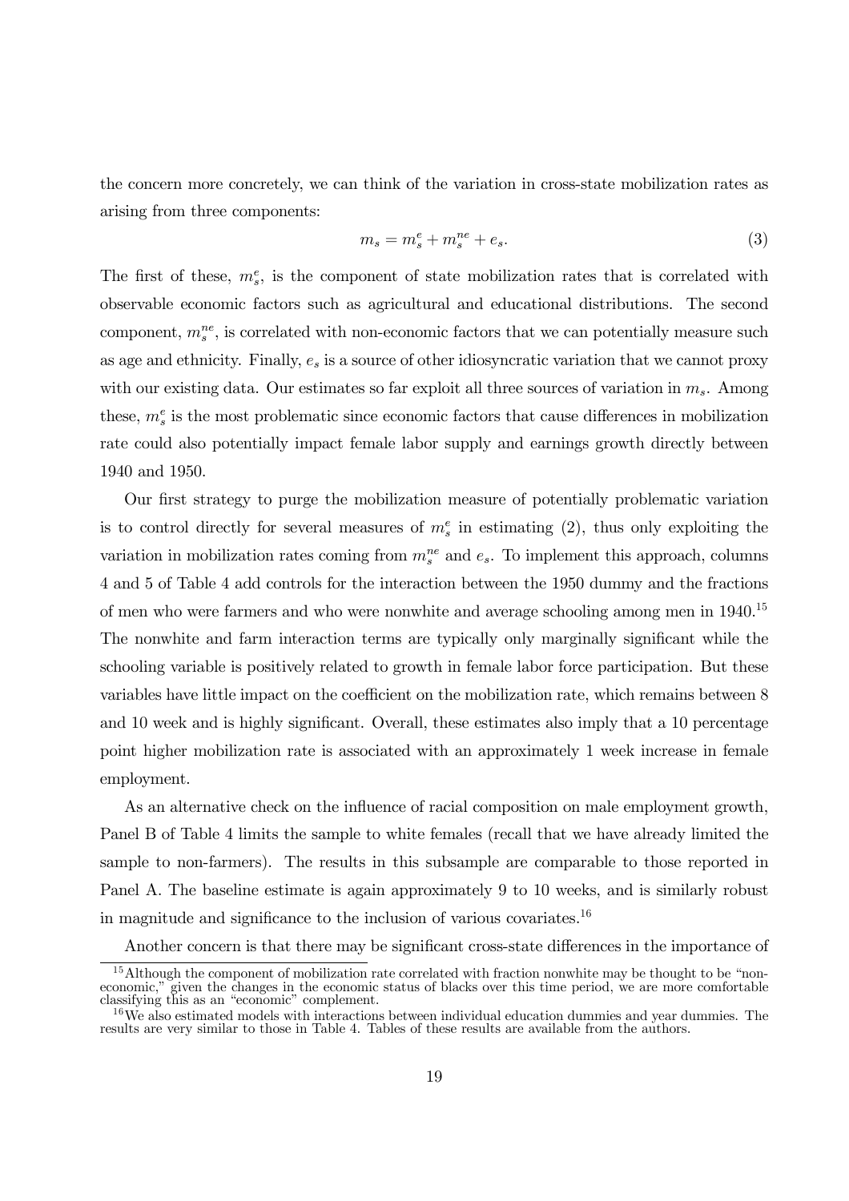the concern more concretely, we can think of the variation in cross-state mobilization rates as arising from three components:

$$m_s = m_s^e + m_s^{ne} + e_s. \tag{3}$$

The first of these, $m_s^e$, is the component of state mobilization rates that is correlated with observable economic factors such as agricultural and educational distributions. The second component, $m_s^{ne}$, is correlated with non-economic factors that we can potentially measure such as age and ethnicity. Finally, $e_s$ is a source of other idiosyncratic variation that we cannot proxy with our existing data. Our estimates so far exploit all three sources of variation in $m_s$. Among these, $m_s^e$ is the most problematic since economic factors that cause differences in mobilization rate could also potentially impact female labor supply and earnings growth directly between 1940 and 1950.

Our first strategy to purge the mobilization measure of potentially problematic variation is to control directly for several measures of $m_s^e$ in estimating (2), thus only exploiting the variation in mobilization rates coming from $m_s^{ne}$ and $e_s$. To implement this approach, columns 4 and 5 of Table 4 add controls for the interaction between the 1950 dummy and the fractions of men who were farmers and who were nonwhite and average schooling among men in 1940.[15] The nonwhite and farm interaction terms are typically only marginally significant while the schooling variable is positively related to growth in female labor force participation. But these variables have little impact on the coefficient on the mobilization rate, which remains between 8 and 10 week and is highly significant. Overall, these estimates also imply that a 10 percentage point higher mobilization rate is associated with an approximately 1 week increase in female employment.

As an alternative check on the influence of racial composition on male employment growth, Panel B of Table 4 limits the sample to white females (recall that we have already limited the sample to non-farmers). The results in this subsample are comparable to those reported in Panel A. The baseline estimate is again approximately 9 to 10 weeks, and is similarly robust in magnitude and significance to the inclusion of various covariates.[16]

Another concern is that there may be significant cross-state differences in the importance of

[15] Although the component of mobilization rate correlated with fraction nonwhite may be thought to be "non-economic," given the changes in the economic status of blacks over this time period, we are more comfortable classifying this as an "economic" complement.

[16] We also estimated models with interactions between individual education dummies and year dummies. The results are very similar to those in Table 4. Tables of these results are available from the authors.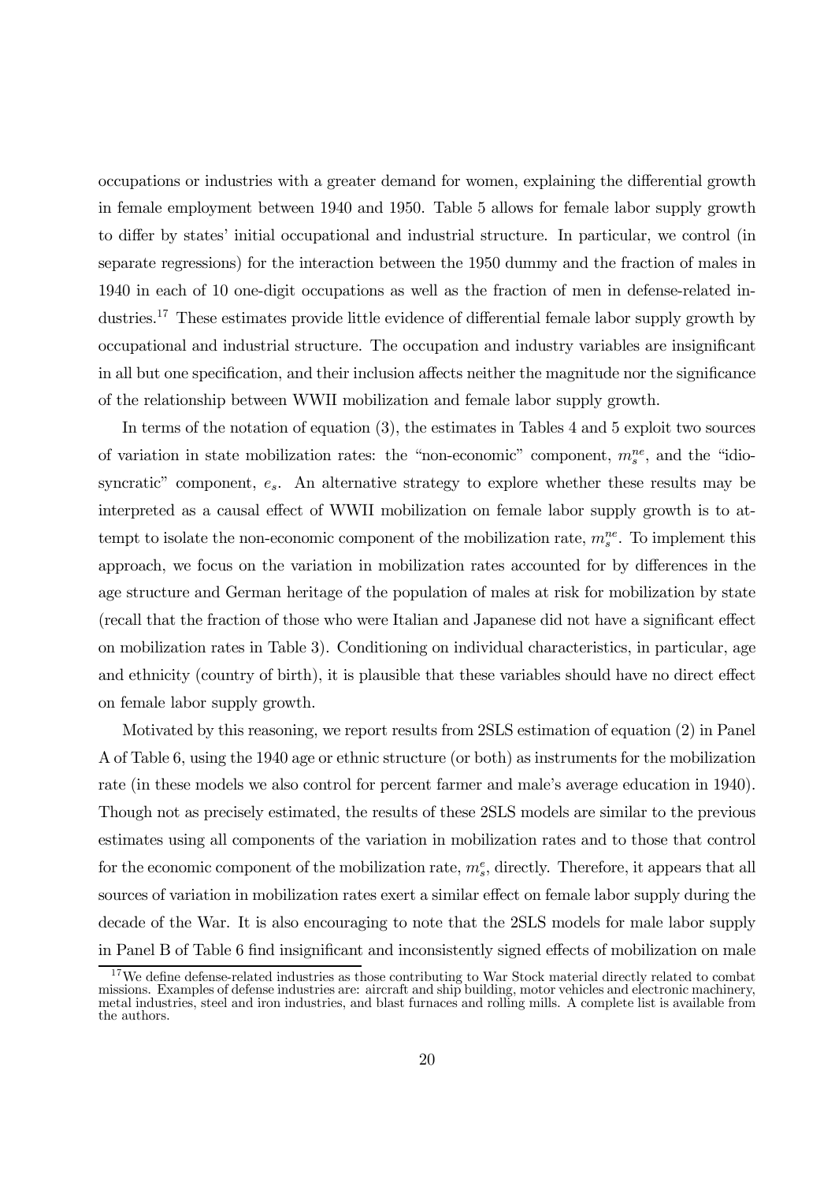occupations or industries with a greater demand for women, explaining the differential growth in female employment between 1940 and 1950. Table 5 allows for female labor supply growth to differ by states' initial occupational and industrial structure. In particular, we control (in separate regressions) for the interaction between the 1950 dummy and the fraction of males in 1940 in each of 10 one-digit occupations as well as the fraction of men in defense-related industries.[17] These estimates provide little evidence of differential female labor supply growth by occupational and industrial structure. The occupation and industry variables are insignificant in all but one specification, and their inclusion affects neither the magnitude nor the significance of the relationship between WWII mobilization and female labor supply growth.

In terms of the notation of equation (3), the estimates in Tables 4 and 5 exploit two sources of variation in state mobilization rates: the "non-economic" component, $m_s^{ne}$, and the "idiosyncratic" component, $e_s$. An alternative strategy to explore whether these results may be interpreted as a causal effect of WWII mobilization on female labor supply growth is to attempt to isolate the non-economic component of the mobilization rate, $m_s^{ne}$. To implement this approach, we focus on the variation in mobilization rates accounted for by differences in the age structure and German heritage of the population of males at risk for mobilization by state (recall that the fraction of those who were Italian and Japanese did not have a significant effect on mobilization rates in Table 3). Conditioning on individual characteristics, in particular, age and ethnicity (country of birth), it is plausible that these variables should have no direct effect on female labor supply growth.

Motivated by this reasoning, we report results from 2SLS estimation of equation (2) in Panel A of Table 6, using the 1940 age or ethnic structure (or both) as instruments for the mobilization rate (in these models we also control for percent farmer and male's average education in 1940). Though not as precisely estimated, the results of these 2SLS models are similar to the previous estimates using all components of the variation in mobilization rates and to those that control for the economic component of the mobilization rate, $m_s^e$, directly. Therefore, it appears that all sources of variation in mobilization rates exert a similar effect on female labor supply during the decade of the War. It is also encouraging to note that the 2SLS models for male labor supply in Panel B of Table 6 find insignificant and inconsistently signed effects of mobilization on male

[17] We define defense-related industries as those contributing to War Stock material directly related to combat missions. Examples of defense industries are: aircraft and ship building, motor vehicles and electronic machinery, metal industries, steel and iron industries, and blast furnaces and rolling mills. A complete list is available from the authors.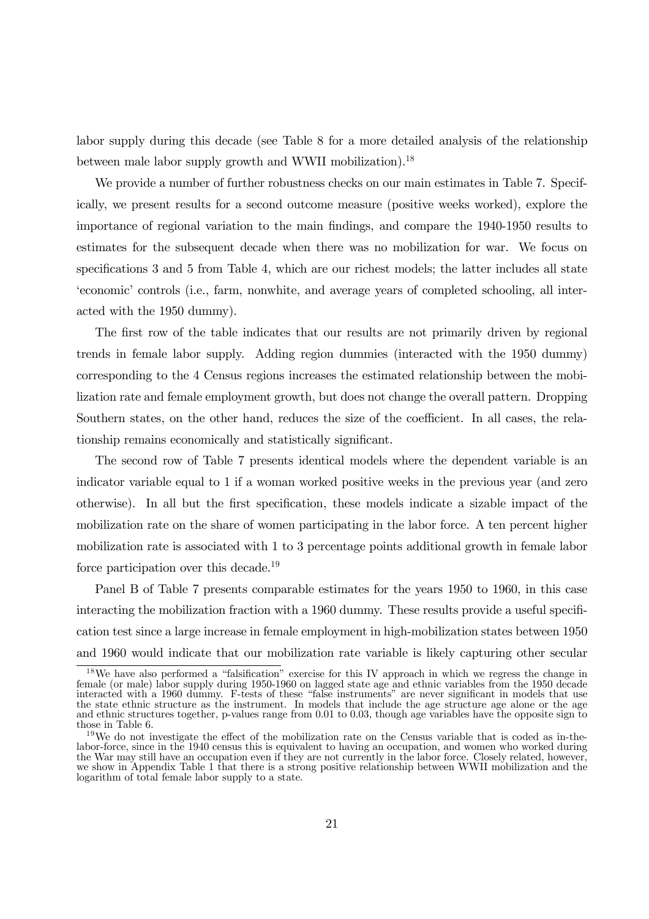labor supply during this decade (see Table 8 for a more detailed analysis of the relationship between male labor supply growth and WWII mobilization).[18]

We provide a number of further robustness checks on our main estimates in Table 7. Specifically, we present results for a second outcome measure (positive weeks worked), explore the importance of regional variation to the main findings, and compare the 1940-1950 results to estimates for the subsequent decade when there was no mobilization for war. We focus on specifications 3 and 5 from Table 4, which are our richest models; the latter includes all state 'economic' controls (i.e., farm, nonwhite, and average years of completed schooling, all interacted with the 1950 dummy).

The first row of the table indicates that our results are not primarily driven by regional trends in female labor supply. Adding region dummies (interacted with the 1950 dummy) corresponding to the 4 Census regions increases the estimated relationship between the mobilization rate and female employment growth, but does not change the overall pattern. Dropping Southern states, on the other hand, reduces the size of the coefficient. In all cases, the relationship remains economically and statistically significant.

The second row of Table 7 presents identical models where the dependent variable is an indicator variable equal to 1 if a woman worked positive weeks in the previous year (and zero otherwise). In all but the first specification, these models indicate a sizable impact of the mobilization rate on the share of women participating in the labor force. A ten percent higher mobilization rate is associated with 1 to 3 percentage points additional growth in female labor force participation over this decade.[19]

Panel B of Table 7 presents comparable estimates for the years 1950 to 1960, in this case interacting the mobilization fraction with a 1960 dummy. These results provide a useful specification test since a large increase in female employment in high-mobilization states between 1950 and 1960 would indicate that our mobilization rate variable is likely capturing other secular

[18] We have also performed a "falsification" exercise for this IV approach in which we regress the change in female (or male) labor supply during 1950-1960 on lagged state age and ethnic variables from the 1950 decade interacted with a 1960 dummy. F-tests of these "false instruments" are never significant in models that use the state ethnic structure as the instrument. In models that include the age structure age alone or the age and ethnic structures together, p-values range from 0.01 to 0.03, though age variables have the opposite sign to those in Table 6.

[19] We do not investigate the effect of the mobilization rate on the Census variable that is coded as in-the-labor-force, since in the 1940 census this is equivalent to having an occupation, and women who worked during the War may still have an occupation even if they are not currently in the labor force. Closely related, however, we show in Appendix Table 1 that there is a strong positive relationship between WWII mobilization and the logarithm of total female labor supply to a state.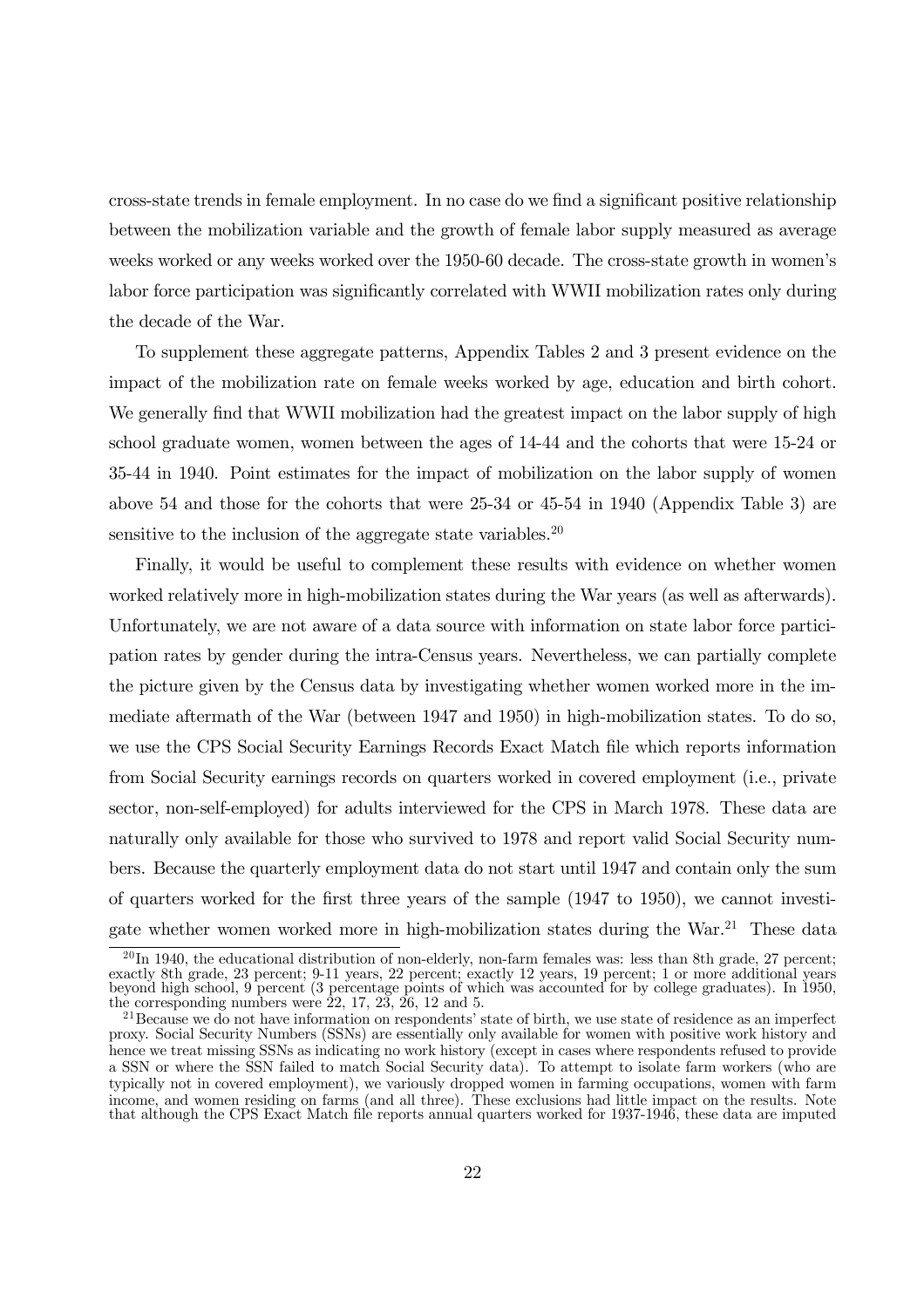cross-state trends in female employment. In no case do we find a significant positive relationship between the mobilization variable and the growth of female labor supply measured as average weeks worked or any weeks worked over the 1950-60 decade. The cross-state growth in women's labor force participation was significantly correlated with WWII mobilization rates only during the decade of the War.

To supplement these aggregate patterns, Appendix Tables 2 and 3 present evidence on the impact of the mobilization rate on female weeks worked by age, education and birth cohort. We generally find that WWII mobilization had the greatest impact on the labor supply of high school graduate women, women between the ages of 14-44 and the cohorts that were 15-24 or 35-44 in 1940. Point estimates for the impact of mobilization on the labor supply of women above 54 and those for the cohorts that were 25-34 or 45-54 in 1940 (Appendix Table 3) are sensitive to the inclusion of the aggregate state variables.[20]

Finally, it would be useful to complement these results with evidence on whether women worked relatively more in high-mobilization states during the War years (as well as afterwards). Unfortunately, we are not aware of a data source with information on state labor force participation rates by gender during the intra-Census years. Nevertheless, we can partially complete the picture given by the Census data by investigating whether women worked more in the immediate aftermath of the War (between 1947 and 1950) in high-mobilization states. To do so, we use the CPS Social Security Earnings Records Exact Match file which reports information from Social Security earnings records on quarters worked in covered employment (i.e., private sector, non-self-employed) for adults interviewed for the CPS in March 1978. These data are naturally only available for those who survived to 1978 and report valid Social Security numbers. Because the quarterly employment data do not start until 1947 and contain only the sum of quarters worked for the first three years of the sample (1947 to 1950), we cannot investigate whether women worked more in high-mobilization states during the War.[21] These data

[20] In 1940, the educational distribution of non-elderly, non-farm females was: less than 8th grade, 27 percent; exactly 8th grade, 23 percent; 9-11 years, 22 percent; exactly 12 years, 19 percent; 1 or more additional years beyond high school, 9 percent (3 percentage points of which was accounted for by college graduates). In 1950, the corresponding numbers were 22, 17, 23, 26, 12 and 5.

[21] Because we do not have information on respondents' state of birth, we use state of residence as an imperfect proxy. Social Security Numbers (SSNs) are essentially only available for women with positive work history and hence we treat missing SSNs as indicating no work history (except in cases where respondents refused to provide a SSN or where the SSN failed to match Social Security data). To attempt to isolate farm workers (who are typically not in covered employment), we variously dropped women in farming occupations, women with farm income, and women residing on farms (and all three). These exclusions had little impact on the results. Note that although the CPS Exact Match file reports annual quarters worked for 1937-1946, these data are imputed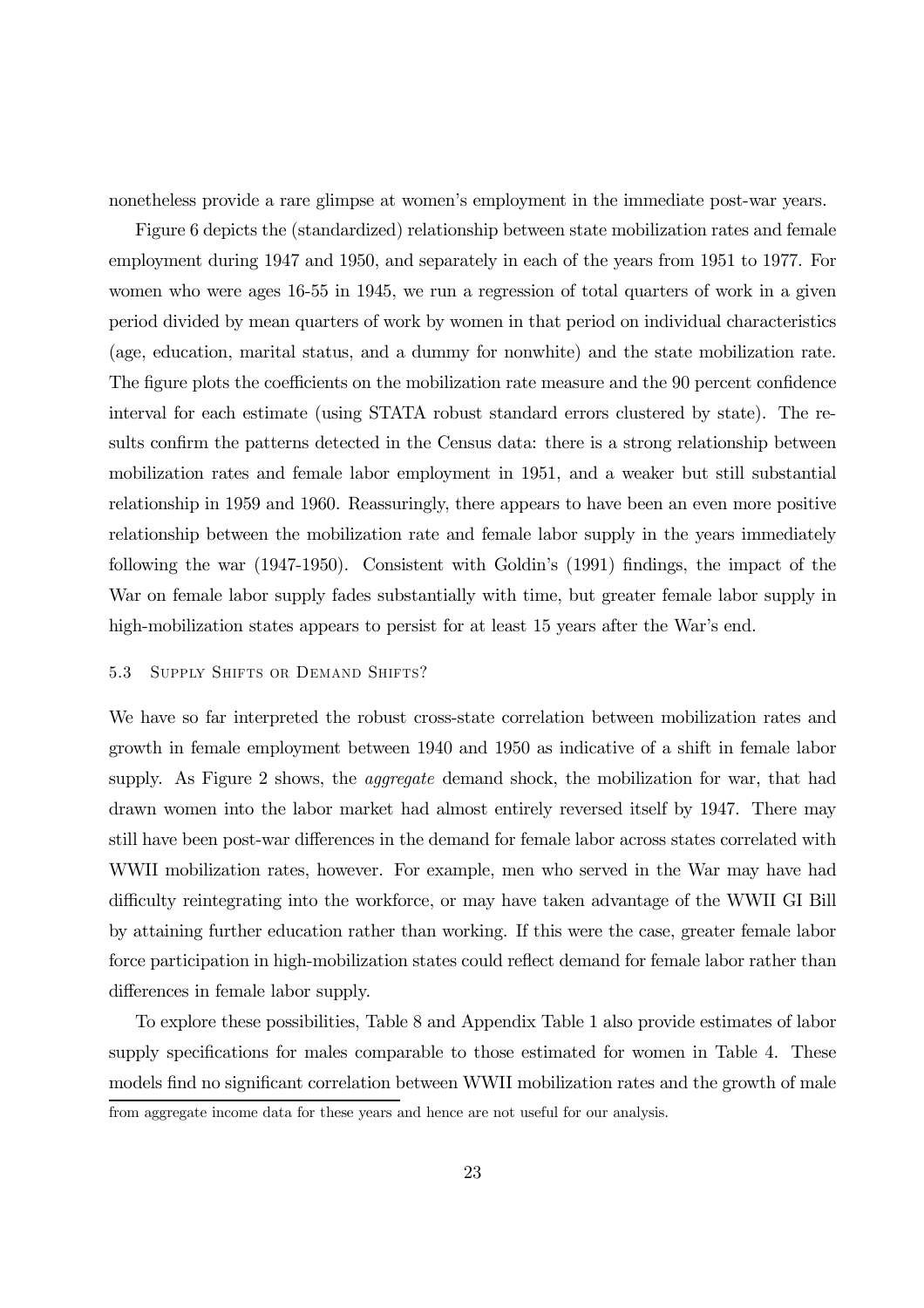nonetheless provide a rare glimpse at women's employment in the immediate post-war years.

Figure 6 depicts the (standardized) relationship between state mobilization rates and female employment during 1947 and 1950, and separately in each of the years from 1951 to 1977. For women who were ages 16-55 in 1945, we run a regression of total quarters of work in a given period divided by mean quarters of work by women in that period on individual characteristics (age, education, marital status, and a dummy for nonwhite) and the state mobilization rate. The figure plots the coefficients on the mobilization rate measure and the 90 percent confidence interval for each estimate (using STATA robust standard errors clustered by state). The results confirm the patterns detected in the Census data: there is a strong relationship between mobilization rates and female labor employment in 1951, and a weaker but still substantial relationship in 1959 and 1960. Reassuringly, there appears to have been an even more positive relationship between the mobilization rate and female labor supply in the years immediately following the war (1947-1950). Consistent with Goldin's (1991) findings, the impact of the War on female labor supply fades substantially with time, but greater female labor supply in high-mobilization states appears to persist for at least 15 years after the War's end.

### 5.3 Supply Shifts or Demand Shifts?

We have so far interpreted the robust cross-state correlation between mobilization rates and growth in female employment between 1940 and 1950 as indicative of a shift in female labor supply. As Figure 2 shows, the *aggregate* demand shock, the mobilization for war, that had drawn women into the labor market had almost entirely reversed itself by 1947. There may still have been post-war differences in the demand for female labor across states correlated with WWII mobilization rates, however. For example, men who served in the War may have had difficulty reintegrating into the workforce, or may have taken advantage of the WWII GI Bill by attaining further education rather than working. If this were the case, greater female labor force participation in high-mobilization states could reflect demand for female labor rather than differences in female labor supply.

To explore these possibilities, Table 8 and Appendix Table 1 also provide estimates of labor supply specifications for males comparable to those estimated for women in Table 4. These models find no significant correlation between WWII mobilization rates and the growth of male

from aggregate income data for these years and hence are not useful for our analysis.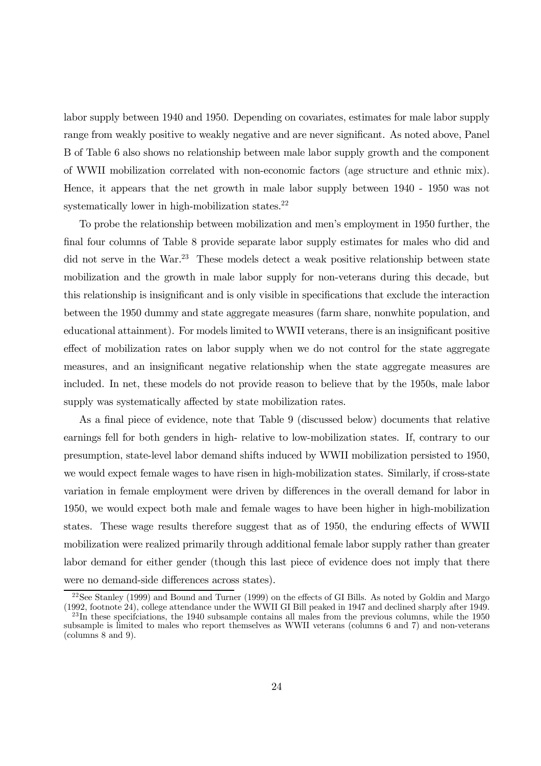labor supply between 1940 and 1950. Depending on covariates, estimates for male labor supply range from weakly positive to weakly negative and are never significant. As noted above, Panel B of Table 6 also shows no relationship between male labor supply growth and the component of WWII mobilization correlated with non-economic factors (age structure and ethnic mix). Hence, it appears that the net growth in male labor supply between 1940 - 1950 was not systematically lower in high-mobilization states.[22]

To probe the relationship between mobilization and men's employment in 1950 further, the final four columns of Table 8 provide separate labor supply estimates for males who did and did not serve in the War.[23] These models detect a weak positive relationship between state mobilization and the growth in male labor supply for non-veterans during this decade, but this relationship is insignificant and is only visible in specifications that exclude the interaction between the 1950 dummy and state aggregate measures (farm share, nonwhite population, and educational attainment). For models limited to WWII veterans, there is an insignificant positive effect of mobilization rates on labor supply when we do not control for the state aggregate measures, and an insignificant negative relationship when the state aggregate measures are included. In net, these models do not provide reason to believe that by the 1950s, male labor supply was systematically affected by state mobilization rates.

As a final piece of evidence, note that Table 9 (discussed below) documents that relative earnings fell for both genders in high- relative to low-mobilization states. If, contrary to our presumption, state-level labor demand shifts induced by WWII mobilization persisted to 1950, we would expect female wages to have risen in high-mobilization states. Similarly, if cross-state variation in female employment were driven by differences in the overall demand for labor in 1950, we would expect both male and female wages to have been higher in high-mobilization states. These wage results therefore suggest that as of 1950, the enduring effects of WWII mobilization were realized primarily through additional female labor supply rather than greater labor demand for either gender (though this last piece of evidence does not imply that there were no demand-side differences across states).

[22] See Stanley (1999) and Bound and Turner (1999) on the effects of GI Bills. As noted by Goldin and Margo (1992, footnote 24), college attendance under the WWII GI Bill peaked in 1947 and declined sharply after 1949.

[23] In these specifciations, the 1940 subsample contains all males from the previous columns, while the 1950 subsample is limited to males who report themselves as WWII veterans (columns 6 and 7) and non-veterans (columns 8 and 9).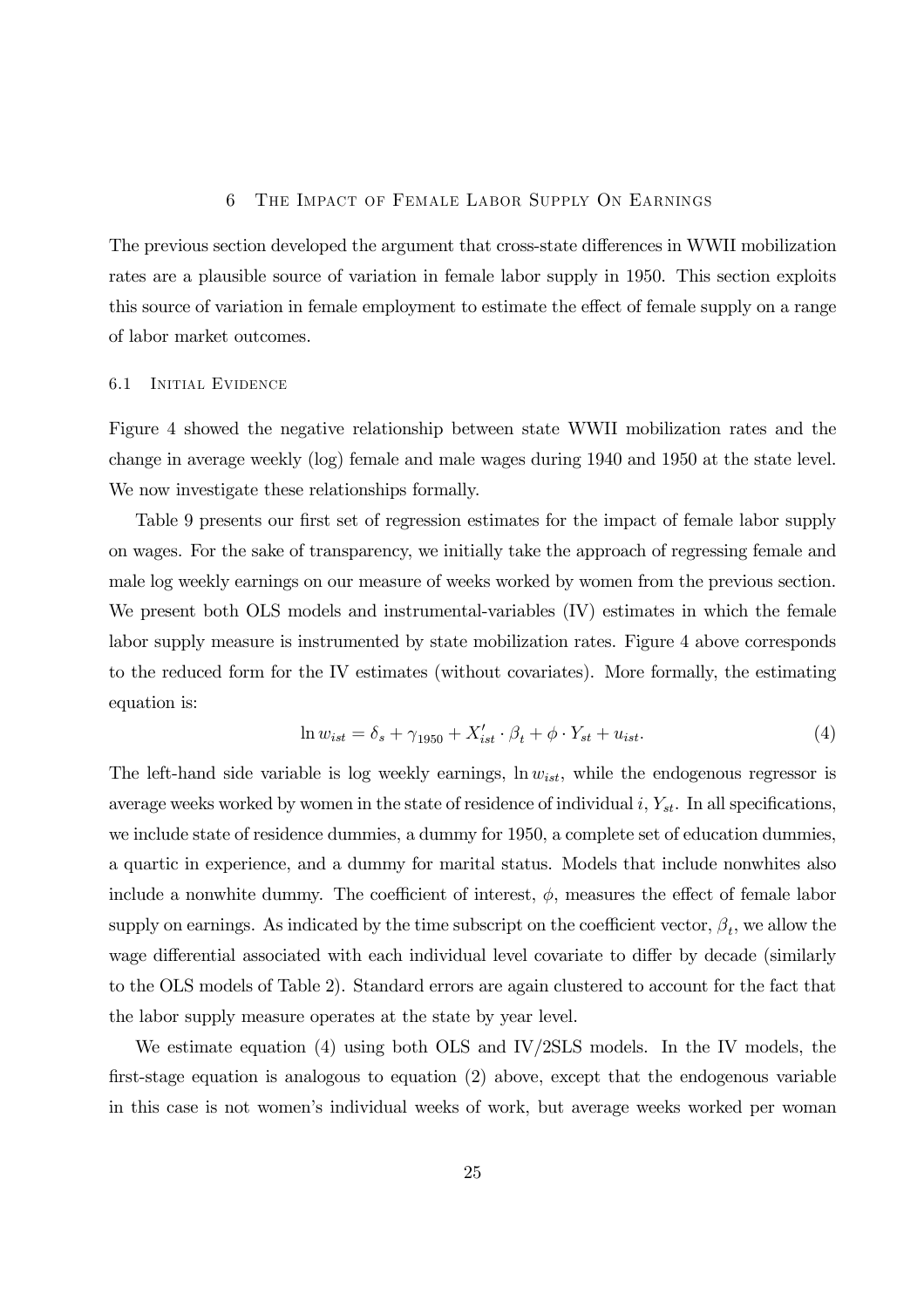## 6 The Impact of Female Labor Supply On Earnings

The previous section developed the argument that cross-state differences in WWII mobilization rates are a plausible source of variation in female labor supply in 1950. This section exploits this source of variation in female employment to estimate the effect of female supply on a range of labor market outcomes.

### 6.1 Initial Evidence

Figure 4 showed the negative relationship between state WWII mobilization rates and the change in average weekly (log) female and male wages during 1940 and 1950 at the state level. We now investigate these relationships formally.

Table 9 presents our first set of regression estimates for the impact of female labor supply on wages. For the sake of transparency, we initially take the approach of regressing female and male log weekly earnings on our measure of weeks worked by women from the previous section. We present both OLS models and instrumental-variables (IV) estimates in which the female labor supply measure is instrumented by state mobilization rates. Figure 4 above corresponds to the reduced form for the IV estimates (without covariates). More formally, the estimating equation is:

$$\ln w_{ist} = \delta_s + \gamma_{1950} + X'_{ist} \cdot \beta_t + \phi \cdot Y_{st} + u_{ist}. \tag{4}$$

The left-hand side variable is log weekly earnings, $\ln w_{ist}$, while the endogenous regressor is average weeks worked by women in the state of residence of individual $i$, $Y_{st}$. In all specifications, we include state of residence dummies, a dummy for 1950, a complete set of education dummies, a quartic in experience, and a dummy for marital status. Models that include nonwhites also include a nonwhite dummy. The coefficient of interest, $\phi$, measures the effect of female labor supply on earnings. As indicated by the time subscript on the coefficient vector, $\beta_t$, we allow the wage differential associated with each individual level covariate to differ by decade (similarly to the OLS models of Table 2). Standard errors are again clustered to account for the fact that the labor supply measure operates at the state by year level.

We estimate equation (4) using both OLS and IV/2SLS models. In the IV models, the first-stage equation is analogous to equation (2) above, except that the endogenous variable in this case is not women's individual weeks of work, but average weeks worked per woman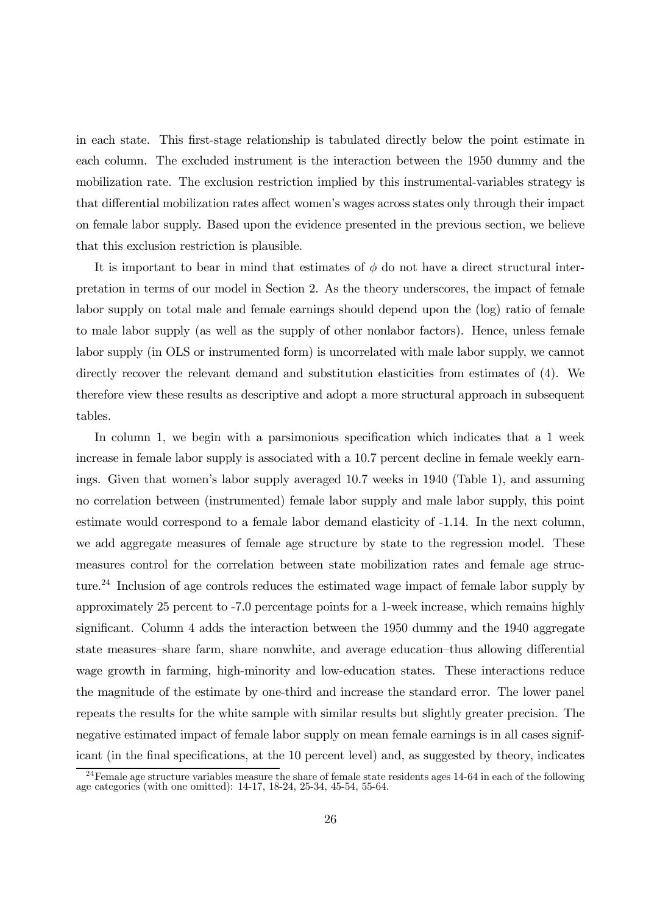in each state. This first-stage relationship is tabulated directly below the point estimate in each column. The excluded instrument is the interaction between the 1950 dummy and the mobilization rate. The exclusion restriction implied by this instrumental-variables strategy is that differential mobilization rates affect women's wages across states only through their impact on female labor supply. Based upon the evidence presented in the previous section, we believe that this exclusion restriction is plausible.

It is important to bear in mind that estimates of $\phi$ do not have a direct structural interpretation in terms of our model in Section 2. As the theory underscores, the impact of female labor supply on total male and female earnings should depend upon the (log) ratio of female to male labor supply (as well as the supply of other nonlabor factors). Hence, unless female labor supply (in OLS or instrumented form) is uncorrelated with male labor supply, we cannot directly recover the relevant demand and substitution elasticities from estimates of (4). We therefore view these results as descriptive and adopt a more structural approach in subsequent tables.

In column 1, we begin with a parsimonious specification which indicates that a 1 week increase in female labor supply is associated with a 10.7 percent decline in female weekly earnings. Given that women's labor supply averaged 10.7 weeks in 1940 (Table 1), and assuming no correlation between (instrumented) female labor supply and male labor supply, this point estimate would correspond to a female labor demand elasticity of -1.14. In the next column, we add aggregate measures of female age structure by state to the regression model. These measures control for the correlation between state mobilization rates and female age structure.[24] Inclusion of age controls reduces the estimated wage impact of female labor supply by approximately 25 percent to -7.0 percentage points for a 1-week increase, which remains highly significant. Column 4 adds the interaction between the 1950 dummy and the 1940 aggregate state measures–share farm, share nonwhite, and average education–thus allowing differential wage growth in farming, high-minority and low-education states. These interactions reduce the magnitude of the estimate by one-third and increase the standard error. The lower panel repeats the results for the white sample with similar results but slightly greater precision. The negative estimated impact of female labor supply on mean female earnings is in all cases significant (in the final specifications, at the 10 percent level) and, as suggested by theory, indicates

[24] Female age structure variables measure the share of female state residents ages 14-64 in each of the following age categories (with one omitted): 14-17, 18-24, 25-34, 45-54, 55-64.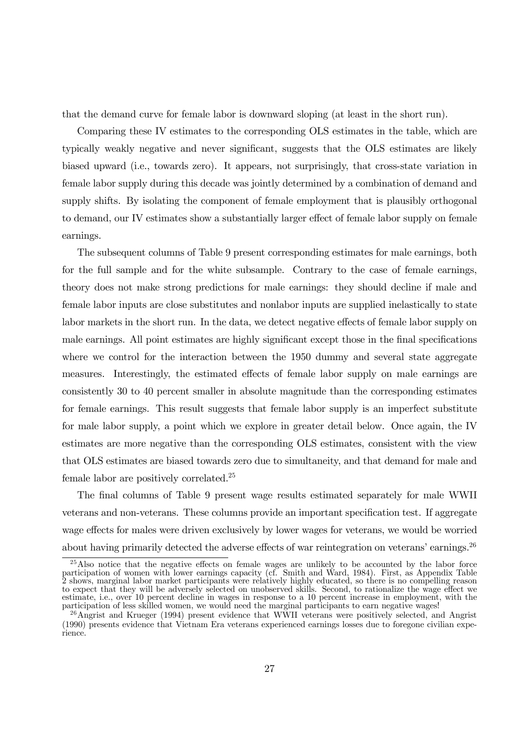that the demand curve for female labor is downward sloping (at least in the short run).

Comparing these IV estimates to the corresponding OLS estimates in the table, which are typically weakly negative and never significant, suggests that the OLS estimates are likely biased upward (i.e., towards zero). It appears, not surprisingly, that cross-state variation in female labor supply during this decade was jointly determined by a combination of demand and supply shifts. By isolating the component of female employment that is plausibly orthogonal to demand, our IV estimates show a substantially larger effect of female labor supply on female earnings.

The subsequent columns of Table 9 present corresponding estimates for male earnings, both for the full sample and for the white subsample. Contrary to the case of female earnings, theory does not make strong predictions for male earnings: they should decline if male and female labor inputs are close substitutes and nonlabor inputs are supplied inelastically to state labor markets in the short run. In the data, we detect negative effects of female labor supply on male earnings. All point estimates are highly significant except those in the final specifications where we control for the interaction between the 1950 dummy and several state aggregate measures. Interestingly, the estimated effects of female labor supply on male earnings are consistently 30 to 40 percent smaller in absolute magnitude than the corresponding estimates for female earnings. This result suggests that female labor supply is an imperfect substitute for male labor supply, a point which we explore in greater detail below. Once again, the IV estimates are more negative than the corresponding OLS estimates, consistent with the view that OLS estimates are biased towards zero due to simultaneity, and that demand for male and female labor are positively correlated.[25]

The final columns of Table 9 present wage results estimated separately for male WWII veterans and non-veterans. These columns provide an important specification test. If aggregate wage effects for males were driven exclusively by lower wages for veterans, we would be worried about having primarily detected the adverse effects of war reintegration on veterans' earnings.[26]

[25] Also notice that the negative effects on female wages are unlikely to be accounted by the labor force participation of women with lower earnings capacity (cf. Smith and Ward, 1984). First, as Appendix Table 2 shows, marginal labor market participants were relatively highly educated, so there is no compelling reason to expect that they will be adversely selected on unobserved skills. Second, to rationalize the wage effect we estimate, i.e., over 10 percent decline in wages in response to a 10 percent increase in employment, with the participation of less skilled women, we would need the marginal participants to earn negative wages!

[26] Angrist and Krueger (1994) present evidence that WWII veterans were positively selected, and Angrist (1990) presents evidence that Vietnam Era veterans experienced earnings losses due to foregone civilian experience.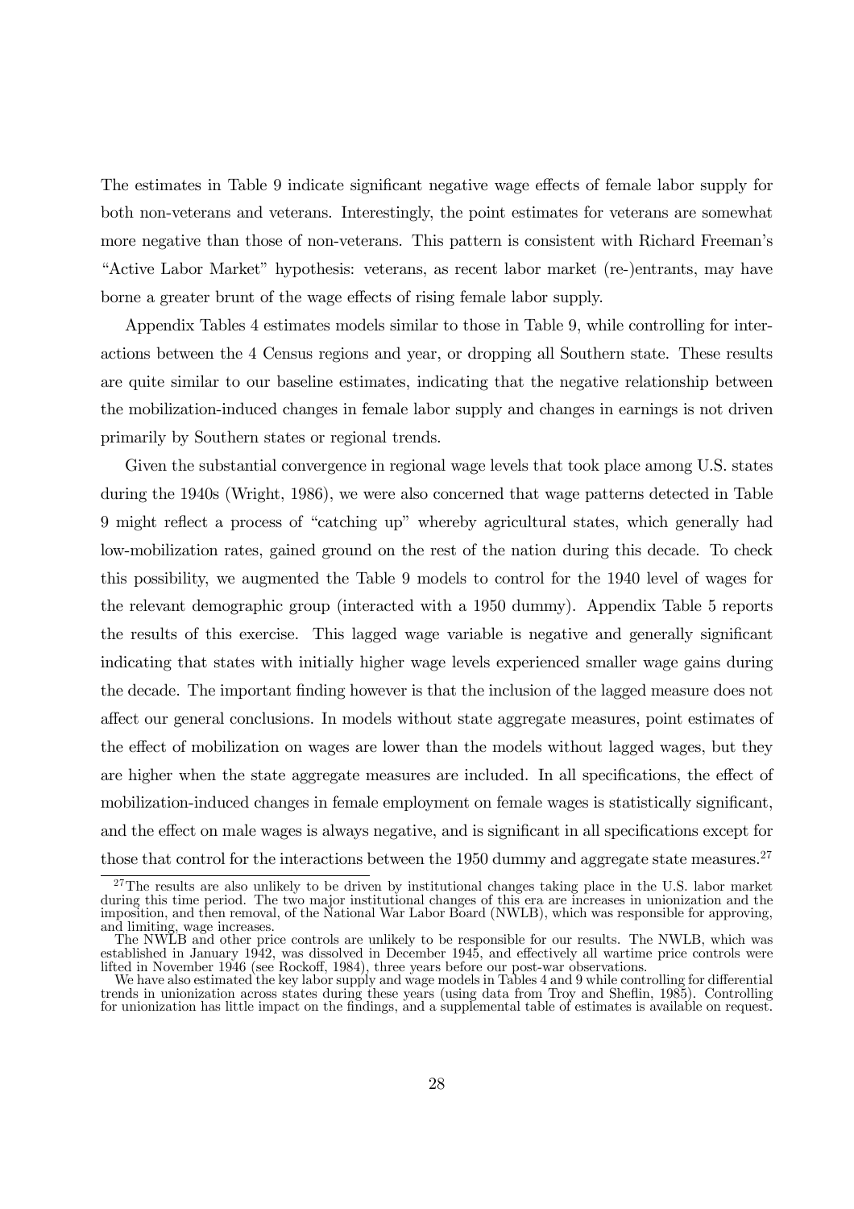The estimates in Table 9 indicate significant negative wage effects of female labor supply for both non-veterans and veterans. Interestingly, the point estimates for veterans are somewhat more negative than those of non-veterans. This pattern is consistent with Richard Freeman's "Active Labor Market" hypothesis: veterans, as recent labor market (re-)entrants, may have borne a greater brunt of the wage effects of rising female labor supply.

Appendix Tables 4 estimates models similar to those in Table 9, while controlling for interactions between the 4 Census regions and year, or dropping all Southern state. These results are quite similar to our baseline estimates, indicating that the negative relationship between the mobilization-induced changes in female labor supply and changes in earnings is not driven primarily by Southern states or regional trends.

Given the substantial convergence in regional wage levels that took place among U.S. states during the 1940s (Wright, 1986), we were also concerned that wage patterns detected in Table 9 might reflect a process of "catching up" whereby agricultural states, which generally had low-mobilization rates, gained ground on the rest of the nation during this decade. To check this possibility, we augmented the Table 9 models to control for the 1940 level of wages for the relevant demographic group (interacted with a 1950 dummy). Appendix Table 5 reports the results of this exercise. This lagged wage variable is negative and generally significant indicating that states with initially higher wage levels experienced smaller wage gains during the decade. The important finding however is that the inclusion of the lagged measure does not affect our general conclusions. In models without state aggregate measures, point estimates of the effect of mobilization on wages are lower than the models without lagged wages, but they are higher when the state aggregate measures are included. In all specifications, the effect of mobilization-induced changes in female employment on female wages is statistically significant, and the effect on male wages is always negative, and is significant in all specifications except for those that control for the interactions between the 1950 dummy and aggregate state measures.[27]

[27] The results are also unlikely to be driven by institutional changes taking place in the U.S. labor market during this time period. The two major institutional changes of this era are increases in unionization and the imposition, and then removal, of the National War Labor Board (NWLB), which was responsible for approving, and limiting, wage increases.

The NWLB and other price controls are unlikely to be responsible for our results. The NWLB, which was established in January 1942, was dissolved in December 1945, and effectively all wartime price controls were lifted in November 1946 (see Rockoff, 1984), three years before our post-war observations.

We have also estimated the key labor supply and wage models in Tables 4 and 9 while controlling for differential trends in unionization across states during these years (using data from Troy and Sheflin, 1985). Controlling for unionization has little impact on the findings, and a supplemental table of estimates is available on request.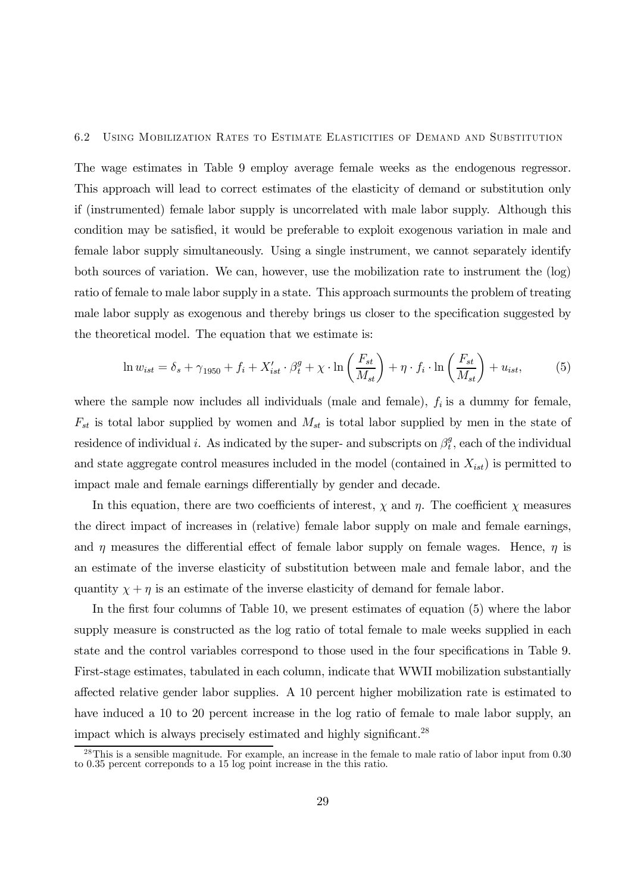### 6.2 Using Mobilization Rates to Estimate Elasticities of Demand and Substitution

The wage estimates in Table 9 employ average female weeks as the endogenous regressor. This approach will lead to correct estimates of the elasticity of demand or substitution only if (instrumented) female labor supply is uncorrelated with male labor supply. Although this condition may be satisfied, it would be preferable to exploit exogenous variation in male and female labor supply simultaneously. Using a single instrument, we cannot separately identify both sources of variation. We can, however, use the mobilization rate to instrument the (log) ratio of female to male labor supply in a state. This approach surmounts the problem of treating male labor supply as exogenous and thereby brings us closer to the specification suggested by the theoretical model. The equation that we estimate is:

$$\ln w_{ist} = \delta_s + \gamma_{1950} + f_i + X'_{ist} \cdot \beta_t^g + \chi \cdot \ln\left(\frac{F_{st}}{M_{st}}\right) + \eta \cdot f_i \cdot \ln\left(\frac{F_{st}}{M_{st}}\right) + u_{ist}, \tag{5}$$

where the sample now includes all individuals (male and female), $f_i$ is a dummy for female, $F_{st}$ is total labor supplied by women and $M_{st}$ is total labor supplied by men in the state of residence of individual $i$. As indicated by the super- and subscripts on $\beta_t^g$, each of the individual and state aggregate control measures included in the model (contained in $X_{ist}$) is permitted to impact male and female earnings differentially by gender and decade.

In this equation, there are two coefficients of interest, $\chi$ and $\eta$. The coefficient $\chi$ measures the direct impact of increases in (relative) female labor supply on male and female earnings, and $\eta$ measures the differential effect of female labor supply on female wages. Hence, $\eta$ is an estimate of the inverse elasticity of substitution between male and female labor, and the quantity $\chi + \eta$ is an estimate of the inverse elasticity of demand for female labor.

In the first four columns of Table 10, we present estimates of equation (5) where the labor supply measure is constructed as the log ratio of total female to male weeks supplied in each state and the control variables correspond to those used in the four specifications in Table 9. First-stage estimates, tabulated in each column, indicate that WWII mobilization substantially affected relative gender labor supplies. A 10 percent higher mobilization rate is estimated to have induced a 10 to 20 percent increase in the log ratio of female to male labor supply, an impact which is always precisely estimated and highly significant.[28]

[28] This is a sensible magnitude. For example, an increase in the female to male ratio of labor input from 0.30 to 0.35 percent correponds to a 15 log point increase in the this ratio.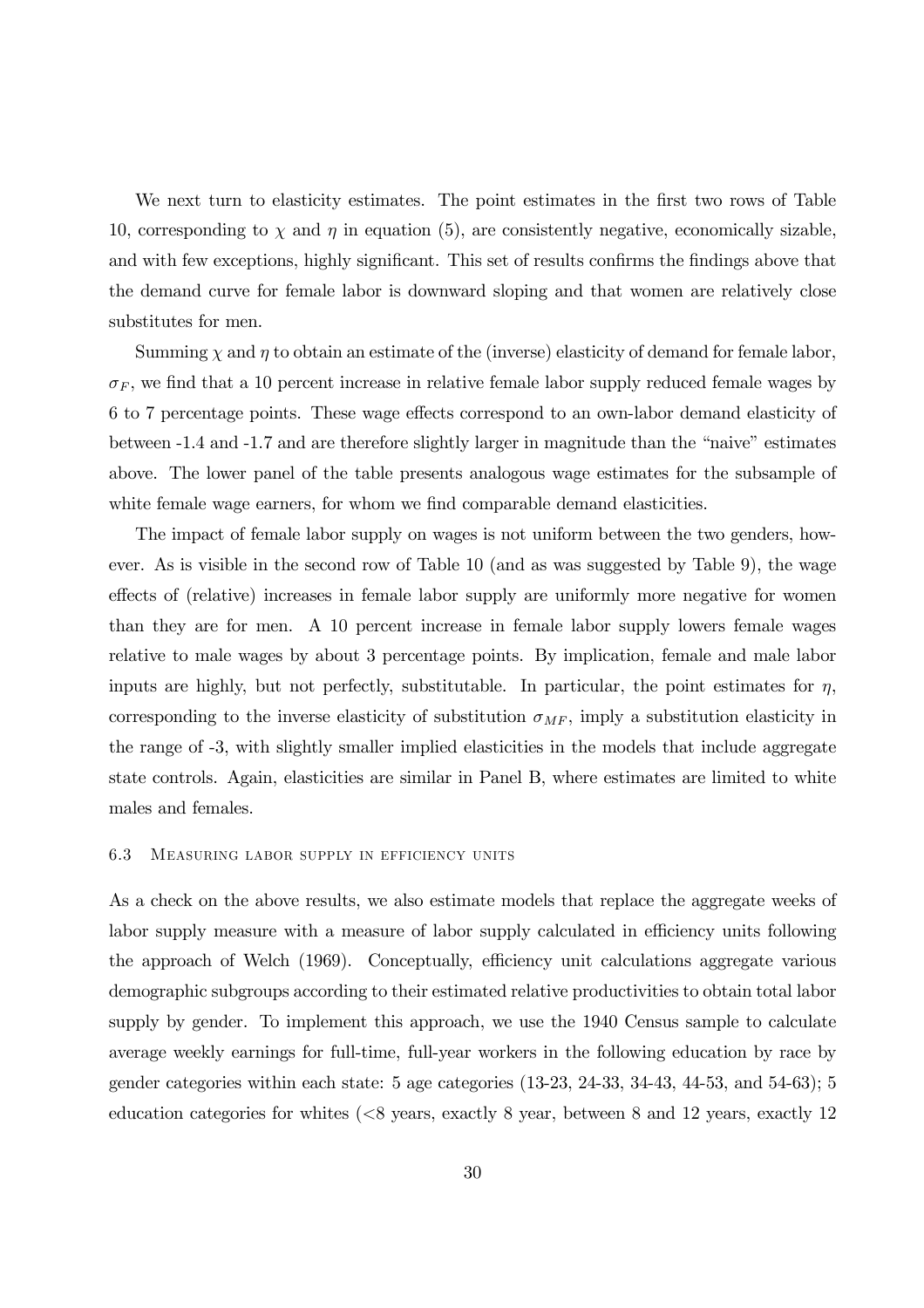We next turn to elasticity estimates. The point estimates in the first two rows of Table 10, corresponding to $\chi$ and $\eta$ in equation (5), are consistently negative, economically sizable, and with few exceptions, highly significant. This set of results confirms the findings above that the demand curve for female labor is downward sloping and that women are relatively close substitutes for men.

Summing $\chi$ and $\eta$ to obtain an estimate of the (inverse) elasticity of demand for female labor, $\sigma_F$, we find that a 10 percent increase in relative female labor supply reduced female wages by 6 to 7 percentage points. These wage effects correspond to an own-labor demand elasticity of between -1.4 and -1.7 and are therefore slightly larger in magnitude than the "naive" estimates above. The lower panel of the table presents analogous wage estimates for the subsample of white female wage earners, for whom we find comparable demand elasticities.

The impact of female labor supply on wages is not uniform between the two genders, however. As is visible in the second row of Table 10 (and as was suggested by Table 9), the wage effects of (relative) increases in female labor supply are uniformly more negative for women than they are for men. A 10 percent increase in female labor supply lowers female wages relative to male wages by about 3 percentage points. By implication, female and male labor inputs are highly, but not perfectly, substitutable. In particular, the point estimates for $\eta$, corresponding to the inverse elasticity of substitution $\sigma_{MF}$, imply a substitution elasticity in the range of -3, with slightly smaller implied elasticities in the models that include aggregate state controls. Again, elasticities are similar in Panel B, where estimates are limited to white males and females.

### 6.3 Measuring labor supply in efficiency units

As a check on the above results, we also estimate models that replace the aggregate weeks of labor supply measure with a measure of labor supply calculated in efficiency units following the approach of Welch (1969). Conceptually, efficiency unit calculations aggregate various demographic subgroups according to their estimated relative productivities to obtain total labor supply by gender. To implement this approach, we use the 1940 Census sample to calculate average weekly earnings for full-time, full-year workers in the following education by race by gender categories within each state: 5 age categories (13-23, 24-33, 34-43, 44-53, and 54-63); 5 education categories for whites (<8 years, exactly 8 year, between 8 and 12 years, exactly 12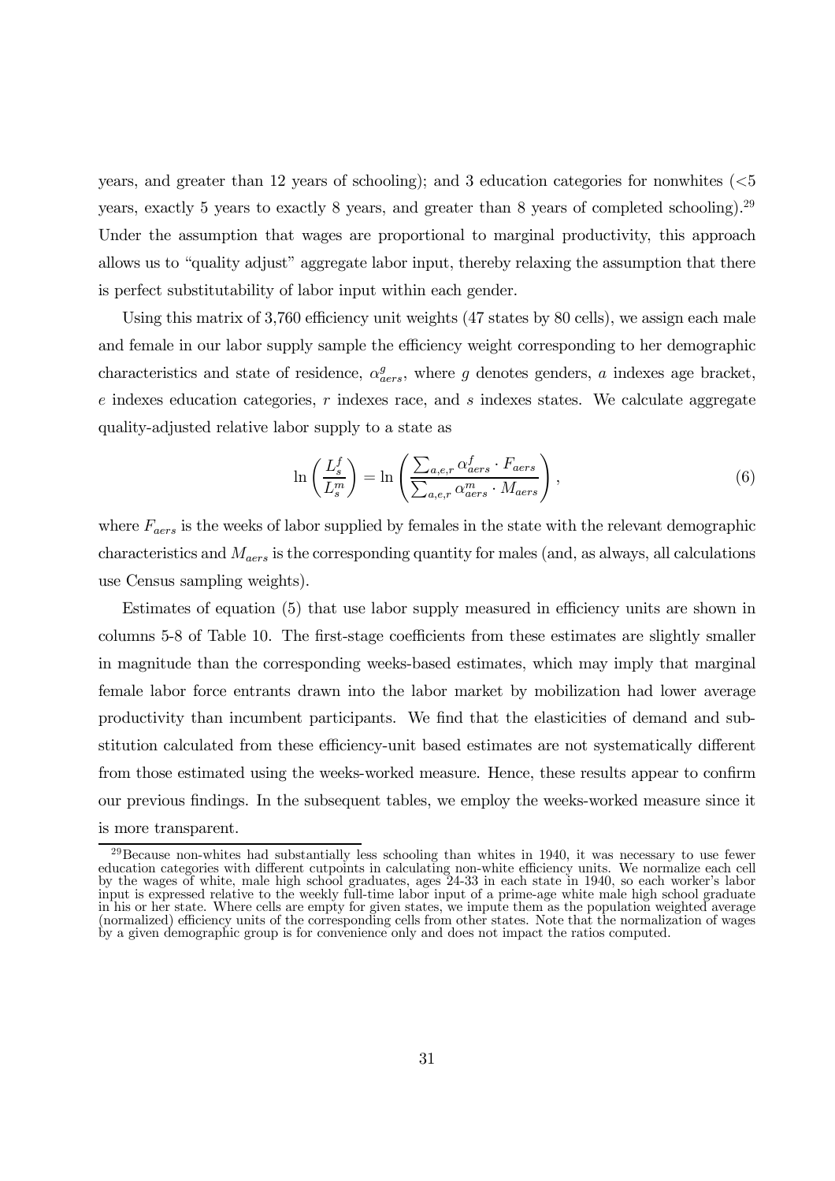years, and greater than 12 years of schooling); and 3 education categories for nonwhites (<5 years, exactly 5 years to exactly 8 years, and greater than 8 years of completed schooling).[29] Under the assumption that wages are proportional to marginal productivity, this approach allows us to "quality adjust" aggregate labor input, thereby relaxing the assumption that there is perfect substitutability of labor input within each gender.

Using this matrix of 3,760 efficiency unit weights (47 states by 80 cells), we assign each male and female in our labor supply sample the efficiency weight corresponding to her demographic characteristics and state of residence, $\alpha^g_{aers}$, where $g$ denotes genders, $a$ indexes age bracket, $e$ indexes education categories, $r$ indexes race, and $s$ indexes states. We calculate aggregate quality-adjusted relative labor supply to a state as

$$\ln\left(\frac{L^f_s}{L^m_s}\right) = \ln\left(\frac{\sum_{a,e,r}\alpha^f_{aers}\cdot F_{aers}}{\sum_{a,e,r}\alpha^m_{aers}\cdot M_{aers}}\right), \tag{6}$$

where $F_{aers}$ is the weeks of labor supplied by females in the state with the relevant demographic characteristics and $M_{aers}$ is the corresponding quantity for males (and, as always, all calculations use Census sampling weights).

Estimates of equation (5) that use labor supply measured in efficiency units are shown in columns 5-8 of Table 10. The first-stage coefficients from these estimates are slightly smaller in magnitude than the corresponding weeks-based estimates, which may imply that marginal female labor force entrants drawn into the labor market by mobilization had lower average productivity than incumbent participants. We find that the elasticities of demand and substitution calculated from these efficiency-unit based estimates are not systematically different from those estimated using the weeks-worked measure. Hence, these results appear to confirm our previous findings. In the subsequent tables, we employ the weeks-worked measure since it is more transparent.

[29] Because non-whites had substantially less schooling than whites in 1940, it was necessary to use fewer education categories with different cutpoints in calculating non-white efficiency units. We normalize each cell by the wages of white, male high school graduates, ages 24-33 in each state in 1940, so each worker's labor input is expressed relative to the weekly full-time labor input of a prime-age white male high school graduate in his or her state. Where cells are empty for given states, we impute them as the population weighted average (normalized) efficiency units of the corresponding cells from other states. Note that the normalization of wages by a given demographic group is for convenience only and does not impact the ratios computed.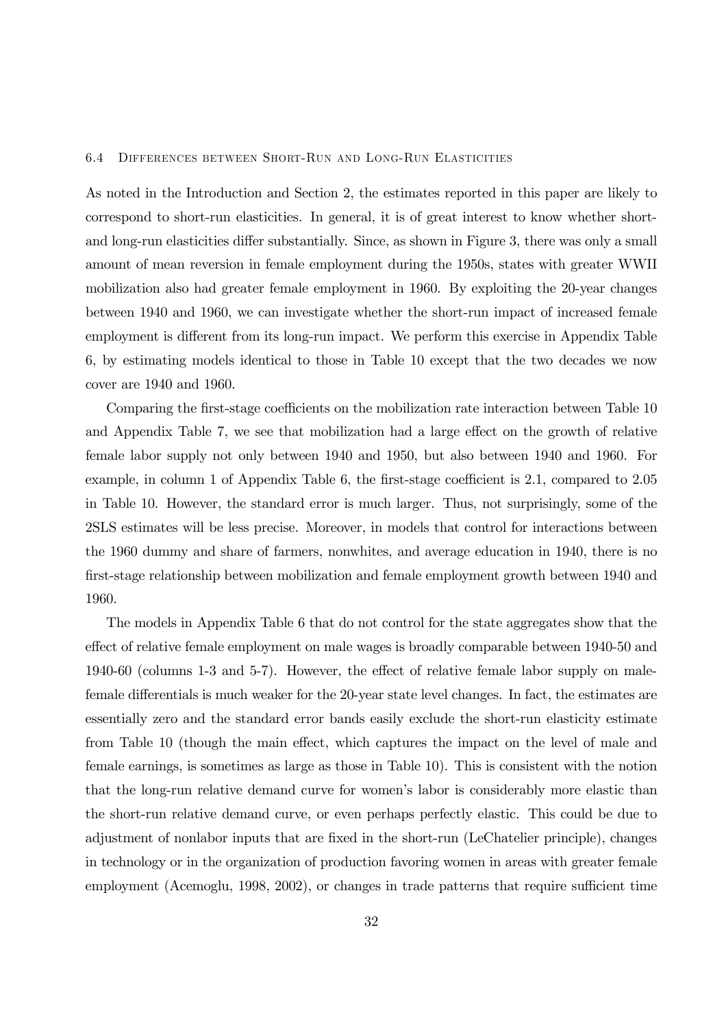### 6.4 Differences between Short-Run and Long-Run Elasticities

As noted in the Introduction and Section 2, the estimates reported in this paper are likely to correspond to short-run elasticities. In general, it is of great interest to know whether short- and long-run elasticities differ substantially. Since, as shown in Figure 3, there was only a small amount of mean reversion in female employment during the 1950s, states with greater WWII mobilization also had greater female employment in 1960. By exploiting the 20-year changes between 1940 and 1960, we can investigate whether the short-run impact of increased female employment is different from its long-run impact. We perform this exercise in Appendix Table 6, by estimating models identical to those in Table 10 except that the two decades we now cover are 1940 and 1960.

Comparing the first-stage coefficients on the mobilization rate interaction between Table 10 and Appendix Table 7, we see that mobilization had a large effect on the growth of relative female labor supply not only between 1940 and 1950, but also between 1940 and 1960. For example, in column 1 of Appendix Table 6, the first-stage coefficient is 2.1, compared to 2.05 in Table 10. However, the standard error is much larger. Thus, not surprisingly, some of the 2SLS estimates will be less precise. Moreover, in models that control for interactions between the 1960 dummy and share of farmers, nonwhites, and average education in 1940, there is no first-stage relationship between mobilization and female employment growth between 1940 and 1960.

The models in Appendix Table 6 that do not control for the state aggregates show that the effect of relative female employment on male wages is broadly comparable between 1940-50 and 1940-60 (columns 1-3 and 5-7). However, the effect of relative female labor supply on male-female differentials is much weaker for the 20-year state level changes. In fact, the estimates are essentially zero and the standard error bands easily exclude the short-run elasticity estimate from Table 10 (though the main effect, which captures the impact on the level of male and female earnings, is sometimes as large as those in Table 10). This is consistent with the notion that the long-run relative demand curve for women's labor is considerably more elastic than the short-run relative demand curve, or even perhaps perfectly elastic. This could be due to adjustment of nonlabor inputs that are fixed in the short-run (LeChatelier principle), changes in technology or in the organization of production favoring women in areas with greater female employment (Acemoglu, 1998, 2002), or changes in trade patterns that require sufficient time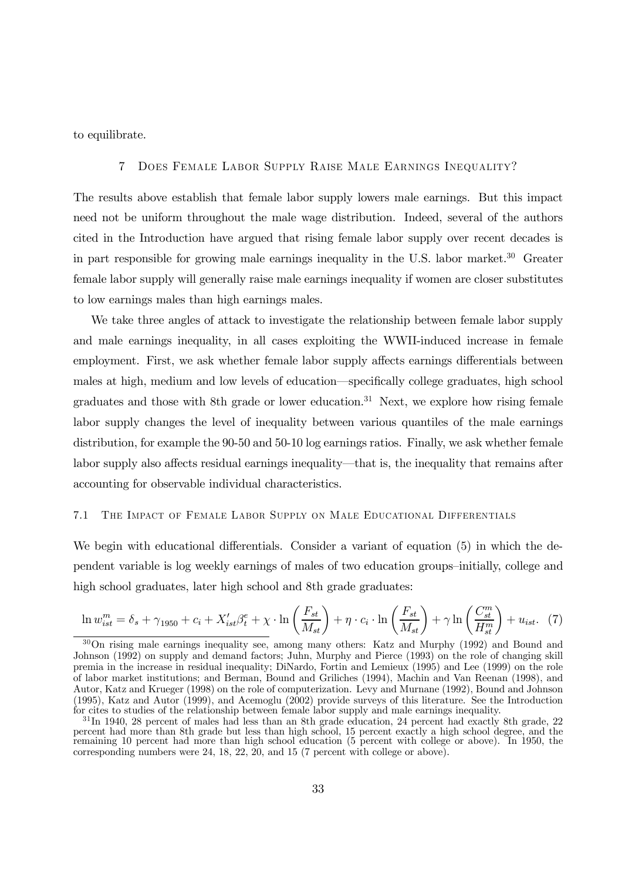to equilibrate.

## 7 Does Female Labor Supply Raise Male Earnings Inequality?

The results above establish that female labor supply lowers male earnings. But this impact need not be uniform throughout the male wage distribution. Indeed, several of the authors cited in the Introduction have argued that rising female labor supply over recent decades is in part responsible for growing male earnings inequality in the U.S. labor market.[30] Greater female labor supply will generally raise male earnings inequality if women are closer substitutes to low earnings males than high earnings males.

We take three angles of attack to investigate the relationship between female labor supply and male earnings inequality, in all cases exploiting the WWII-induced increase in female employment. First, we ask whether female labor supply affects earnings differentials between males at high, medium and low levels of education—specifically college graduates, high school graduates and those with 8th grade or lower education.[31] Next, we explore how rising female labor supply changes the level of inequality between various quantiles of the male earnings distribution, for example the 90-50 and 50-10 log earnings ratios. Finally, we ask whether female labor supply also affects residual earnings inequality—that is, the inequality that remains after accounting for observable individual characteristics.

### 7.1 The Impact of Female Labor Supply on Male Educational Differentials

We begin with educational differentials. Consider a variant of equation (5) in which the dependent variable is log weekly earnings of males of two education groups–initially, college and high school graduates, later high school and 8th grade graduates:

$$\ln w_{ist}^{m} = \delta_s + \gamma_{1950} + c_i + X_{ist}'\beta_t^e + \chi \cdot \ln\left(\frac{F_{st}}{M_{st}}\right) + \eta \cdot c_i \cdot \ln\left(\frac{F_{st}}{M_{st}}\right) + \gamma \ln\left(\frac{C_{st}^{m}}{H_{st}^{m}}\right) + u_{ist}. \quad (7)$$

[30] On rising male earnings inequality see, among many others: Katz and Murphy (1992) and Bound and Johnson (1992) on supply and demand factors; Juhn, Murphy and Pierce (1993) on the role of changing skill premia in the increase in residual inequality; DiNardo, Fortin and Lemieux (1995) and Lee (1999) on the role of labor market institutions; and Berman, Bound and Griliches (1994), Machin and Van Reenan (1998), and Autor, Katz and Krueger (1998) on the role of computerization. Levy and Murnane (1992), Bound and Johnson (1995), Katz and Autor (1999), and Acemoglu (2002) provide surveys of this literature. See the Introduction for cites to studies of the relationship between female labor supply and male earnings inequality.

[31] In 1940, 28 percent of males had less than an 8th grade education, 24 percent had exactly 8th grade, 22 percent had more than 8th grade but less than high school, 15 percent exactly a high school degree, and the remaining 10 percent had more than high school education (5 percent with college or above). In 1950, the corresponding numbers were 24, 18, 22, 20, and 15 (7 percent with college or above).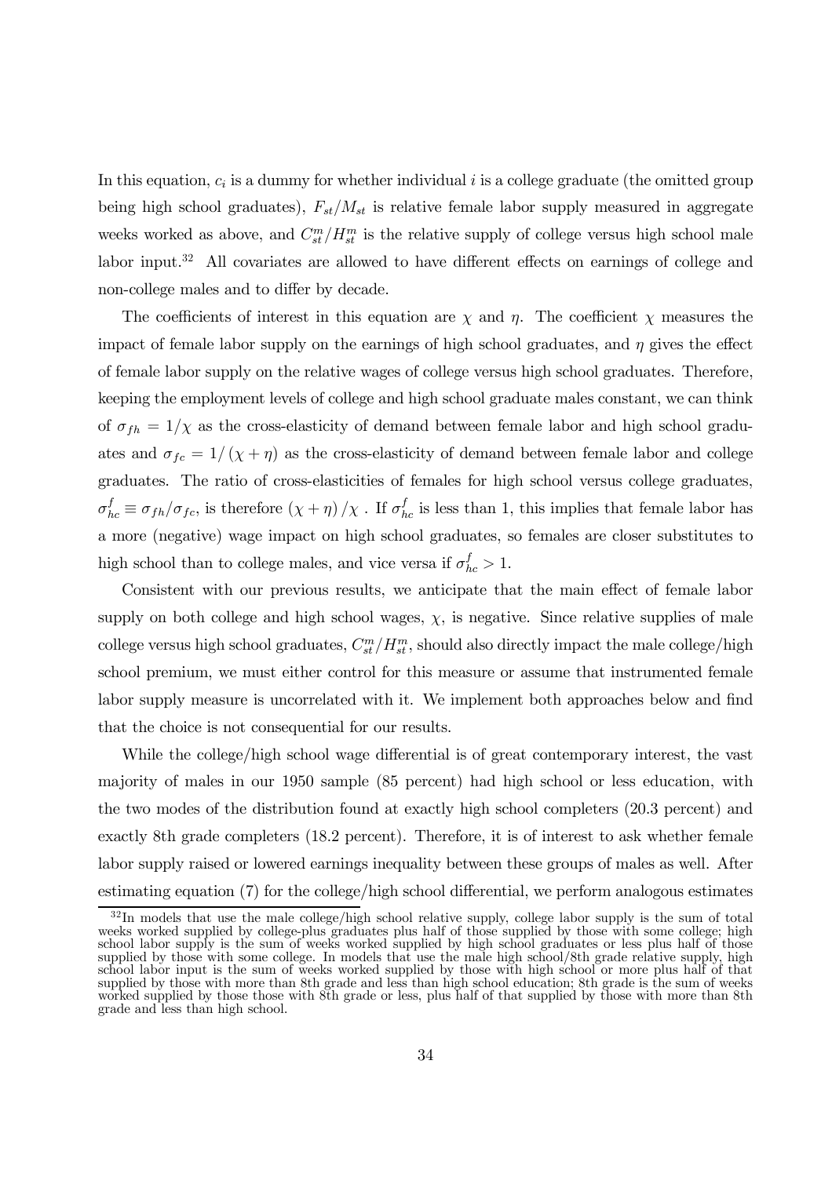In this equation, $c_i$ is a dummy for whether individual $i$ is a college graduate (the omitted group being high school graduates), $F_{st}/M_{st}$ is relative female labor supply measured in aggregate weeks worked as above, and $C^m_{st}/H^m_{st}$ is the relative supply of college versus high school male labor input.[32] All covariates are allowed to have different effects on earnings of college and non-college males and to differ by decade.

The coefficients of interest in this equation are $\chi$ and $\eta$. The coefficient $\chi$ measures the impact of female labor supply on the earnings of high school graduates, and $\eta$ gives the effect of female labor supply on the relative wages of college versus high school graduates. Therefore, keeping the employment levels of college and high school graduate males constant, we can think of $\sigma_{fh} = 1/\chi$ as the cross-elasticity of demand between female labor and high school graduates and $\sigma_{fc} = 1/(\chi + \eta)$ as the cross-elasticity of demand between female labor and college graduates. The ratio of cross-elasticities of females for high school versus college graduates, $\sigma^f_{hc} \equiv \sigma_{fh}/\sigma_{fc}$, is therefore $(\chi + \eta)/\chi$ . If $\sigma^f_{hc}$ is less than 1, this implies that female labor has a more (negative) wage impact on high school graduates, so females are closer substitutes to high school than to college males, and vice versa if $\sigma^f_{hc} > 1$.

Consistent with our previous results, we anticipate that the main effect of female labor supply on both college and high school wages, $\chi$, is negative. Since relative supplies of male college versus high school graduates, $C^m_{st}/H^m_{st}$, should also directly impact the male college/high school premium, we must either control for this measure or assume that instrumented female labor supply measure is uncorrelated with it. We implement both approaches below and find that the choice is not consequential for our results.

While the college/high school wage differential is of great contemporary interest, the vast majority of males in our 1950 sample (85 percent) had high school or less education, with the two modes of the distribution found at exactly high school completers (20.3 percent) and exactly 8th grade completers (18.2 percent). Therefore, it is of interest to ask whether female labor supply raised or lowered earnings inequality between these groups of males as well. After estimating equation (7) for the college/high school differential, we perform analogous estimates

[32] In models that use the male college/high school relative supply, college labor supply is the sum of total weeks worked supplied by college-plus graduates plus half of those supplied by those with some college; high school labor supply is the sum of weeks worked supplied by high school graduates or less plus half of those supplied by those with some college. In models that use the male high school/8th grade relative supply, high school labor input is the sum of weeks worked supplied by those with high school or more plus half of that supplied by those with more than 8th grade and less than high school education; 8th grade is the sum of weeks worked supplied by those those with 8th grade or less, plus half of that supplied by those with more than 8th grade and less than high school.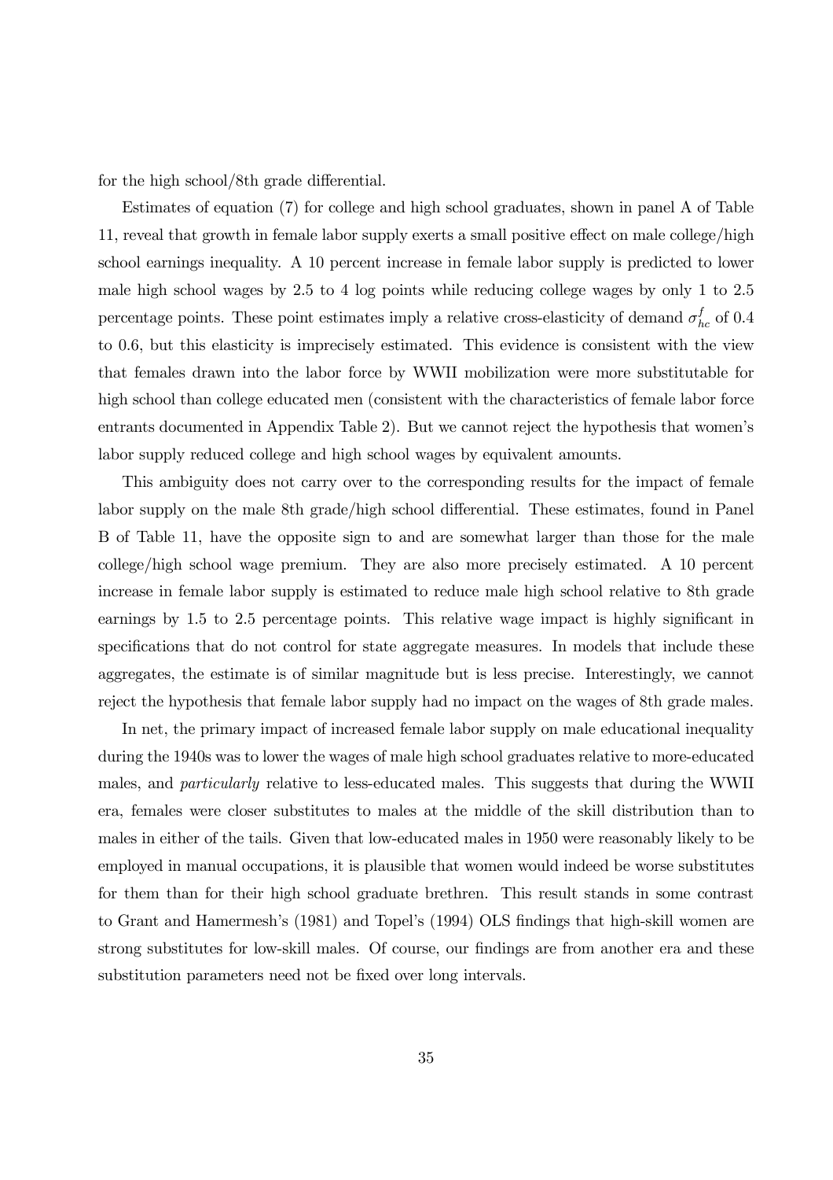for the high school/8th grade differential.

Estimates of equation (7) for college and high school graduates, shown in panel A of Table 11, reveal that growth in female labor supply exerts a small positive effect on male college/high school earnings inequality. A 10 percent increase in female labor supply is predicted to lower male high school wages by 2.5 to 4 log points while reducing college wages by only 1 to 2.5 percentage points. These point estimates imply a relative cross-elasticity of demand $\sigma_{hc}^{f}$ of 0.4 to 0.6, but this elasticity is imprecisely estimated. This evidence is consistent with the view that females drawn into the labor force by WWII mobilization were more substitutable for high school than college educated men (consistent with the characteristics of female labor force entrants documented in Appendix Table 2). But we cannot reject the hypothesis that women's labor supply reduced college and high school wages by equivalent amounts.

This ambiguity does not carry over to the corresponding results for the impact of female labor supply on the male 8th grade/high school differential. These estimates, found in Panel B of Table 11, have the opposite sign to and are somewhat larger than those for the male college/high school wage premium. They are also more precisely estimated. A 10 percent increase in female labor supply is estimated to reduce male high school relative to 8th grade earnings by 1.5 to 2.5 percentage points. This relative wage impact is highly significant in specifications that do not control for state aggregate measures. In models that include these aggregates, the estimate is of similar magnitude but is less precise. Interestingly, we cannot reject the hypothesis that female labor supply had no impact on the wages of 8th grade males.

In net, the primary impact of increased female labor supply on male educational inequality during the 1940s was to lower the wages of male high school graduates relative to more-educated males, and *particularly* relative to less-educated males. This suggests that during the WWII era, females were closer substitutes to males at the middle of the skill distribution than to males in either of the tails. Given that low-educated males in 1950 were reasonably likely to be employed in manual occupations, it is plausible that women would indeed be worse substitutes for them than for their high school graduate brethren. This result stands in some contrast to Grant and Hamermesh's (1981) and Topel's (1994) OLS findings that high-skill women are strong substitutes for low-skill males. Of course, our findings are from another era and these substitution parameters need not be fixed over long intervals.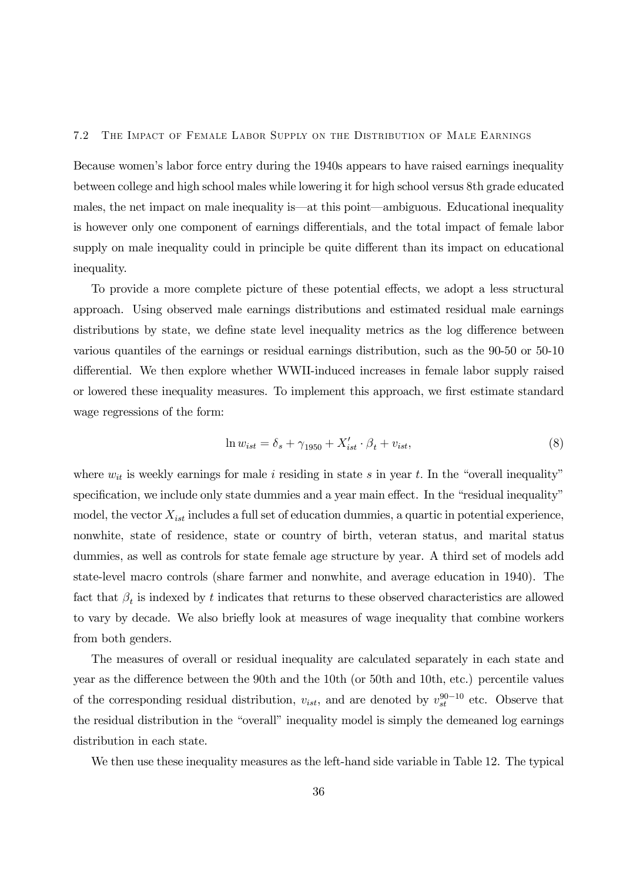### 7.2 The Impact of Female Labor Supply on the Distribution of Male Earnings

Because women's labor force entry during the 1940s appears to have raised earnings inequality between college and high school males while lowering it for high school versus 8th grade educated males, the net impact on male inequality is—at this point—ambiguous. Educational inequality is however only one component of earnings differentials, and the total impact of female labor supply on male inequality could in principle be quite different than its impact on educational inequality.

To provide a more complete picture of these potential effects, we adopt a less structural approach. Using observed male earnings distributions and estimated residual male earnings distributions by state, we define state level inequality metrics as the log difference between various quantiles of the earnings or residual earnings distribution, such as the 90-50 or 50-10 differential. We then explore whether WWII-induced increases in female labor supply raised or lowered these inequality measures. To implement this approach, we first estimate standard wage regressions of the form:

$$\ln w_{ist} = \delta_s + \gamma_{1950} + X'_{ist} \cdot \beta_t + v_{ist}, \tag{8}$$

where $w_{it}$ is weekly earnings for male $i$ residing in state $s$ in year $t$. In the "overall inequality" specification, we include only state dummies and a year main effect. In the "residual inequality" model, the vector $X_{ist}$ includes a full set of education dummies, a quartic in potential experience, nonwhite, state of residence, state or country of birth, veteran status, and marital status dummies, as well as controls for state female age structure by year. A third set of models add state-level macro controls (share farmer and nonwhite, and average education in 1940). The fact that $\beta_t$ is indexed by $t$ indicates that returns to these observed characteristics are allowed to vary by decade. We also briefly look at measures of wage inequality that combine workers from both genders.

The measures of overall or residual inequality are calculated separately in each state and year as the difference between the 90th and the 10th (or 50th and 10th, etc.) percentile values of the corresponding residual distribution, $v_{ist}$, and are denoted by $v_{st}^{90-10}$ etc. Observe that the residual distribution in the "overall" inequality model is simply the demeaned log earnings distribution in each state.

We then use these inequality measures as the left-hand side variable in Table 12. The typical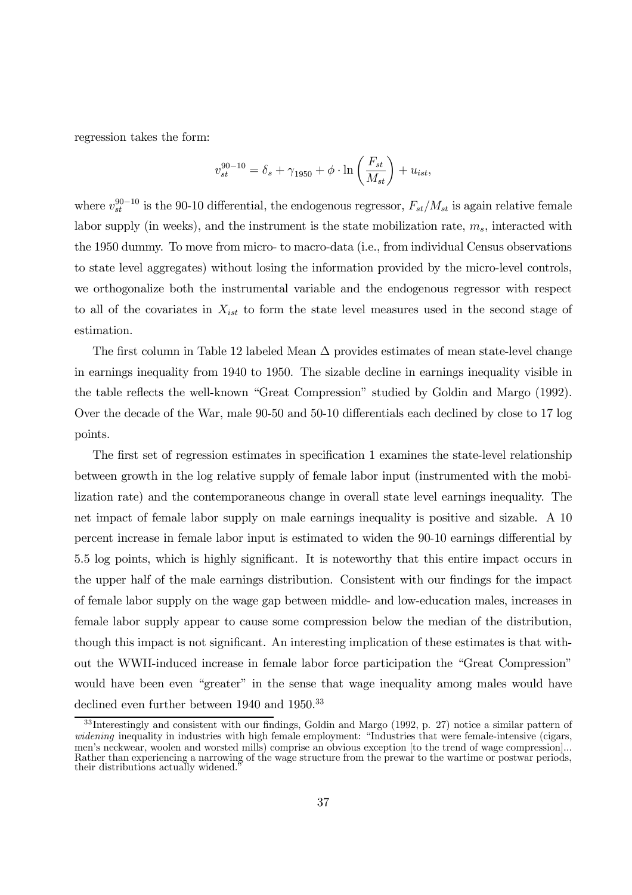regression takes the form:

$$v_{st}^{90-10} = \delta_s + \gamma_{1950} + \phi \cdot \ln\left(\frac{F_{st}}{M_{st}}\right) + u_{ist},$$

where $v_{st}^{90-10}$ is the 90-10 differential, the endogenous regressor, $F_{st}/M_{st}$ is again relative female labor supply (in weeks), and the instrument is the state mobilization rate, $m_s$, interacted with the 1950 dummy. To move from micro- to macro-data (i.e., from individual Census observations to state level aggregates) without losing the information provided by the micro-level controls, we orthogonalize both the instrumental variable and the endogenous regressor with respect to all of the covariates in $X_{ist}$ to form the state level measures used in the second stage of estimation.

The first column in Table 12 labeled Mean $\Delta$ provides estimates of mean state-level change in earnings inequality from 1940 to 1950. The sizable decline in earnings inequality visible in the table reflects the well-known "Great Compression" studied by Goldin and Margo (1992). Over the decade of the War, male 90-50 and 50-10 differentials each declined by close to 17 log points.

The first set of regression estimates in specification 1 examines the state-level relationship between growth in the log relative supply of female labor input (instrumented with the mobilization rate) and the contemporaneous change in overall state level earnings inequality. The net impact of female labor supply on male earnings inequality is positive and sizable. A 10 percent increase in female labor input is estimated to widen the 90-10 earnings differential by 5.5 log points, which is highly significant. It is noteworthy that this entire impact occurs in the upper half of the male earnings distribution. Consistent with our findings for the impact of female labor supply on the wage gap between middle- and low-education males, increases in female labor supply appear to cause some compression below the median of the distribution, though this impact is not significant. An interesting implication of these estimates is that without the WWII-induced increase in female labor force participation the "Great Compression" would have been even "greater" in the sense that wage inequality among males would have declined even further between 1940 and 1950.[33]

[33] Interestingly and consistent with our findings, Goldin and Margo (1992, p. 27) notice a similar pattern of *widening* inequality in industries with high female employment: "Industries that were female-intensive (cigars, men's neckwear, woolen and worsted mills) comprise an obvious exception [to the trend of wage compression]... Rather than experiencing a narrowing of the wage structure from the prewar to the wartime or postwar periods, their distributions actually widened."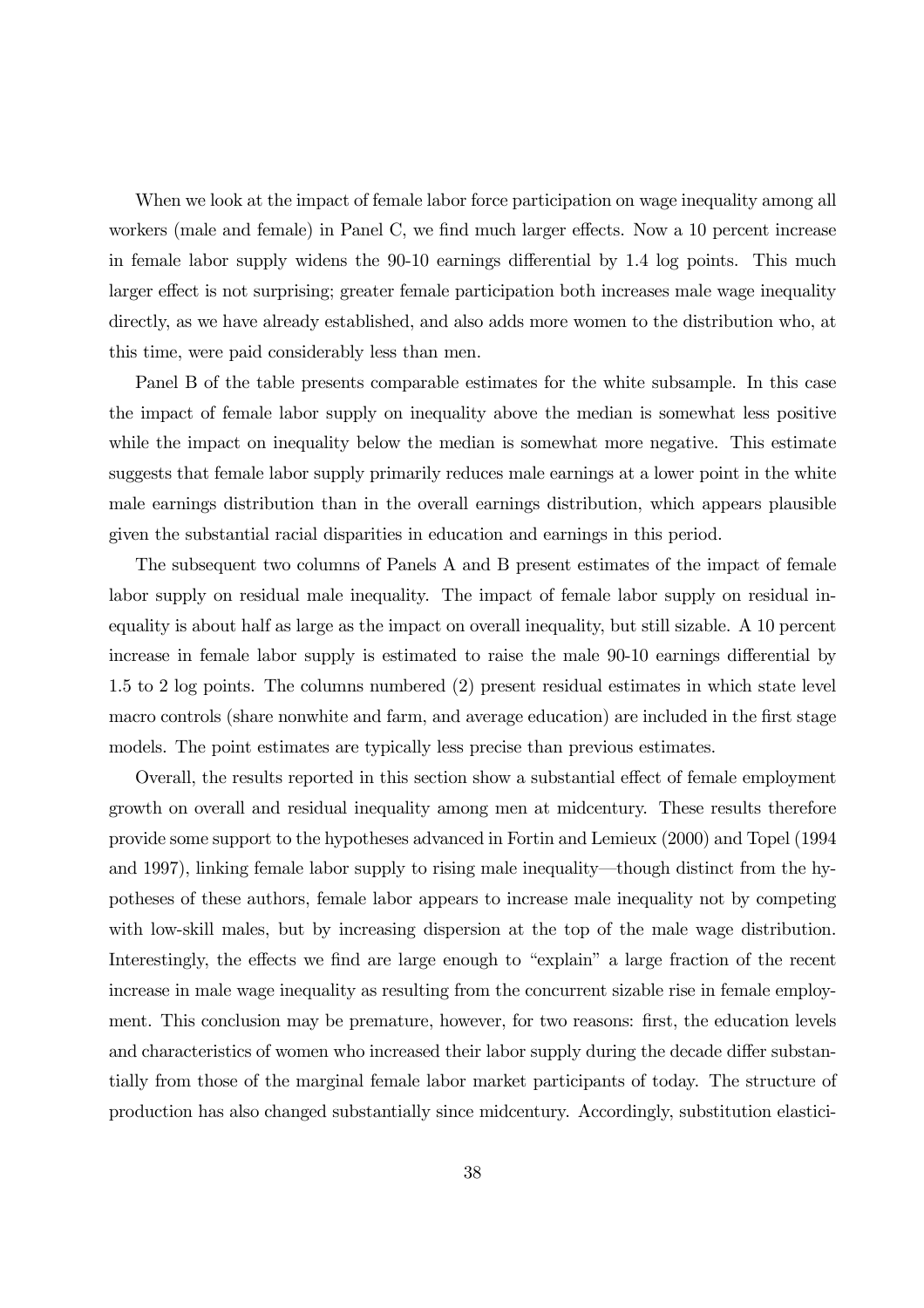When we look at the impact of female labor force participation on wage inequality among all workers (male and female) in Panel C, we find much larger effects. Now a 10 percent increase in female labor supply widens the 90-10 earnings differential by 1.4 log points. This much larger effect is not surprising; greater female participation both increases male wage inequality directly, as we have already established, and also adds more women to the distribution who, at this time, were paid considerably less than men.

Panel B of the table presents comparable estimates for the white subsample. In this case the impact of female labor supply on inequality above the median is somewhat less positive while the impact on inequality below the median is somewhat more negative. This estimate suggests that female labor supply primarily reduces male earnings at a lower point in the white male earnings distribution than in the overall earnings distribution, which appears plausible given the substantial racial disparities in education and earnings in this period.

The subsequent two columns of Panels A and B present estimates of the impact of female labor supply on residual male inequality. The impact of female labor supply on residual inequality is about half as large as the impact on overall inequality, but still sizable. A 10 percent increase in female labor supply is estimated to raise the male 90-10 earnings differential by 1.5 to 2 log points. The columns numbered (2) present residual estimates in which state level macro controls (share nonwhite and farm, and average education) are included in the first stage models. The point estimates are typically less precise than previous estimates.

Overall, the results reported in this section show a substantial effect of female employment growth on overall and residual inequality among men at midcentury. These results therefore provide some support to the hypotheses advanced in Fortin and Lemieux (2000) and Topel (1994 and 1997), linking female labor supply to rising male inequality—though distinct from the hypotheses of these authors, female labor appears to increase male inequality not by competing with low-skill males, but by increasing dispersion at the top of the male wage distribution. Interestingly, the effects we find are large enough to "explain" a large fraction of the recent increase in male wage inequality as resulting from the concurrent sizable rise in female employment. This conclusion may be premature, however, for two reasons: first, the education levels and characteristics of women who increased their labor supply during the decade differ substantially from those of the marginal female labor market participants of today. The structure of production has also changed substantially since midcentury. Accordingly, substitution elastici-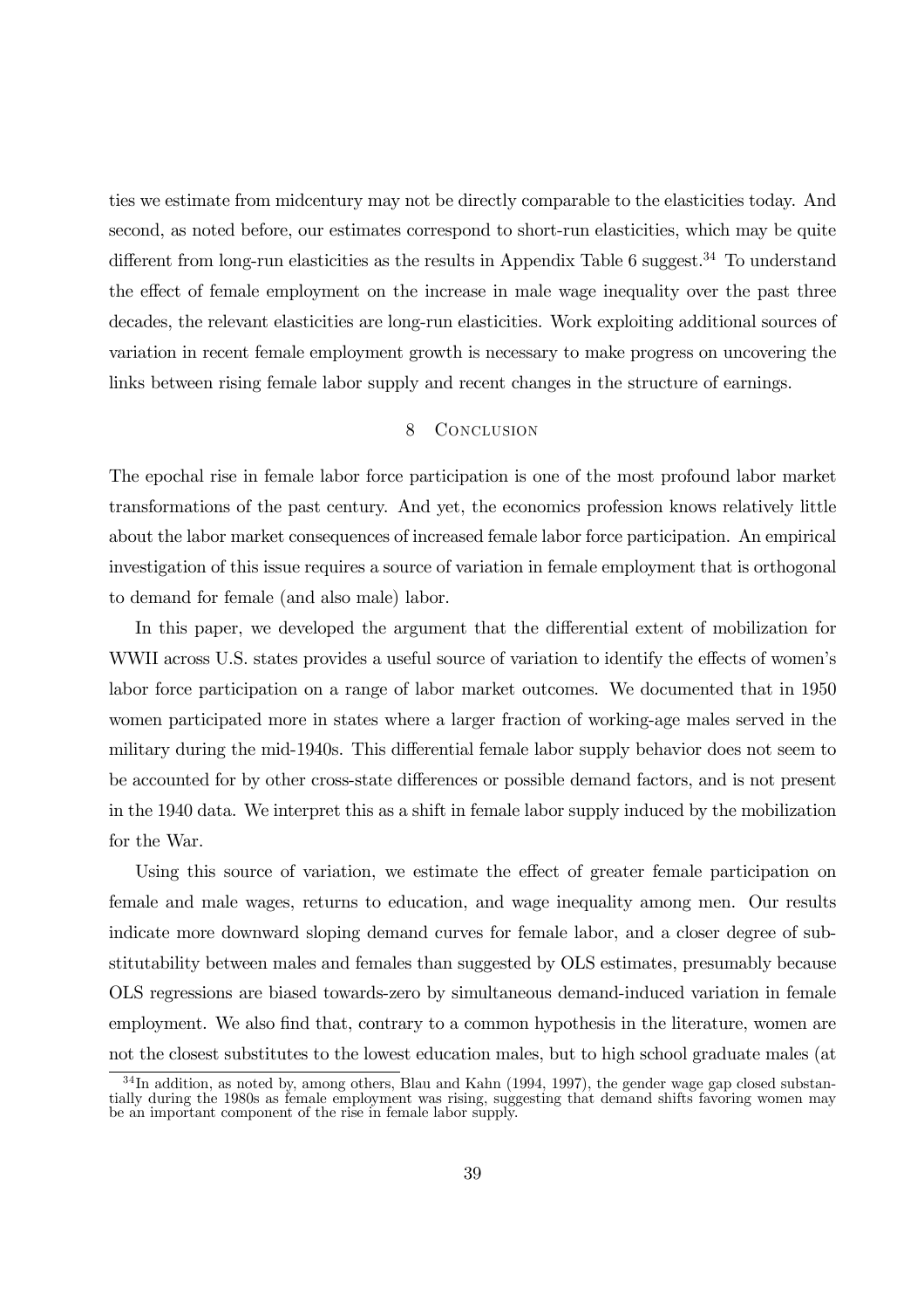ties we estimate from midcentury may not be directly comparable to the elasticities today. And second, as noted before, our estimates correspond to short-run elasticities, which may be quite different from long-run elasticities as the results in Appendix Table 6 suggest.[34] To understand the effect of female employment on the increase in male wage inequality over the past three decades, the relevant elasticities are long-run elasticities. Work exploiting additional sources of variation in recent female employment growth is necessary to make progress on uncovering the links between rising female labor supply and recent changes in the structure of earnings.

## 8 Conclusion

The epochal rise in female labor force participation is one of the most profound labor market transformations of the past century. And yet, the economics profession knows relatively little about the labor market consequences of increased female labor force participation. An empirical investigation of this issue requires a source of variation in female employment that is orthogonal to demand for female (and also male) labor.

In this paper, we developed the argument that the differential extent of mobilization for WWII across U.S. states provides a useful source of variation to identify the effects of women's labor force participation on a range of labor market outcomes. We documented that in 1950 women participated more in states where a larger fraction of working-age males served in the military during the mid-1940s. This differential female labor supply behavior does not seem to be accounted for by other cross-state differences or possible demand factors, and is not present in the 1940 data. We interpret this as a shift in female labor supply induced by the mobilization for the War.

Using this source of variation, we estimate the effect of greater female participation on female and male wages, returns to education, and wage inequality among men. Our results indicate more downward sloping demand curves for female labor, and a closer degree of substitutability between males and females than suggested by OLS estimates, presumably because OLS regressions are biased towards-zero by simultaneous demand-induced variation in female employment. We also find that, contrary to a common hypothesis in the literature, women are not the closest substitutes to the lowest education males, but to high school graduate males (at

[34] In addition, as noted by, among others, Blau and Kahn (1994, 1997), the gender wage gap closed substantially during the 1980s as female employment was rising, suggesting that demand shifts favoring women may be an important component of the rise in female labor supply.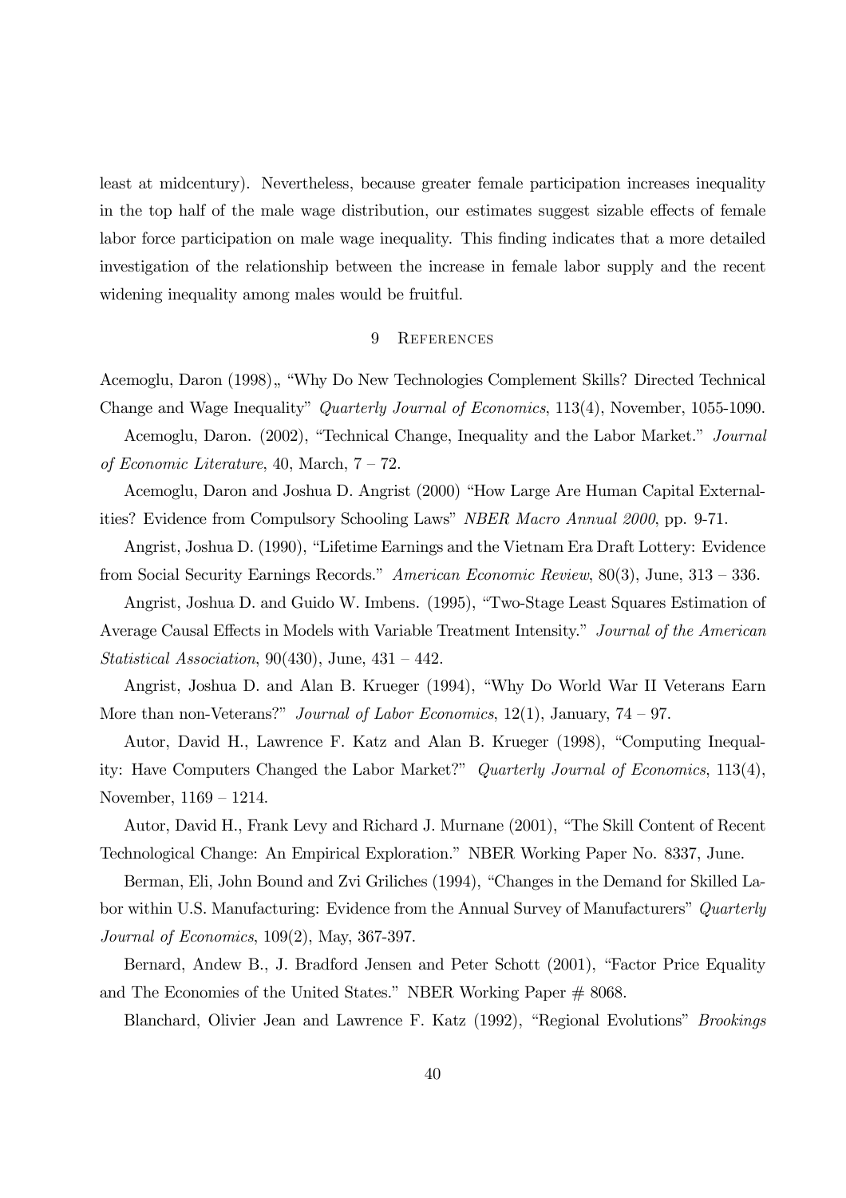least at midcentury). Nevertheless, because greater female participation increases inequality in the top half of the male wage distribution, our estimates suggest sizable effects of female labor force participation on male wage inequality. This finding indicates that a more detailed investigation of the relationship between the increase in female labor supply and the recent widening inequality among males would be fruitful.

## 9 References

Acemoglu, Daron (1998)„ "Why Do New Technologies Complement Skills? Directed Technical Change and Wage Inequality" *Quarterly Journal of Economics*, 113(4), November, 1055-1090.

Acemoglu, Daron. (2002), "Technical Change, Inequality and the Labor Market." *Journal of Economic Literature*, 40, March, 7 – 72.

Acemoglu, Daron and Joshua D. Angrist (2000) "How Large Are Human Capital Externalities? Evidence from Compulsory Schooling Laws" *NBER Macro Annual 2000*, pp. 9-71.

Angrist, Joshua D. (1990), "Lifetime Earnings and the Vietnam Era Draft Lottery: Evidence from Social Security Earnings Records." *American Economic Review*, 80(3), June, 313 – 336.

Angrist, Joshua D. and Guido W. Imbens. (1995), "Two-Stage Least Squares Estimation of Average Causal Effects in Models with Variable Treatment Intensity." *Journal of the American Statistical Association*, 90(430), June, 431 – 442.

Angrist, Joshua D. and Alan B. Krueger (1994), "Why Do World War II Veterans Earn More than non-Veterans?" *Journal of Labor Economics*, 12(1), January, 74 – 97.

Autor, David H., Lawrence F. Katz and Alan B. Krueger (1998), "Computing Inequality: Have Computers Changed the Labor Market?" *Quarterly Journal of Economics*, 113(4), November, 1169 – 1214.

Autor, David H., Frank Levy and Richard J. Murnane (2001), "The Skill Content of Recent Technological Change: An Empirical Exploration." NBER Working Paper No. 8337, June.

Berman, Eli, John Bound and Zvi Griliches (1994), "Changes in the Demand for Skilled Labor within U.S. Manufacturing: Evidence from the Annual Survey of Manufacturers" *Quarterly Journal of Economics*, 109(2), May, 367-397.

Bernard, Andew B., J. Bradford Jensen and Peter Schott (2001), "Factor Price Equality and The Economies of the United States." NBER Working Paper # 8068.

Blanchard, Olivier Jean and Lawrence F. Katz (1992), "Regional Evolutions" *Brookings*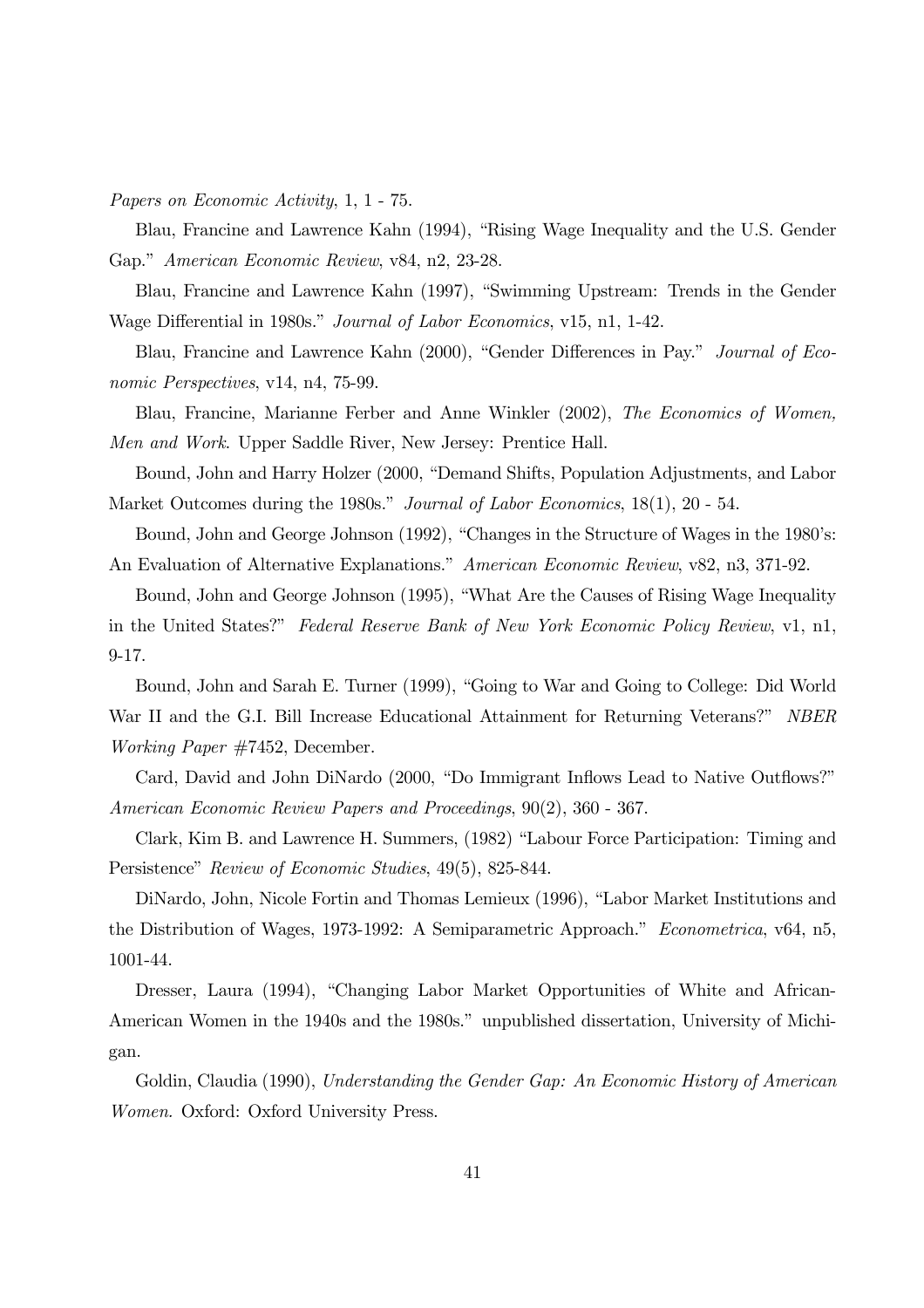*Papers on Economic Activity*, 1, 1 - 75.

Blau, Francine and Lawrence Kahn (1994), "Rising Wage Inequality and the U.S. Gender Gap." *American Economic Review*, v84, n2, 23-28.

Blau, Francine and Lawrence Kahn (1997), "Swimming Upstream: Trends in the Gender Wage Differential in 1980s." *Journal of Labor Economics*, v15, n1, 1-42.

Blau, Francine and Lawrence Kahn (2000), "Gender Differences in Pay." *Journal of Economic Perspectives*, v14, n4, 75-99.

Blau, Francine, Marianne Ferber and Anne Winkler (2002), *The Economics of Women, Men and Work*. Upper Saddle River, New Jersey: Prentice Hall.

Bound, John and Harry Holzer (2000, "Demand Shifts, Population Adjustments, and Labor Market Outcomes during the 1980s." *Journal of Labor Economics*, 18(1), 20 - 54.

Bound, John and George Johnson (1992), "Changes in the Structure of Wages in the 1980's: An Evaluation of Alternative Explanations." *American Economic Review*, v82, n3, 371-92.

Bound, John and George Johnson (1995), "What Are the Causes of Rising Wage Inequality in the United States?" *Federal Reserve Bank of New York Economic Policy Review*, v1, n1, 9-17.

Bound, John and Sarah E. Turner (1999), "Going to War and Going to College: Did World War II and the G.I. Bill Increase Educational Attainment for Returning Veterans?" *NBER Working Paper* #7452, December.

Card, David and John DiNardo (2000, "Do Immigrant Inflows Lead to Native Outflows?" *American Economic Review Papers and Proceedings*, 90(2), 360 - 367.

Clark, Kim B. and Lawrence H. Summers, (1982) "Labour Force Participation: Timing and Persistence" *Review of Economic Studies*, 49(5), 825-844.

DiNardo, John, Nicole Fortin and Thomas Lemieux (1996), "Labor Market Institutions and the Distribution of Wages, 1973-1992: A Semiparametric Approach." *Econometrica*, v64, n5, 1001-44.

Dresser, Laura (1994), "Changing Labor Market Opportunities of White and African-American Women in the 1940s and the 1980s." unpublished dissertation, University of Michigan.

Goldin, Claudia (1990), *Understanding the Gender Gap: An Economic History of American Women.* Oxford: Oxford University Press.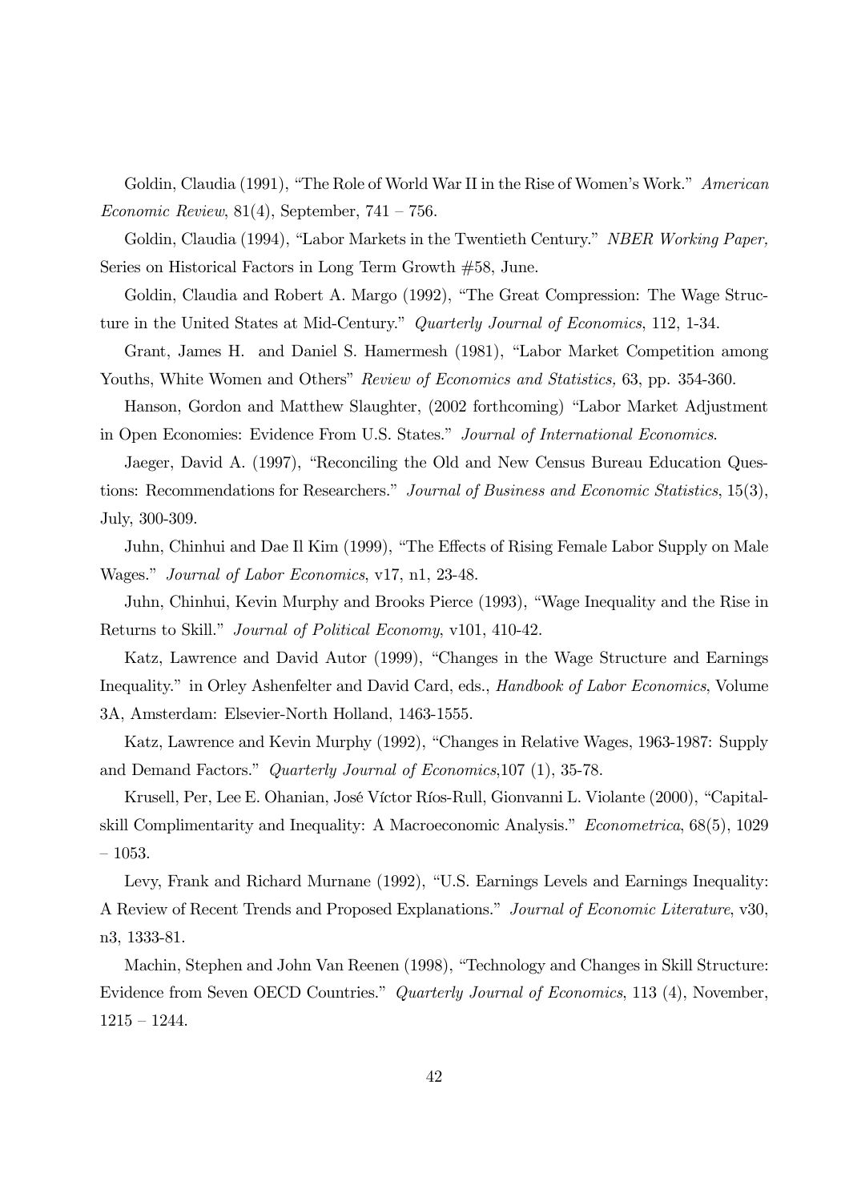Goldin, Claudia (1991), "The Role of World War II in the Rise of Women's Work." *American Economic Review*, 81(4), September, 741 – 756.

Goldin, Claudia (1994), "Labor Markets in the Twentieth Century." *NBER Working Paper,* Series on Historical Factors in Long Term Growth #58, June.

Goldin, Claudia and Robert A. Margo (1992), "The Great Compression: The Wage Structure in the United States at Mid-Century." *Quarterly Journal of Economics*, 112, 1-34.

Grant, James H. and Daniel S. Hamermesh (1981), "Labor Market Competition among Youths, White Women and Others" *Review of Economics and Statistics,* 63, pp. 354-360.

Hanson, Gordon and Matthew Slaughter, (2002 forthcoming) "Labor Market Adjustment in Open Economies: Evidence From U.S. States." *Journal of International Economics*.

Jaeger, David A. (1997), "Reconciling the Old and New Census Bureau Education Questions: Recommendations for Researchers." *Journal of Business and Economic Statistics*, 15(3), July, 300-309.

Juhn, Chinhui and Dae Il Kim (1999), "The Effects of Rising Female Labor Supply on Male Wages." *Journal of Labor Economics*, v17, n1, 23-48.

Juhn, Chinhui, Kevin Murphy and Brooks Pierce (1993), "Wage Inequality and the Rise in Returns to Skill." *Journal of Political Economy*, v101, 410-42.

Katz, Lawrence and David Autor (1999), "Changes in the Wage Structure and Earnings Inequality." in Orley Ashenfelter and David Card, eds., *Handbook of Labor Economics*, Volume 3A, Amsterdam: Elsevier-North Holland, 1463-1555.

Katz, Lawrence and Kevin Murphy (1992), "Changes in Relative Wages, 1963-1987: Supply and Demand Factors." *Quarterly Journal of Economics*,107 (1), 35-78.

Krusell, Per, Lee E. Ohanian, José Víctor Ríos-Rull, Gionvanni L. Violante (2000), "Capital-skill Complimentarity and Inequality: A Macroeconomic Analysis." *Econometrica*, 68(5), 1029 – 1053.

Levy, Frank and Richard Murnane (1992), "U.S. Earnings Levels and Earnings Inequality: A Review of Recent Trends and Proposed Explanations." *Journal of Economic Literature*, v30, n3, 1333-81.

Machin, Stephen and John Van Reenen (1998), "Technology and Changes in Skill Structure: Evidence from Seven OECD Countries." *Quarterly Journal of Economics*, 113 (4), November, 1215 – 1244.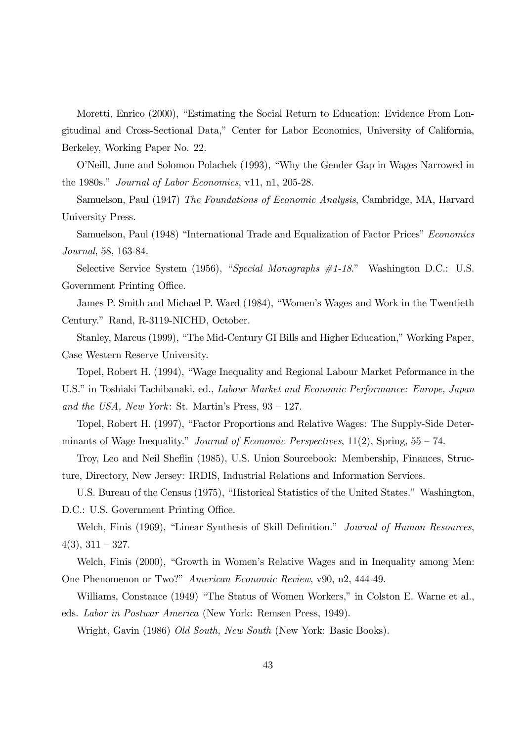Moretti, Enrico (2000), "Estimating the Social Return to Education: Evidence From Longitudinal and Cross-Sectional Data," Center for Labor Economics, University of California, Berkeley, Working Paper No. 22.

O'Neill, June and Solomon Polachek (1993), "Why the Gender Gap in Wages Narrowed in the 1980s." *Journal of Labor Economics*, v11, n1, 205-28.

Samuelson, Paul (1947) *The Foundations of Economic Analysis*, Cambridge, MA, Harvard University Press.

Samuelson, Paul (1948) "International Trade and Equalization of Factor Prices" *Economics Journal*, 58, 163-84.

Selective Service System (1956), "*Special Monographs #1-18.*" Washington D.C.: U.S. Government Printing Office.

James P. Smith and Michael P. Ward (1984), "Women's Wages and Work in the Twentieth Century." Rand, R-3119-NICHD, October.

Stanley, Marcus (1999), "The Mid-Century GI Bills and Higher Education," Working Paper, Case Western Reserve University.

Topel, Robert H. (1994), "Wage Inequality and Regional Labour Market Peformance in the U.S." in Toshiaki Tachibanaki, ed., *Labour Market and Economic Performance: Europe, Japan and the USA, New York*: St. Martin's Press, 93 – 127.

Topel, Robert H. (1997), "Factor Proportions and Relative Wages: The Supply-Side Determinants of Wage Inequality." *Journal of Economic Perspectives*, 11(2), Spring, 55 – 74.

Troy, Leo and Neil Sheflin (1985), U.S. Union Sourcebook: Membership, Finances, Structure, Directory, New Jersey: IRDIS, Industrial Relations and Information Services.

U.S. Bureau of the Census (1975), "Historical Statistics of the United States." Washington, D.C.: U.S. Government Printing Office.

Welch, Finis (1969), "Linear Synthesis of Skill Definition." *Journal of Human Resources*, 4(3), 311 – 327.

Welch, Finis (2000), "Growth in Women's Relative Wages and in Inequality among Men: One Phenomenon or Two?" *American Economic Review*, v90, n2, 444-49.

Williams, Constance (1949) "The Status of Women Workers," in Colston E. Warne et al., eds. *Labor in Postwar America* (New York: Remsen Press, 1949).

Wright, Gavin (1986) *Old South, New South* (New York: Basic Books).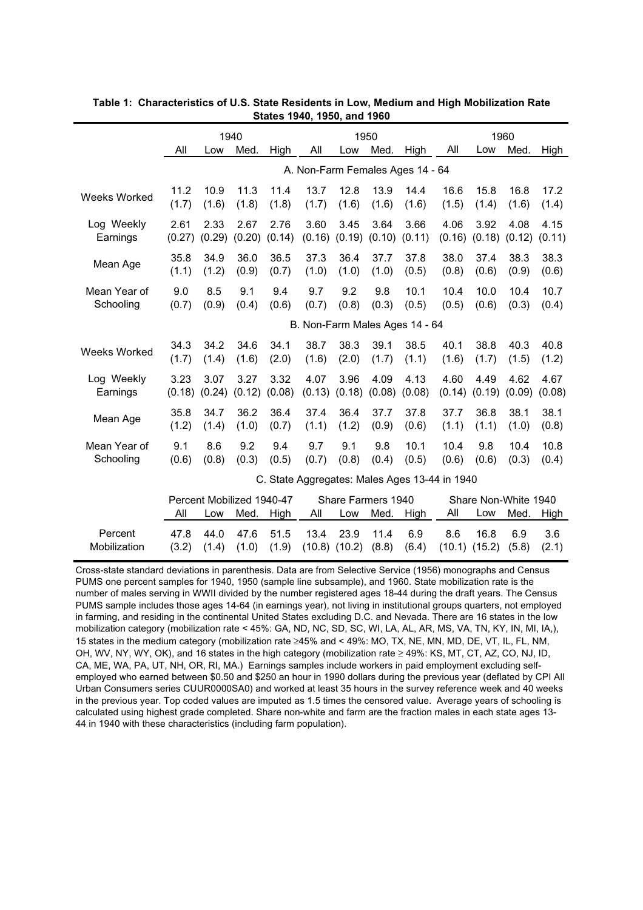**Table 1: Characteristics of U.S. State Residents in Low, Medium and High Mobilization Rate States 1940, 1950, and 1960**

| | 1940 | | | | 1950 | | | | 1960 | | | |
|---|---|---|---|---|---|---|---|---|---|---|---|---|
| | All | Low | Med. | High | All | Low | Med. | High | All | Low | Med. | High |
| **A. Non-Farm Females Ages 14 - 64** | | | | | | | | | | | | |
| Weeks Worked | 11.2 | 10.9 | 11.3 | 11.4 | 13.7 | 12.8 | 13.9 | 14.4 | 16.6 | 15.8 | 16.8 | 17.2 |
| | (1.7) | (1.6) | (1.8) | (1.8) | (1.7) | (1.6) | (1.6) | (1.6) | (1.5) | (1.4) | (1.6) | (1.4) |
| Log Weekly Earnings | 2.61 | 2.33 | 2.67 | 2.76 | 3.60 | 3.45 | 3.64 | 3.66 | 4.06 | 3.92 | 4.08 | 4.15 |
| | (0.27) | (0.29) | (0.20) | (0.14) | (0.16) | (0.19) | (0.10) | (0.11) | (0.16) | (0.18) | (0.12) | (0.11) |
| Mean Age | 35.8 | 34.9 | 36.0 | 36.5 | 37.3 | 36.4 | 37.7 | 37.8 | 38.0 | 37.4 | 38.3 | 38.3 |
| | (1.1) | (1.2) | (0.9) | (0.7) | (1.0) | (1.0) | (1.0) | (0.5) | (0.8) | (0.6) | (0.9) | (0.6) |
| Mean Year of Schooling | 9.0 | 8.5 | 9.1 | 9.4 | 9.7 | 9.2 | 9.8 | 10.1 | 10.4 | 10.0 | 10.4 | 10.7 |
| | (0.7) | (0.9) | (0.4) | (0.6) | (0.7) | (0.8) | (0.3) | (0.5) | (0.5) | (0.6) | (0.3) | (0.4) |
| **B. Non-Farm Males Ages 14 - 64** | | | | | | | | | | | | |
| Weeks Worked | 34.3 | 34.2 | 34.6 | 34.1 | 38.7 | 38.3 | 39.1 | 38.5 | 40.1 | 38.8 | 40.3 | 40.8 |
| | (1.7) | (1.4) | (1.6) | (2.0) | (1.6) | (2.0) | (1.7) | (1.1) | (1.6) | (1.7) | (1.5) | (1.2) |
| Log Weekly Earnings | 3.23 | 3.07 | 3.27 | 3.32 | 4.07 | 3.96 | 4.09 | 4.13 | 4.60 | 4.49 | 4.62 | 4.67 |
| | (0.18) | (0.24) | (0.12) | (0.08) | (0.13) | (0.18) | (0.08) | (0.08) | (0.14) | (0.19) | (0.09) | (0.08) |
| Mean Age | 35.8 | 34.7 | 36.2 | 36.4 | 37.4 | 36.4 | 37.7 | 37.8 | 37.7 | 36.8 | 38.1 | 38.1 |
| | (1.2) | (1.4) | (1.0) | (0.7) | (1.1) | (1.2) | (0.9) | (0.6) | (1.1) | (1.1) | (1.0) | (0.8) |
| Mean Year of Schooling | 9.1 | 8.6 | 9.2 | 9.4 | 9.7 | 9.1 | 9.8 | 10.1 | 10.4 | 9.8 | 10.4 | 10.8 |
| | (0.6) | (0.8) | (0.3) | (0.5) | (0.7) | (0.8) | (0.4) | (0.5) | (0.6) | (0.6) | (0.3) | (0.4) |
| **C. State Aggregates: Males Ages 13-44 in 1940** | | | | | | | | | | | | |
| | Percent Mobilized 1940-47 | | | | Share Farmers 1940 | | | | Share Non-White 1940 | | | |
| | All | Low | Med. | High | All | Low | Med. | High | All | Low | Med. | High |
| Percent Mobilization | 47.8 | 44.0 | 47.6 | 51.5 | 13.4 | 23.9 | 11.4 | 6.9 | 8.6 | 16.8 | 6.9 | 3.6 |
| | (3.2) | (1.4) | (1.0) | (1.9) | (10.8) | (10.2) | (8.8) | (6.4) | (10.1) | (15.2) | (5.8) | (2.1) |

Cross-state standard deviations in parenthesis. Data are from Selective Service (1956) monographs and Census PUMS one percent samples for 1940, 1950 (sample line subsample), and 1960. State mobilization rate is the number of males serving in WWII divided by the number registered ages 18-44 during the draft years. The Census PUMS sample includes those ages 14-64 (in earnings year), not living in institutional groups quarters, not employed in farming, and residing in the continental United States excluding D.C. and Nevada. There are 16 states in the low mobilization category (mobilization rate < 45%: GA, ND, NC, SD, SC, WI, LA, AL, AR, MS, VA, TN, KY, IN, MI, IA,), 15 states in the medium category (mobilization rate ≥45% and < 49%: MO, TX, NE, MN, MD, DE, VT, IL, FL, NM, OH, WV, NY, WY, OK), and 16 states in the high category (mobilization rate ≥ 49%: KS, MT, CT, AZ, CO, NJ, ID, CA, ME, WA, PA, UT, NH, OR, RI, MA.) Earnings samples include workers in paid employment excluding self-employed who earned between $0.50 and $250 an hour in 1990 dollars during the previous year (deflated by CPI All Urban Consumers series CUUR0000SA0) and worked at least 35 hours in the survey reference week and 40 weeks in the previous year. Top coded values are imputed as 1.5 times the censored value. Average years of schooling is calculated using highest grade completed. Share non-white and farm are the fraction males in each state ages 13-44 in 1940 with these characteristics (including farm population).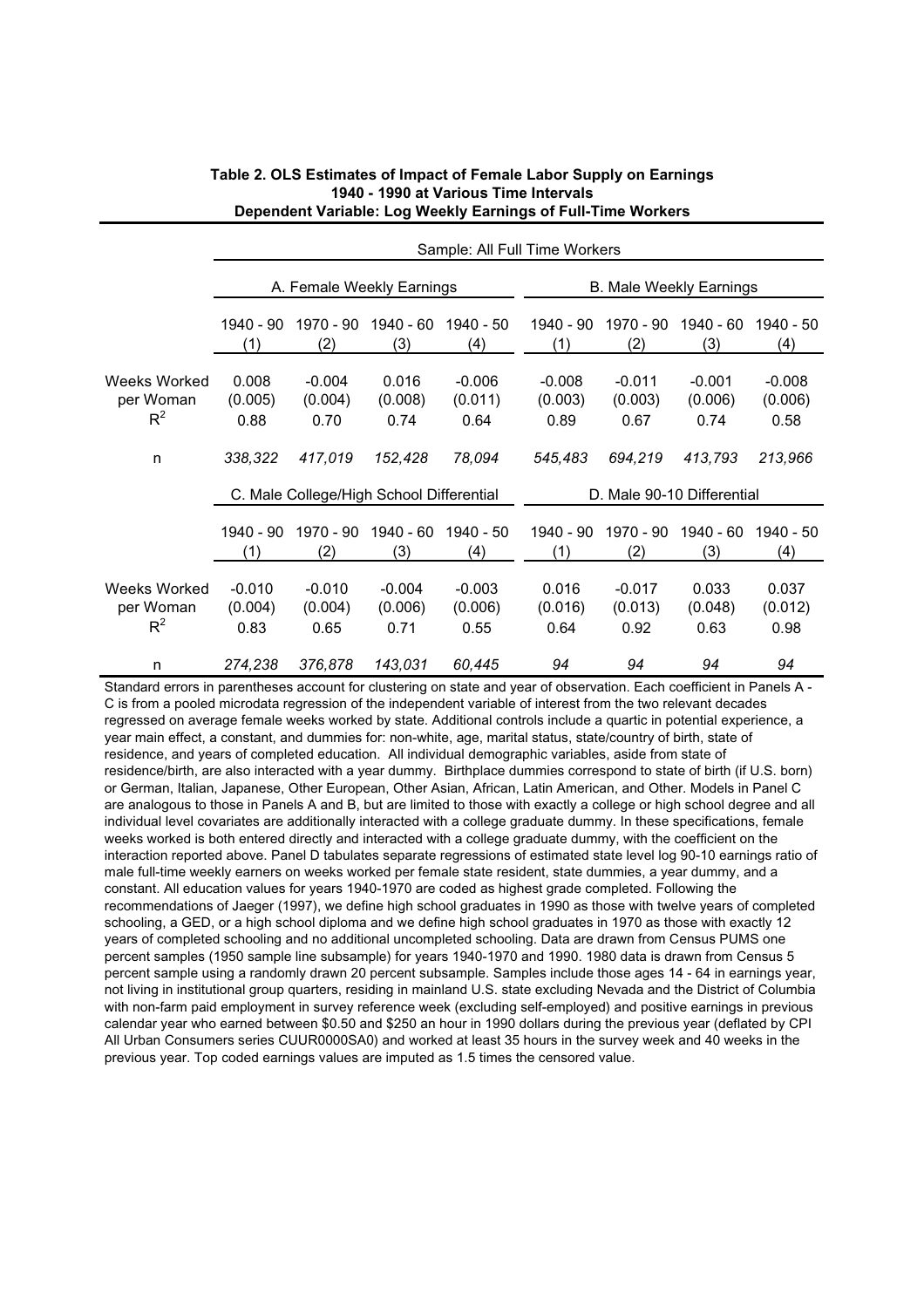**Table 2. OLS Estimates of Impact of Female Labor Supply on Earnings 1940 - 1990 at Various Time Intervals Dependent Variable: Log Weekly Earnings of Full-Time Workers**

| | Sample: All Full Time Workers | | | | | | | |
|---|---|---|---|---|---|---|---|---|
| | A. Female Weekly Earnings | | | | B. Male Weekly Earnings | | | |
| | 1940 - 90 (1) | 1970 - 90 (2) | 1940 - 60 (3) | 1940 - 50 (4) | 1940 - 90 (1) | 1970 - 90 (2) | 1940 - 60 (3) | 1940 - 50 (4) |
| Weeks Worked per Woman | 0.008 | -0.004 | 0.016 | -0.006 | -0.008 | -0.011 | -0.001 | -0.008 |
| | (0.005) | (0.004) | (0.008) | (0.011) | (0.003) | (0.003) | (0.006) | (0.006) |
| $R^2$ | 0.88 | 0.70 | 0.74 | 0.64 | 0.89 | 0.67 | 0.74 | 0.58 |
| n | *338,322* | *417,019* | *152,428* | *78,094* | *545,483* | *694,219* | *413,793* | *213,966* |
| | C. Male College/High School Differential | | | | D. Male 90-10 Differential | | | |
| | 1940 - 90 (1) | 1970 - 90 (2) | 1940 - 60 (3) | 1940 - 50 (4) | 1940 - 90 (1) | 1970 - 90 (2) | 1940 - 60 (3) | 1940 - 50 (4) |
| Weeks Worked per Woman | -0.010 | -0.010 | -0.004 | -0.003 | 0.016 | -0.017 | 0.033 | 0.037 |
| | (0.004) | (0.004) | (0.006) | (0.006) | (0.016) | (0.013) | (0.048) | (0.012) |
| $R^2$ | 0.83 | 0.65 | 0.71 | 0.55 | 0.64 | 0.92 | 0.63 | 0.98 |
| n | *274,238* | *376,878* | *143,031* | *60,445* | *94* | *94* | *94* | *94* |

Standard errors in parentheses account for clustering on state and year of observation. Each coefficient in Panels A - C is from a pooled microdata regression of the independent variable of interest from the two relevant decades regressed on average female weeks worked by state. Additional controls include a quartic in potential experience, a year main effect, a constant, and dummies for: non-white, age, marital status, state/country of birth, state of residence, and years of completed education. All individual demographic variables, aside from state of residence/birth, are also interacted with a year dummy. Birthplace dummies correspond to state of birth (if U.S. born) or German, Italian, Japanese, Other European, Other Asian, African, Latin American, and Other. Models in Panel C are analogous to those in Panels A and B, but are limited to those with exactly a college or high school degree and all individual level covariates are additionally interacted with a college graduate dummy. In these specifications, female weeks worked is both entered directly and interacted with a college graduate dummy, with the coefficient on the interaction reported above. Panel D tabulates separate regressions of estimated state level log 90-10 earnings ratio of male full-time weekly earners on weeks worked per female state resident, state dummies, a year dummy, and a constant. All education values for years 1940-1970 are coded as highest grade completed. Following the recommendations of Jaeger (1997), we define high school graduates in 1990 as those with twelve years of completed schooling, a GED, or a high school diploma and we define high school graduates in 1970 as those with exactly 12 years of completed schooling and no additional uncompleted schooling. Data are drawn from Census PUMS one percent samples (1950 sample line subsample) for years 1940-1970 and 1990. 1980 data is drawn from Census 5 percent sample using a randomly drawn 20 percent subsample. Samples include those ages 14 - 64 in earnings year, not living in institutional group quarters, residing in mainland U.S. state excluding Nevada and the District of Columbia with non-farm paid employment in survey reference week (excluding self-employed) and positive earnings in previous calendar year who earned between \$0.50 and \$250 an hour in 1990 dollars during the previous year (deflated by CPI All Urban Consumers series CUUR0000SA0) and worked at least 35 hours in the survey week and 40 weeks in the previous year. Top coded earnings values are imputed as 1.5 times the censored value.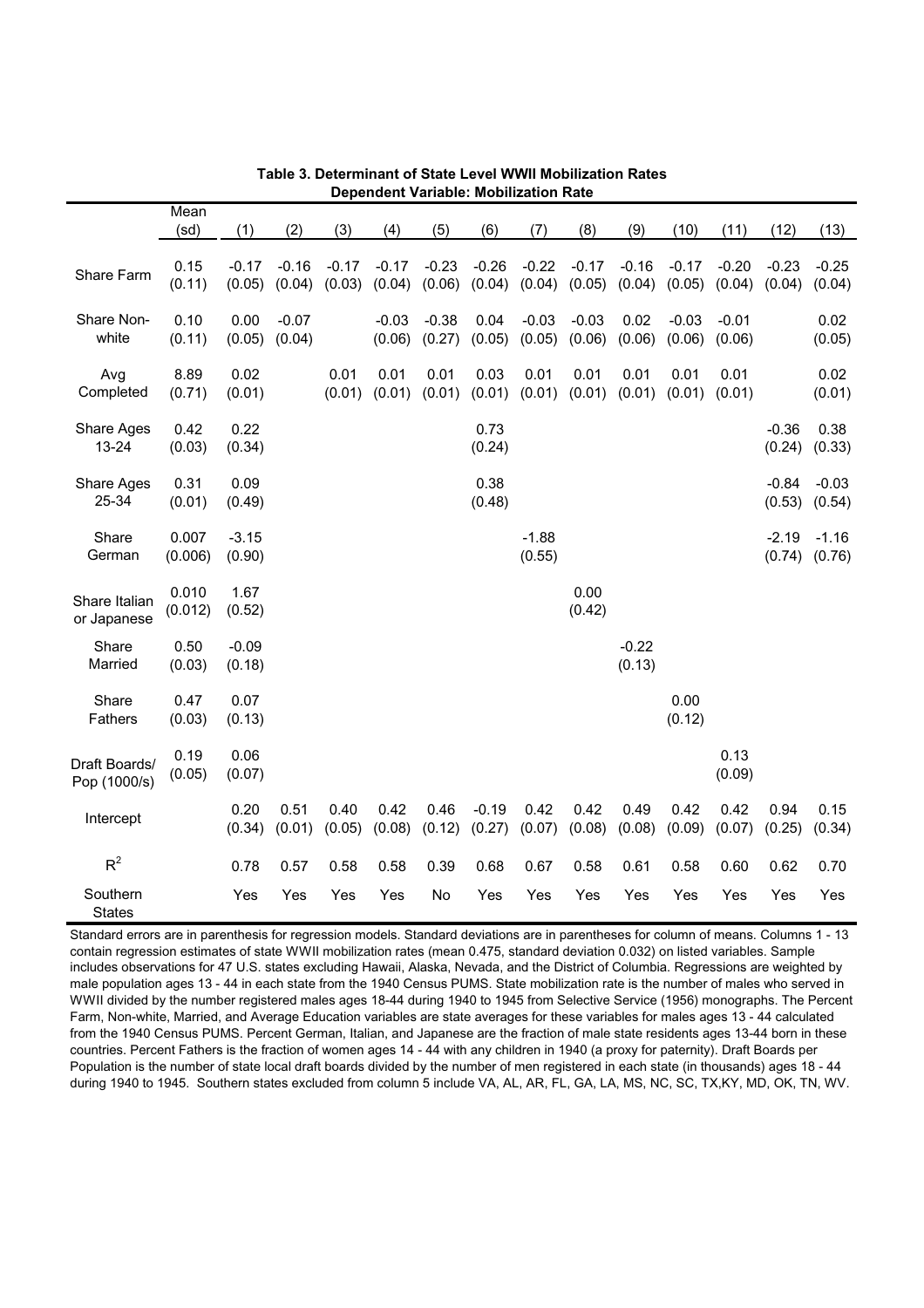**Table 3. Determinant of State Level WWII Mobilization Rates**
**Dependent Variable: Mobilization Rate**

| | Mean (sd) | (1) | (2) | (3) | (4) | (5) | (6) | (7) | (8) | (9) | (10) | (11) | (12) | (13) |
|---|---|---|---|---|---|---|---|---|---|---|---|---|---|---|
| Share Farm | 0.15 (0.11) | -0.17 (0.05) | -0.16 (0.04) | -0.17 (0.03) | -0.17 (0.04) | -0.23 (0.06) | -0.26 (0.04) | -0.22 (0.04) | -0.17 (0.05) | -0.16 (0.04) | -0.17 (0.05) | -0.20 (0.04) | -0.23 (0.04) | -0.25 (0.04) |
| Share Non-white | 0.10 (0.11) | 0.00 (0.05) | -0.07 (0.04) | | -0.03 (0.06) | -0.38 (0.27) | 0.04 (0.05) | -0.03 (0.05) | -0.03 (0.06) | 0.02 (0.06) | -0.03 (0.06) | -0.01 (0.06) | | 0.02 (0.05) |
| Avg Completed | 8.89 (0.71) | 0.02 (0.01) | | 0.01 (0.01) | 0.01 (0.01) | 0.01 (0.01) | 0.03 (0.01) | 0.01 (0.01) | 0.01 (0.01) | 0.01 (0.01) | 0.01 (0.01) | 0.01 (0.01) | | 0.02 (0.01) |
| Share Ages 13-24 | 0.42 (0.03) | 0.22 (0.34) | | | | | 0.73 (0.24) | | | | | | -0.36 (0.24) | 0.38 (0.33) |
| Share Ages 25-34 | 0.31 (0.01) | 0.09 (0.49) | | | | | 0.38 (0.48) | | | | | | -0.84 (0.53) | -0.03 (0.54) |
| Share German | 0.007 (0.006) | -3.15 (0.90) | | | | | | -1.88 (0.55) | | | | | -2.19 (0.74) | -1.16 (0.76) |
| Share Italian or Japanese | 0.010 (0.012) | 1.67 (0.52) | | | | | | | 0.00 (0.42) | | | | | |
| Share Married | 0.50 (0.03) | -0.09 (0.18) | | | | | | | | -0.22 (0.13) | | | | |
| Share Fathers | 0.47 (0.03) | 0.07 (0.13) | | | | | | | | | 0.00 (0.12) | | | |
| Draft Boards/ Pop (1000/s) | 0.19 (0.05) | 0.06 (0.07) | | | | | | | | | | 0.13 (0.09) | | |
| Intercept | | 0.20 (0.34) | 0.51 (0.01) | 0.40 (0.05) | 0.42 (0.08) | 0.46 (0.12) | -0.19 (0.27) | 0.42 (0.07) | 0.42 (0.08) | 0.49 (0.08) | 0.42 (0.09) | 0.42 (0.07) | 0.94 (0.25) | 0.15 (0.34) |
| $R^2$ | | 0.78 | 0.57 | 0.58 | 0.58 | 0.39 | 0.68 | 0.67 | 0.58 | 0.61 | 0.58 | 0.60 | 0.62 | 0.70 |
| Southern States | | Yes | Yes | Yes | Yes | No | Yes | Yes | Yes | Yes | Yes | Yes | Yes | Yes |

Standard errors are in parenthesis for regression models. Standard deviations are in parentheses for column of means. Columns 1 - 13 contain regression estimates of state WWII mobilization rates (mean 0.475, standard deviation 0.032) on listed variables. Sample includes observations for 47 U.S. states excluding Hawaii, Alaska, Nevada, and the District of Columbia. Regressions are weighted by male population ages 13 - 44 in each state from the 1940 Census PUMS. State mobilization rate is the number of males who served in WWII divided by the number registered males ages 18-44 during 1940 to 1945 from Selective Service (1956) monographs. The Percent Farm, Non-white, Married, and Average Education variables are state averages for these variables for males ages 13 - 44 calculated from the 1940 Census PUMS. Percent German, Italian, and Japanese are the fraction of male state residents ages 13-44 born in these countries. Percent Fathers is the fraction of women ages 14 - 44 with any children in 1940 (a proxy for paternity). Draft Boards per Population is the number of state local draft boards divided by the number of men registered in each state (in thousands) ages 18 - 44 during 1940 to 1945. Southern states excluded from column 5 include VA, AL, AR, FL, GA, LA, MS, NC, SC, TX,KY, MD, OK, TN, WV.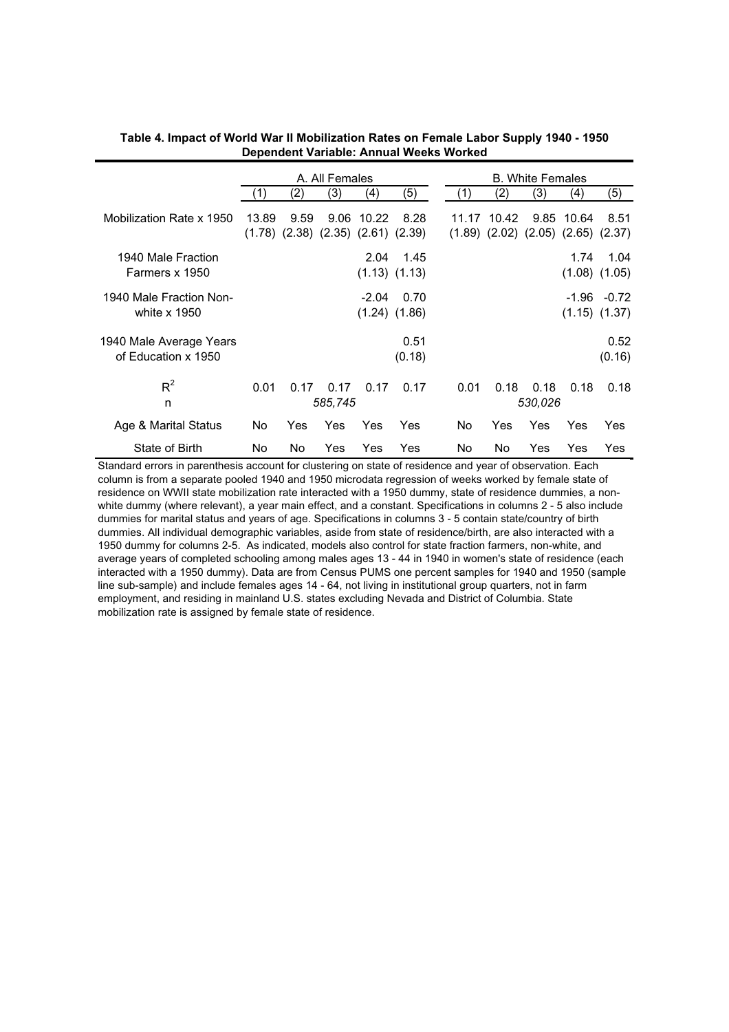**Table 4. Impact of World War II Mobilization Rates on Female Labor Supply 1940 - 1950**
**Dependent Variable: Annual Weeks Worked**

| | A. All Females | | | | | B. White Females | | | | |
|---|---|---|---|---|---|---|---|---|---|---|
| | (1) | (2) | (3) | (4) | (5) | (1) | (2) | (3) | (4) | (5) |
| Mobilization Rate x 1950 | 13.89 | 9.59 | 9.06 | 10.22 | 8.28 | 11.17 | 10.42 | 9.85 | 10.64 | 8.51 |
| | (1.78) | (2.38) | (2.35) | (2.61) | (2.39) | (1.89) | (2.02) | (2.05) | (2.65) | (2.37) |
| 1940 Male Fraction Farmers x 1950 | | | | 2.04 | 1.45 | | | | 1.74 | 1.04 |
| | | | | (1.13) | (1.13) | | | | (1.08) | (1.05) |
| 1940 Male Fraction Non-white x 1950 | | | | -2.04 | 0.70 | | | | -1.96 | -0.72 |
| | | | | (1.24) | (1.86) | | | | (1.15) | (1.37) |
| 1940 Male Average Years of Education x 1950 | | | | | 0.51 | | | | | 0.52 |
| | | | | | (0.18) | | | | | (0.16) |
| $R^2$ | 0.01 | 0.17 | 0.17 | 0.17 | 0.17 | 0.01 | 0.18 | 0.18 | 0.18 | 0.18 |
| n | | | *585,745* | | | | | *530,026* | | |
| Age & Marital Status | No | Yes | Yes | Yes | Yes | No | Yes | Yes | Yes | Yes |
| State of Birth | No | No | Yes | Yes | Yes | No | No | Yes | Yes | Yes |

Standard errors in parenthesis account for clustering on state of residence and year of observation. Each column is from a separate pooled 1940 and 1950 microdata regression of weeks worked by female state of residence on WWII state mobilization rate interacted with a 1950 dummy, state of residence dummies, a non-white dummy (where relevant), a year main effect, and a constant. Specifications in columns 2 - 5 also include dummies for marital status and years of age. Specifications in columns 3 - 5 contain state/country of birth dummies. All individual demographic variables, aside from state of residence/birth, are also interacted with a 1950 dummy for columns 2-5. As indicated, models also control for state fraction farmers, non-white, and average years of completed schooling among males ages 13 - 44 in 1940 in women's state of residence (each interacted with a 1950 dummy). Data are from Census PUMS one percent samples for 1940 and 1950 (sample line sub-sample) and include females ages 14 - 64, not living in institutional group quarters, not in farm employment, and residing in mainland U.S. states excluding Nevada and District of Columbia. State mobilization rate is assigned by female state of residence.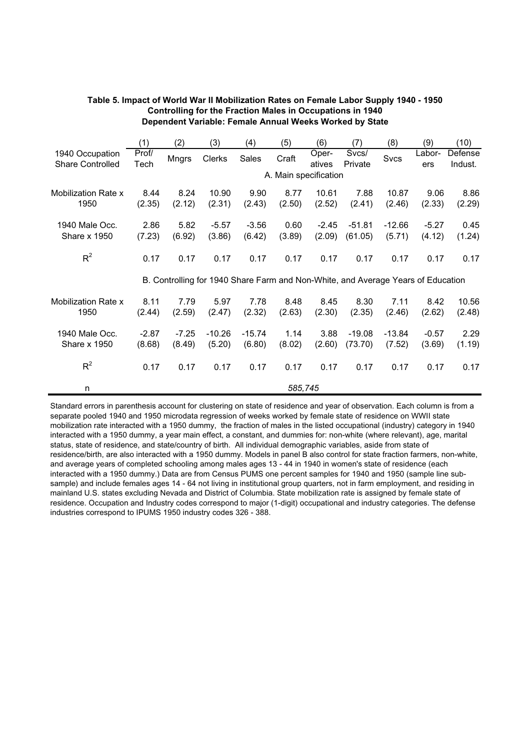**Table 5. Impact of World War II Mobilization Rates on Female Labor Supply 1940 - 1950**
**Controlling for the Fraction Males in Occupations in 1940**
**Dependent Variable: Female Annual Weeks Worked by State**

| | (1) | (2) | (3) | (4) | (5) | (6) | (7) | (8) | (9) | (10) |
|---|---|---|---|---|---|---|---|---|---|---|
| 1940 Occupation Share Controlled | Prof/ Tech | Mngrs | Clerks | Sales | Craft | Oper- atives | Svcs/ Private | Svcs | Labor- ers | Defense Indust. |
| | A. Main specification | | | | | | | | | |
| Mobilization Rate x 1950 | 8.44 | 8.24 | 10.90 | 9.90 | 8.77 | 10.61 | 7.88 | 10.87 | 9.06 | 8.86 |
| | (2.35) | (2.12) | (2.31) | (2.43) | (2.50) | (2.52) | (2.41) | (2.46) | (2.33) | (2.29) |
| 1940 Male Occ. Share x 1950 | 2.86 | 5.82 | -5.57 | -3.56 | 0.60 | -2.45 | -51.81 | -12.66 | -5.27 | 0.45 |
| | (7.23) | (6.92) | (3.86) | (6.42) | (3.89) | (2.09) | (61.05) | (5.71) | (4.12) | (1.24) |
| $R^2$ | 0.17 | 0.17 | 0.17 | 0.17 | 0.17 | 0.17 | 0.17 | 0.17 | 0.17 | 0.17 |
| | B. Controlling for 1940 Share Farm and Non-White, and Average Years of Education | | | | | | | | | |
| Mobilization Rate x 1950 | 8.11 | 7.79 | 5.97 | 7.78 | 8.48 | 8.45 | 8.30 | 7.11 | 8.42 | 10.56 |
| | (2.44) | (2.59) | (2.47) | (2.32) | (2.63) | (2.30) | (2.35) | (2.46) | (2.62) | (2.48) |
| 1940 Male Occ. Share x 1950 | -2.87 | -7.25 | -10.26 | -15.74 | 1.14 | 3.88 | -19.08 | -13.84 | -0.57 | 2.29 |
| | (8.68) | (8.49) | (5.20) | (6.80) | (8.02) | (2.60) | (73.70) | (7.52) | (3.69) | (1.19) |
| $R^2$ | 0.17 | 0.17 | 0.17 | 0.17 | 0.17 | 0.17 | 0.17 | 0.17 | 0.17 | 0.17 |
| n | *585,745* | | | | | | | | | |

Standard errors in parenthesis account for clustering on state of residence and year of observation. Each column is from a separate pooled 1940 and 1950 microdata regression of weeks worked by female state of residence on WWII state mobilization rate interacted with a 1950 dummy, the fraction of males in the listed occupational (industry) category in 1940 interacted with a 1950 dummy, a year main effect, a constant, and dummies for: non-white (where relevant), age, marital status, state of residence, and state/country of birth. All individual demographic variables, aside from state of residence/birth, are also interacted with a 1950 dummy. Models in panel B also control for state fraction farmers, non-white, and average years of completed schooling among males ages 13 - 44 in 1940 in women's state of residence (each interacted with a 1950 dummy.) Data are from Census PUMS one percent samples for 1940 and 1950 (sample line sub-sample) and include females ages 14 - 64 not living in institutional group quarters, not in farm employment, and residing in mainland U.S. states excluding Nevada and District of Columbia. State mobilization rate is assigned by female state of residence. Occupation and Industry codes correspond to major (1-digit) occupational and industry categories. The defense industries correspond to IPUMS 1950 industry codes 326 - 388.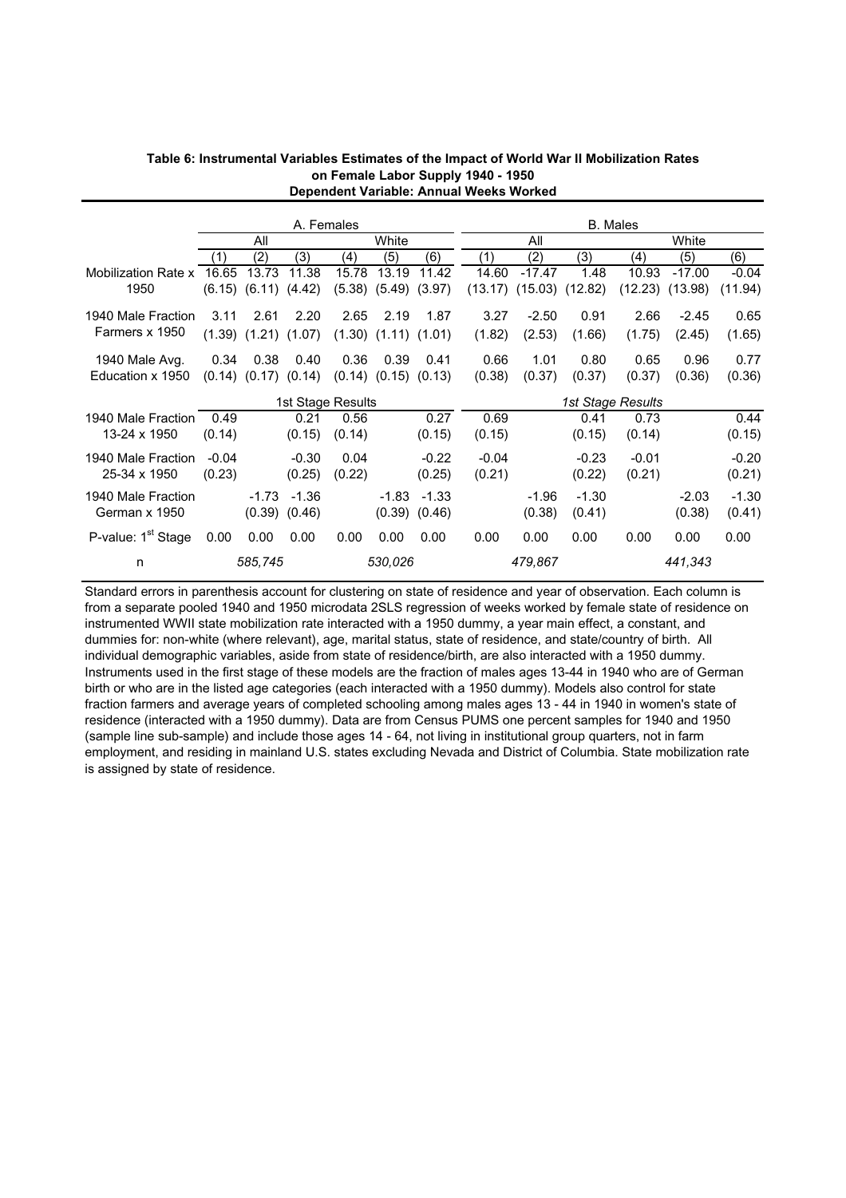**Table 6: Instrumental Variables Estimates of the Impact of World War II Mobilization Rates on Female Labor Supply 1940 - 1950**
**Dependent Variable: Annual Weeks Worked**

| | A. Females | | | | | | B. Males | | | | | |
|---|---|---|---|---|---|---|---|---|---|---|---|---|
| | All | | | White | | | All | | | White | | |
| | (1) | (2) | (3) | (4) | (5) | (6) | (1) | (2) | (3) | (4) | (5) | (6) |
| Mobilization Rate x 1950 | 16.65 | 13.73 | 11.38 | 15.78 | 13.19 | 11.42 | 14.60 | -17.47 | 1.48 | 10.93 | -17.00 | -0.04 |
| | (6.15) | (6.11) | (4.42) | (5.38) | (5.49) | (3.97) | (13.17) | (15.03) | (12.82) | (12.23) | (13.98) | (11.94) |
| 1940 Male Fraction Farmers x 1950 | 3.11 | 2.61 | 2.20 | 2.65 | 2.19 | 1.87 | 3.27 | -2.50 | 0.91 | 2.66 | -2.45 | 0.65 |
| | (1.39) | (1.21) | (1.07) | (1.30) | (1.11) | (1.01) | (1.82) | (2.53) | (1.66) | (1.75) | (2.45) | (1.65) |
| 1940 Male Avg. Education x 1950 | 0.34 | 0.38 | 0.40 | 0.36 | 0.39 | 0.41 | 0.66 | 1.01 | 0.80 | 0.65 | 0.96 | 0.77 |
| | (0.14) | (0.17) | (0.14) | (0.14) | (0.15) | (0.13) | (0.38) | (0.37) | (0.37) | (0.37) | (0.36) | (0.36) |
| | 1st Stage Results | | | | | | *1st Stage Results* | | | | | |
| 1940 Male Fraction 13-24 x 1950 | 0.49 | | 0.21 | 0.56 | | 0.27 | 0.69 | | 0.41 | 0.73 | | 0.44 |
| | (0.14) | | (0.15) | (0.14) | | (0.15) | (0.15) | | (0.15) | (0.14) | | (0.15) |
| 1940 Male Fraction 25-34 x 1950 | -0.04 | | -0.30 | 0.04 | | -0.22 | -0.04 | | -0.23 | -0.01 | | -0.20 |
| | (0.23) | | (0.25) | (0.22) | | (0.25) | (0.21) | | (0.22) | (0.21) | | (0.21) |
| 1940 Male Fraction German x 1950 | | -1.73 | -1.36 | | -1.83 | -1.33 | | -1.96 | -1.30 | | -2.03 | -1.30 |
| | | (0.39) | (0.46) | | (0.39) | (0.46) | | (0.38) | (0.41) | | (0.38) | (0.41) |
| P-value: 1st Stage | 0.00 | 0.00 | 0.00 | 0.00 | 0.00 | 0.00 | 0.00 | 0.00 | 0.00 | 0.00 | 0.00 | 0.00 |
| n | | *585,745* | | | *530,026* | | | *479,867* | | | *441,343* | |

Standard errors in parenthesis account for clustering on state of residence and year of observation. Each column is from a separate pooled 1940 and 1950 microdata 2SLS regression of weeks worked by female state of residence on instrumented WWII state mobilization rate interacted with a 1950 dummy, a year main effect, a constant, and dummies for: non-white (where relevant), age, marital status, state of residence, and state/country of birth. All individual demographic variables, aside from state of residence/birth, are also interacted with a 1950 dummy. Instruments used in the first stage of these models are the fraction of males ages 13-44 in 1940 who are of German birth or who are in the listed age categories (each interacted with a 1950 dummy). Models also control for state fraction farmers and average years of completed schooling among males ages 13 - 44 in 1940 in women's state of residence (interacted with a 1950 dummy). Data are from Census PUMS one percent samples for 1940 and 1950 (sample line sub-sample) and include those ages 14 - 64, not living in institutional group quarters, not in farm employment, and residing in mainland U.S. states excluding Nevada and District of Columbia. State mobilization rate is assigned by state of residence.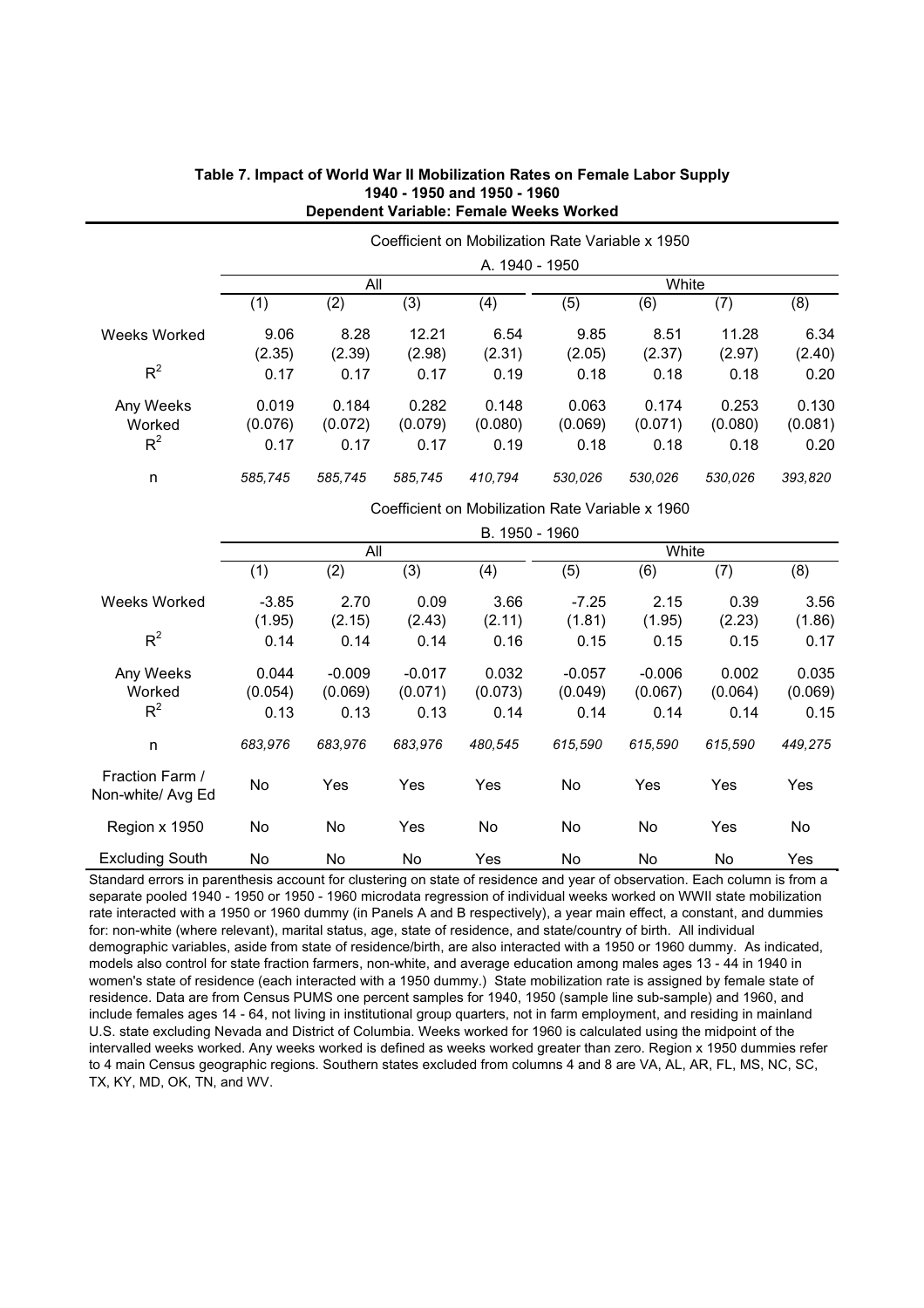**Table 7. Impact of World War II Mobilization Rates on Female Labor Supply**
**1940 - 1950 and 1950 - 1960**
**Dependent Variable: Female Weeks Worked**

| | Coefficient on Mobilization Rate Variable x 1950 | | | | | | | |
|---|---|---|---|---|---|---|---|---|
| | A. 1940 - 1950 | | | | | | | |
| | All | | | | White | | | |
| | (1) | (2) | (3) | (4) | (5) | (6) | (7) | (8) |
| Weeks Worked | 9.06 | 8.28 | 12.21 | 6.54 | 9.85 | 8.51 | 11.28 | 6.34 |
| | (2.35) | (2.39) | (2.98) | (2.31) | (2.05) | (2.37) | (2.97) | (2.40) |
| $R^2$ | 0.17 | 0.17 | 0.17 | 0.19 | 0.18 | 0.18 | 0.18 | 0.20 |
| Any Weeks Worked | 0.019 | 0.184 | 0.282 | 0.148 | 0.063 | 0.174 | 0.253 | 0.130 |
| | (0.076) | (0.072) | (0.079) | (0.080) | (0.069) | (0.071) | (0.080) | (0.081) |
| $R^2$ | 0.17 | 0.17 | 0.17 | 0.19 | 0.18 | 0.18 | 0.18 | 0.20 |
| n | *585,745* | *585,745* | *585,745* | *410,794* | *530,026* | *530,026* | *530,026* | *393,820* |
| | **Coefficient on Mobilization Rate Variable x 1960** | | | | | | | |
| | **B. 1950 - 1960** | | | | | | | |
| | **All** | | | | **White** | | | |
| | **(1)** | **(2)** | **(3)** | **(4)** | **(5)** | **(6)** | **(7)** | **(8)** |
| Weeks Worked | -3.85 | 2.70 | 0.09 | 3.66 | -7.25 | 2.15 | 0.39 | 3.56 |
| | (1.95) | (2.15) | (2.43) | (2.11) | (1.81) | (1.95) | (2.23) | (1.86) |
| $R^2$ | 0.14 | 0.14 | 0.14 | 0.16 | 0.15 | 0.15 | 0.15 | 0.17 |
| Any Weeks Worked | 0.044 | -0.009 | -0.017 | 0.032 | -0.057 | -0.006 | 0.002 | 0.035 |
| | (0.054) | (0.069) | (0.071) | (0.073) | (0.049) | (0.067) | (0.064) | (0.069) |
| $R^2$ | 0.13 | 0.13 | 0.13 | 0.14 | 0.14 | 0.14 | 0.14 | 0.15 |
| n | *683,976* | *683,976* | *683,976* | *480,545* | *615,590* | *615,590* | *615,590* | *449,275* |
| Fraction Farm / Non-white/ Avg Ed | No | Yes | Yes | Yes | No | Yes | Yes | Yes |
| Region x 1950 | No | No | Yes | No | No | No | Yes | No |
| Excluding South | No | No | No | Yes | No | No | No | Yes |

Standard errors in parenthesis account for clustering on state of residence and year of observation. Each column is from a separate pooled 1940 - 1950 or 1950 - 1960 microdata regression of individual weeks worked on WWII state mobilization rate interacted with a 1950 or 1960 dummy (in Panels A and B respectively), a year main effect, a constant, and dummies for: non-white (where relevant), marital status, age, state of residence, and state/country of birth. All individual demographic variables, aside from state of residence/birth, are also interacted with a 1950 or 1960 dummy. As indicated, models also control for state fraction farmers, non-white, and average education among males ages 13 - 44 in 1940 in women's state of residence (each interacted with a 1950 dummy.) State mobilization rate is assigned by female state of residence. Data are from Census PUMS one percent samples for 1940, 1950 (sample line sub-sample) and 1960, and include females ages 14 - 64, not living in institutional group quarters, not in farm employment, and residing in mainland U.S. state excluding Nevada and District of Columbia. Weeks worked for 1960 is calculated using the midpoint of the intervalled weeks worked. Any weeks worked is defined as weeks worked greater than zero. Region x 1950 dummies refer to 4 main Census geographic regions. Southern states excluded from columns 4 and 8 are VA, AL, AR, FL, MS, NC, SC, TX, KY, MD, OK, TN, and WV.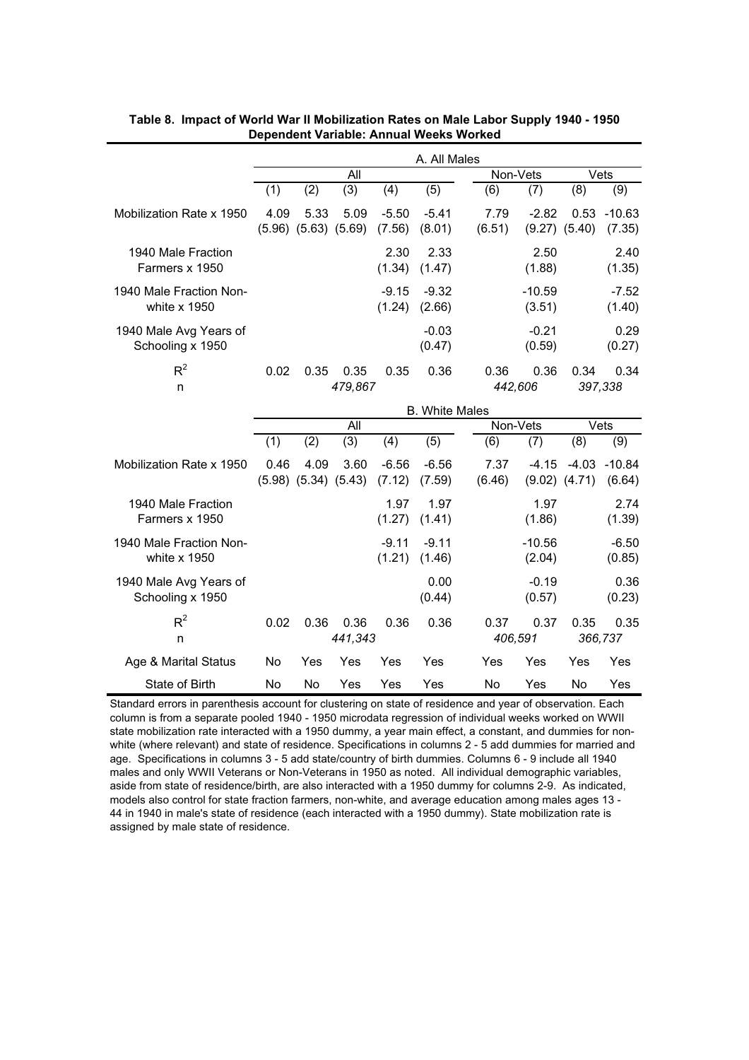**Table 8. Impact of World War II Mobilization Rates on Male Labor Supply 1940 - 1950**
**Dependent Variable: Annual Weeks Worked**

| | A. All Males | | | | | | | | |
|---|---|---|---|---|---|---|---|---|---|
| | All | | | | | Non-Vets | | Vets | |
| | (1) | (2) | (3) | (4) | (5) | (6) | (7) | (8) | (9) |
| Mobilization Rate x 1950 | 4.09 | 5.33 | 5.09 | -5.50 | -5.41 | 7.79 | -2.82 | 0.53 | -10.63 |
| | (5.96) | (5.63) | (5.69) | (7.56) | (8.01) | (6.51) | (9.27) | (5.40) | (7.35) |
| 1940 Male Fraction Farmers x 1950 | | | | 2.30 | 2.33 | | 2.50 | | 2.40 |
| | | | | (1.34) | (1.47) | | (1.88) | | (1.35) |
| 1940 Male Fraction Non-white x 1950 | | | | -9.15 | -9.32 | | -10.59 | | -7.52 |
| | | | | (1.24) | (2.66) | | (3.51) | | (1.40) |
| 1940 Male Avg Years of Schooling x 1950 | | | | | -0.03 | | -0.21 | | 0.29 |
| | | | | | (0.47) | | (0.59) | | (0.27) |
| $R^2$ | 0.02 | 0.35 | 0.35 | 0.35 | 0.36 | 0.36 | 0.36 | 0.34 | 0.34 |
| n | | | *479,867* | | | *442,606* | | *397,338* | |
| | **B. White Males** | | | | | | | | |
| | All | | | | | Non-Vets | | Vets | |
| | (1) | (2) | (3) | (4) | (5) | (6) | (7) | (8) | (9) |
| Mobilization Rate x 1950 | 0.46 | 4.09 | 3.60 | -6.56 | -6.56 | 7.37 | -4.15 | -4.03 | -10.84 |
| | (5.98) | (5.34) | (5.43) | (7.12) | (7.59) | (6.46) | (9.02) | (4.71) | (6.64) |
| 1940 Male Fraction Farmers x 1950 | | | | 1.97 | 1.97 | | 1.97 | | 2.74 |
| | | | | (1.27) | (1.41) | | (1.86) | | (1.39) |
| 1940 Male Fraction Non-white x 1950 | | | | -9.11 | -9.11 | | -10.56 | | -6.50 |
| | | | | (1.21) | (1.46) | | (2.04) | | (0.85) |
| 1940 Male Avg Years of Schooling x 1950 | | | | | 0.00 | | -0.19 | | 0.36 |
| | | | | | (0.44) | | (0.57) | | (0.23) |
| $R^2$ | 0.02 | 0.36 | 0.36 | 0.36 | 0.36 | 0.37 | 0.37 | 0.35 | 0.35 |
| n | | | *441,343* | | | *406,591* | | *366,737* | |
| Age & Marital Status | No | Yes | Yes | Yes | Yes | Yes | Yes | Yes | Yes |
| State of Birth | No | No | Yes | Yes | Yes | No | Yes | No | Yes |

Standard errors in parenthesis account for clustering on state of residence and year of observation. Each column is from a separate pooled 1940 - 1950 microdata regression of individual weeks worked on WWII state mobilization rate interacted with a 1950 dummy, a year main effect, a constant, and dummies for non-white (where relevant) and state of residence. Specifications in columns 2 - 5 add dummies for married and age. Specifications in columns 3 - 5 add state/country of birth dummies. Columns 6 - 9 include all 1940 males and only WWII Veterans or Non-Veterans in 1950 as noted. All individual demographic variables, aside from state of residence/birth, are also interacted with a 1950 dummy for columns 2-9. As indicated, models also control for state fraction farmers, non-white, and average education among males ages 13 - 44 in 1940 in male's state of residence (each interacted with a 1950 dummy). State mobilization rate is assigned by male state of residence.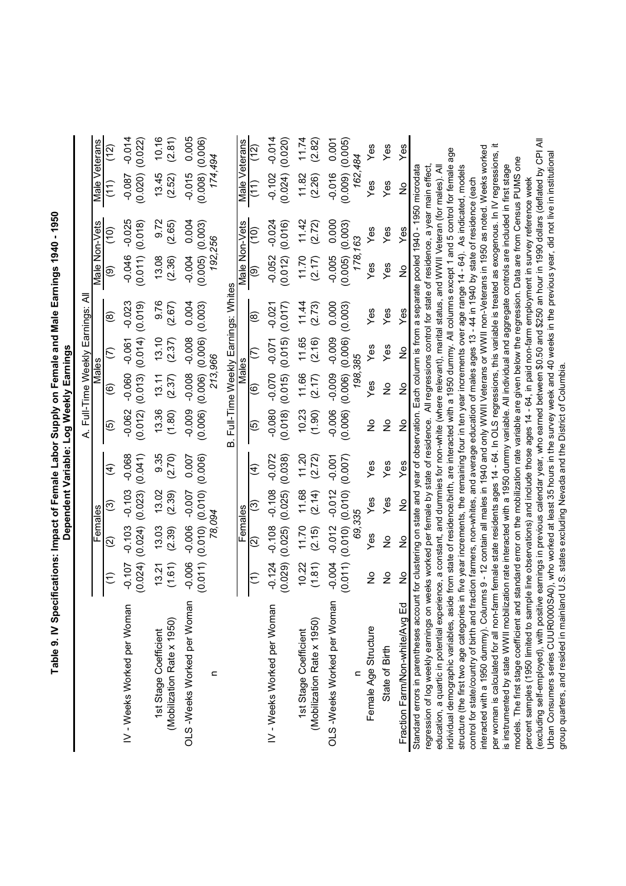# Table 9. IV Specifications: Impact of Female Labor Supply on Female and Male Earnings 1940 - 1950

**Dependent Variable: Log Weekly Earnings**

**A. Full-Time Weekly Earnings: All**

| | Females | | | | Males | | | | Male Non-Vets | | Male Veterans | |
|---|---|---|---|---|---|---|---|---|---|---|---|---|
| | (1) | (2) | (3) | (4) | (5) | (6) | (7) | (8) | (9) | (10) | (11) | (12) |
| IV - Weeks Worked per Woman | -0.107 | -0.103 | -0.103 | -0.068 | -0.062 | -0.060 | -0.061 | -0.023 | -0.046 | -0.025 | -0.087 | -0.014 |
| | (0.024) | (0.024) | (0.023) | (0.041) | (0.012) | (0.013) | (0.014) | (0.019) | (0.011) | (0.018) | (0.020) | (0.022) |
| 1st Stage Coefficient | 13.21 | 13.03 | 13.02 | 9.35 | 13.36 | 13.11 | 13.10 | 9.76 | 13.08 | 9.72 | 13.45 | 10.16 |
| (Mobilization Rate x 1950) | (1.61) | (2.39) | (2.39) | (2.70) | (1.80) | (2.37) | (2.37) | (2.67) | (2.36) | (2.65) | (2.52) | (2.81) |
| OLS -Weeks Worked per Woman | -0.006 | -0.006 | -0.007 | 0.007 | -0.009 | -0.008 | -0.008 | 0.004 | -0.004 | 0.004 | -0.015 | 0.005 |
| | (0.011) | (0.010) | (0.010) | (0.006) | (0.006) | (0.006) | (0.006) | (0.003) | (0.005) | (0.003) | (0.008) | (0.006) |
| n | 78,094 | | | | 213,966 | | | | 192,256 | | 174,494 | |

**B. Full-Time Weekly Earnings: Whites**

| | Females | | | | Males | | | | Male Non-Vets | | Male Veterans | |
|---|---|---|---|---|---|---|---|---|---|---|---|---|
| | (1) | (2) | (3) | (4) | (5) | (6) | (7) | (8) | (9) | (10) | (11) | (12) |
| IV - Weeks Worked per Woman | -0.124 | -0.108 | -0.108 | -0.072 | -0.080 | -0.070 | -0.071 | -0.021 | -0.052 | -0.024 | -0.102 | -0.014 |
| | (0.029) | (0.025) | (0.025) | (0.038) | (0.018) | (0.015) | (0.015) | (0.017) | (0.012) | (0.016) | (0.024) | (0.020) |
| 1st Stage Coefficient | 10.22 | 11.70 | 11.68 | 11.20 | 10.23 | 11.66 | 11.65 | 11.44 | 11.70 | 11.42 | 11.82 | 11.74 |
| (Mobilization Rate x 1950) | (1.81) | (2.15) | (2.14) | (2.72) | (1.90) | (2.17) | (2.16) | (2.73) | (2.17) | (2.72) | (2.26) | (2.82) |
| OLS -Weeks Worked per Woman | -0.004 | -0.012 | -0.012 | -0.001 | -0.006 | -0.009 | -0.009 | 0.000 | -0.005 | 0.000 | -0.016 | 0.001 |
| | (0.011) | (0.010) | (0.010) | (0.007) | (0.006) | (0.006) | (0.006) | (0.003) | (0.005) | (0.003) | (0.009) | (0.005) |
| n | 69,335 | | | | 198,385 | | | | 178,163 | | 162,484 | |
| Female Age Structure | No | Yes | Yes | Yes | No | Yes | Yes | Yes | Yes | Yes | Yes | Yes |
| State of Birth | No | No | Yes | Yes | No | No | Yes | Yes | Yes | Yes | Yes | Yes |
| Fraction Farm/Non-white/Avg Ed | No | No | No | Yes | No | No | No | Yes | No | Yes | No | Yes |

Standard errors in parentheses account for clustering on state and year of observation. Each column is from a separate pooled 1940 - 1950 microdata regression of log weekly earnings on weeks worked per female by state of residence. All regressions control for state of residence, a year main effect, education, a quartic in potential experience, a constant, and dummies for non-white (where relevant), marital status, and WWII Veteran (for males). All individual demographic variables, aside from state of residence/birth, are interacted with a 1950 dummy. All columns except 1 and 5 control for female age structure (the first two age categories in five year increments, the remaining four in ten year increments over age range 14 - 64). As indicated, models control for state/country of birth and fraction farmers, non-whites, and average education of males ages 13 - 44 in 1940 by state of residence (each interacted with a 1950 dummy). Columns 9 - 12 contain all males in 1940 and only WWII Veterans or WWII non-Veterans in 1950 as noted. Weeks worked per woman is calculated for all non-farm female state residents ages 14 - 64. In OLS regressions, this variable is treated as exogenous. In IV regressions, it is instrumented by state WWII mobilization rate interacted with a 1950 dummy variable. All individual and aggregate controls are included in first stage models. The first stage coefficient and standard error on the mobilization rate variable are given below the regression. Data are from Census PUMS one percent samples (1950 limited to sample line observations) and include those ages 14 - 64, in paid non-farm employment in survey reference week (excluding self-employed), with positive earnings in previous calendar year, who earned between $0.50 and $250 an hour in 1990 dollars (deflated by CPI All Urban Consumers series CUUR0000SA0), who worked at least 35 hours in the survey week and 40 weeks in the previous year, did not live in institutional group quarters, and resided in mainland U.S. states excluding Nevada and the District of Columbia.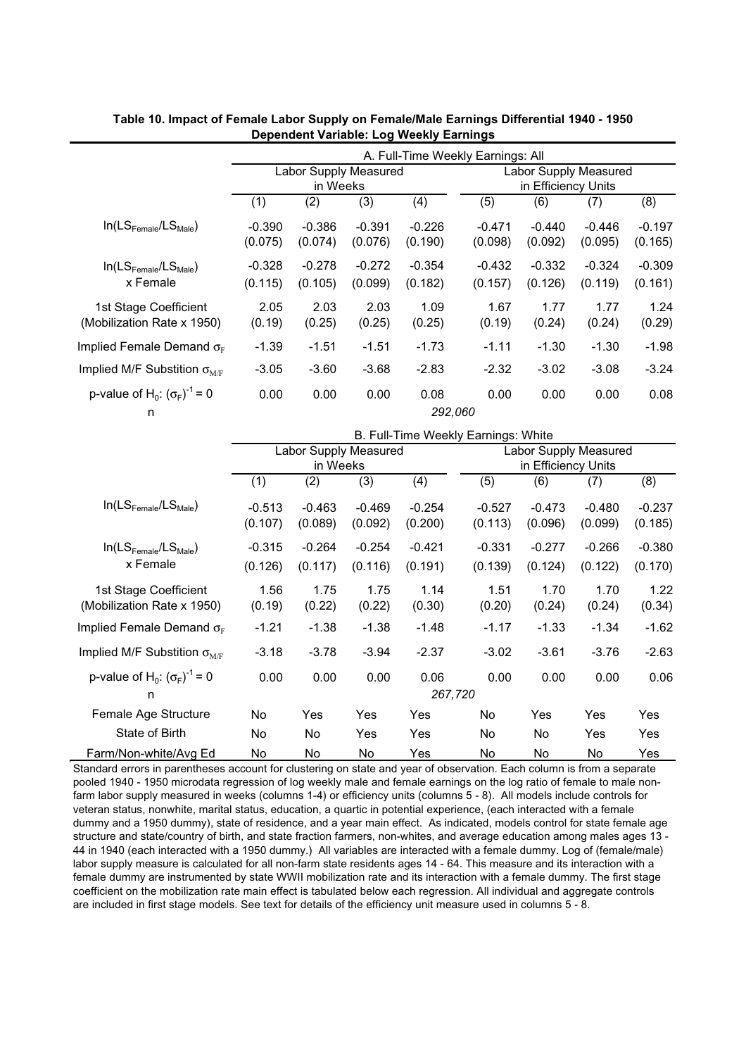**Table 10. Impact of Female Labor Supply on Female/Male Earnings Differential 1940 - 1950**
**Dependent Variable: Log Weekly Earnings**

| | A. Full-Time Weekly Earnings: All | | | | | | | |
|---|---|---|---|---|---|---|---|---|
| | Labor Supply Measured in Weeks | | | | Labor Supply Measured in Efficiency Units | | | |
| | (1) | (2) | (3) | (4) | (5) | (6) | (7) | (8) |
| $\ln(LS_{Female}/LS_{Male})$ | -0.390 | -0.386 | -0.391 | -0.226 | -0.471 | -0.440 | -0.446 | -0.197 |
| | (0.075) | (0.074) | (0.076) | (0.190) | (0.098) | (0.092) | (0.095) | (0.165) |
| $\ln(LS_{Female}/LS_{Male})$ x Female | -0.328 | -0.278 | -0.272 | -0.354 | -0.432 | -0.332 | -0.324 | -0.309 |
| | (0.115) | (0.105) | (0.099) | (0.182) | (0.157) | (0.126) | (0.119) | (0.161) |
| 1st Stage Coefficient (Mobilization Rate x 1950) | 2.05 | 2.03 | 2.03 | 1.09 | 1.67 | 1.77 | 1.77 | 1.24 |
| | (0.19) | (0.25) | (0.25) | (0.25) | (0.19) | (0.24) | (0.24) | (0.29) |
| Implied Female Demand $\sigma_F$ | -1.39 | -1.51 | -1.51 | -1.73 | -1.11 | -1.30 | -1.30 | -1.98 |
| Implied M/F Substition $\sigma_{M/F}$ | -3.05 | -3.60 | -3.68 | -2.83 | -2.32 | -3.02 | -3.08 | -3.24 |
| p-value of $H_0$: $(\sigma_F)^{-1} = 0$ | 0.00 | 0.00 | 0.00 | 0.08 | 0.00 | 0.00 | 0.00 | 0.08 |
| n | | | | *292,060* | | | | |
| | **B. Full-Time Weekly Earnings: White** | | | | | | | |
| | Labor Supply Measured in Weeks | | | | Labor Supply Measured in Efficiency Units | | | |
| | (1) | (2) | (3) | (4) | (5) | (6) | (7) | (8) |
| $\ln(LS_{Female}/LS_{Male})$ | -0.513 | -0.463 | -0.469 | -0.254 | -0.527 | -0.473 | -0.480 | -0.237 |
| | (0.107) | (0.089) | (0.092) | (0.200) | (0.113) | (0.096) | (0.099) | (0.185) |
| $\ln(LS_{Female}/LS_{Male})$ x Female | -0.315 | -0.264 | -0.254 | -0.421 | -0.331 | -0.277 | -0.266 | -0.380 |
| | (0.126) | (0.117) | (0.116) | (0.191) | (0.139) | (0.124) | (0.122) | (0.170) |
| 1st Stage Coefficient (Mobilization Rate x 1950) | 1.56 | 1.75 | 1.75 | 1.14 | 1.51 | 1.70 | 1.70 | 1.22 |
| | (0.19) | (0.22) | (0.22) | (0.30) | (0.20) | (0.24) | (0.24) | (0.34) |
| Implied Female Demand $\sigma_F$ | -1.21 | -1.38 | -1.38 | -1.48 | -1.17 | -1.33 | -1.34 | -1.62 |
| Implied M/F Substition $\sigma_{M/F}$ | -3.18 | -3.78 | -3.94 | -2.37 | -3.02 | -3.61 | -3.76 | -2.63 |
| p-value of $H_0$: $(\sigma_F)^{-1} = 0$ | 0.00 | 0.00 | 0.00 | 0.06 | 0.00 | 0.00 | 0.00 | 0.06 |
| n | | | | *267,720* | | | | |
| Female Age Structure | No | Yes | Yes | Yes | No | Yes | Yes | Yes |
| State of Birth | No | No | Yes | Yes | No | No | Yes | Yes |
| Farm/Non-white/Avg Ed | No | No | No | Yes | No | No | No | Yes |

Standard errors in parentheses account for clustering on state and year of observation. Each column is from a separate pooled 1940 - 1950 microdata regression of log weekly male and female earnings on the log ratio of female to male non-farm labor supply measured in weeks (columns 1-4) or efficiency units (columns 5 - 8). All models include controls for veteran status, nonwhite, marital status, education, a quartic in potential experience, (each interacted with a female dummy and a 1950 dummy), state of residence, and a year main effect. As indicated, models control for state female age structure and state/country of birth, and state fraction farmers, non-whites, and average education among males ages 13 - 44 in 1940 (each interacted with a 1950 dummy.) All variables are interacted with a female dummy. Log of (female/male) labor supply measure is calculated for all non-farm state residents ages 14 - 64. This measure and its interaction with a female dummy are instrumented by state WWII mobilization rate and its interaction with a female dummy. The first stage coefficient on the mobilization rate main effect is tabulated below each regression. All individual and aggregate controls are included in first stage models. See text for details of the efficiency unit measure used in columns 5 - 8.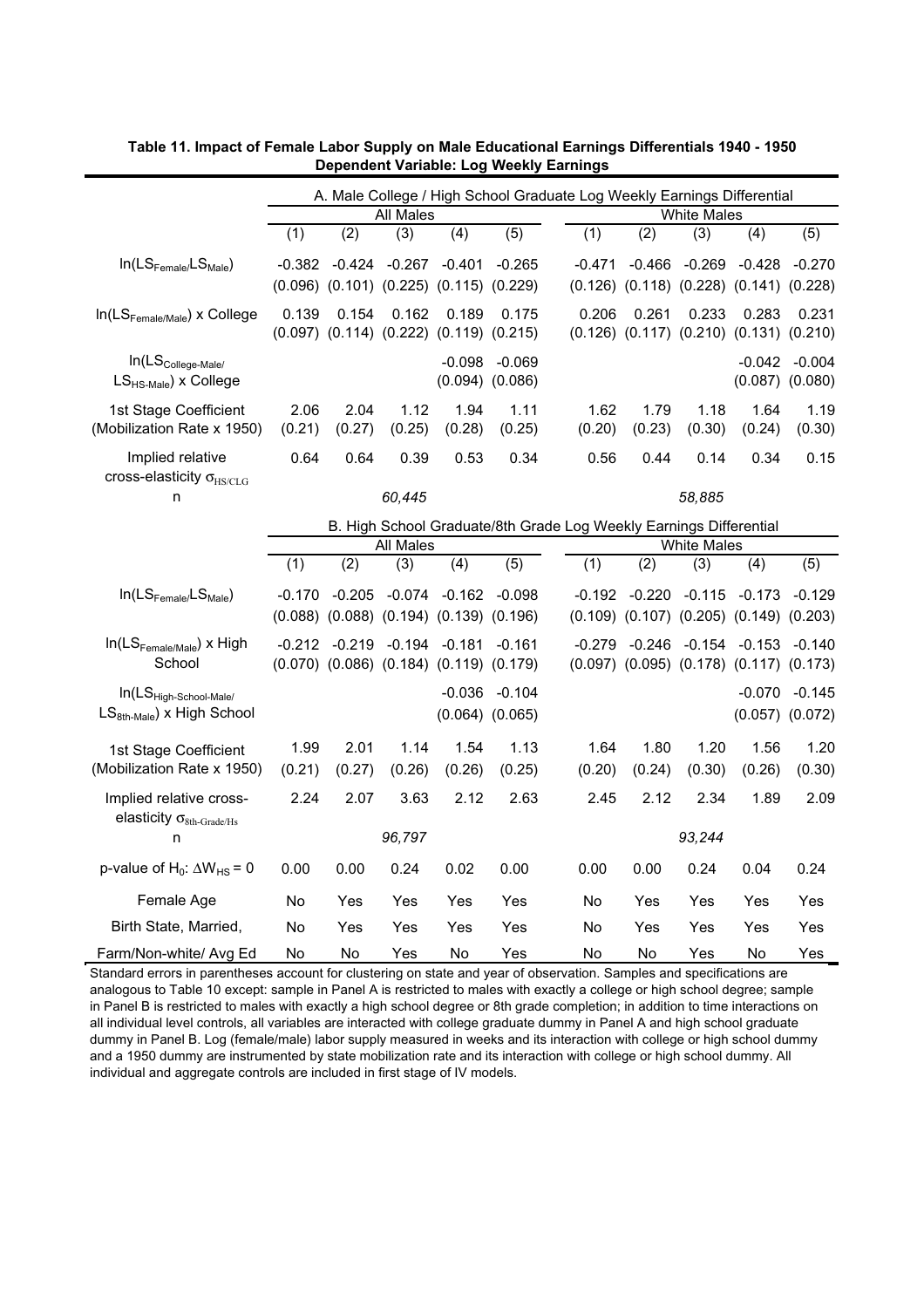**Table 11. Impact of Female Labor Supply on Male Educational Earnings Differentials 1940 - 1950**
**Dependent Variable: Log Weekly Earnings**

| | A. Male College / High School Graduate Log Weekly Earnings Differential | | | | | | | | | |
|---|---|---|---|---|---|---|---|---|---|---|
| | All Males | | | | | White Males | | | | |
| | (1) | (2) | (3) | (4) | (5) | (1) | (2) | (3) | (4) | (5) |
| $\ln(LS_{Female}/LS_{Male})$ | -0.382 | -0.424 | -0.267 | -0.401 | -0.265 | -0.471 | -0.466 | -0.269 | -0.428 | -0.270 |
| | (0.096) | (0.101) | (0.225) | (0.115) | (0.229) | (0.126) | (0.118) | (0.228) | (0.141) | (0.228) |
| $\ln(LS_{Female/Male})$ x College | 0.139 | 0.154 | 0.162 | 0.189 | 0.175 | 0.206 | 0.261 | 0.233 | 0.283 | 0.231 |
| | (0.097) | (0.114) | (0.222) | (0.119) | (0.215) | (0.126) | (0.117) | (0.210) | (0.131) | (0.210) |
| $\ln(LS_{College\text{-}Male}/LS_{HS\text{-}Male})$ x College | | | | -0.098 | -0.069 | | | | -0.042 | -0.004 |
| | | | | (0.094) | (0.086) | | | | (0.087) | (0.080) |
| 1st Stage Coefficient (Mobilization Rate x 1950) | 2.06 | 2.04 | 1.12 | 1.94 | 1.11 | 1.62 | 1.79 | 1.18 | 1.64 | 1.19 |
| | (0.21) | (0.27) | (0.25) | (0.28) | (0.25) | (0.20) | (0.23) | (0.30) | (0.24) | (0.30) |
| Implied relative cross-elasticity $\sigma_{HS/CLG}$ | 0.64 | 0.64 | 0.39 | 0.53 | 0.34 | 0.56 | 0.44 | 0.14 | 0.34 | 0.15 |
| n | | | *60,445* | | | | | *58,885* | | |
| | **B. High School Graduate/8th Grade Log Weekly Earnings Differential** | | | | | | | | | |
| | All Males | | | | | White Males | | | | |
| | (1) | (2) | (3) | (4) | (5) | (1) | (2) | (3) | (4) | (5) |
| $\ln(LS_{Female}/LS_{Male})$ | -0.170 | -0.205 | -0.074 | -0.162 | -0.098 | -0.192 | -0.220 | -0.115 | -0.173 | -0.129 |
| | (0.088) | (0.088) | (0.194) | (0.139) | (0.196) | (0.109) | (0.107) | (0.205) | (0.149) | (0.203) |
| $\ln(LS_{Female/Male})$ x High School | -0.212 | -0.219 | -0.194 | -0.181 | -0.161 | -0.279 | -0.246 | -0.154 | -0.153 | -0.140 |
| | (0.070) | (0.086) | (0.184) | (0.119) | (0.179) | (0.097) | (0.095) | (0.178) | (0.117) | (0.173) |
| $\ln(LS_{High\text{-}School\text{-}Male}/LS_{8th\text{-}Male})$ x High School | | | | -0.036 | -0.104 | | | | -0.070 | -0.145 |
| | | | | (0.064) | (0.065) | | | | (0.057) | (0.072) |
| 1st Stage Coefficient (Mobilization Rate x 1950) | 1.99 | 2.01 | 1.14 | 1.54 | 1.13 | 1.64 | 1.80 | 1.20 | 1.56 | 1.20 |
| | (0.21) | (0.27) | (0.26) | (0.26) | (0.25) | (0.20) | (0.24) | (0.30) | (0.26) | (0.30) |
| Implied relative cross-elasticity $\sigma_{8th\text{-}Grade/Hs}$ | 2.24 | 2.07 | 3.63 | 2.12 | 2.63 | 2.45 | 2.12 | 2.34 | 1.89 | 2.09 |
| n | | | *96,797* | | | | | *93,244* | | |
| p-value of $H_0$: $\Delta W_{HS} = 0$ | 0.00 | 0.00 | 0.24 | 0.02 | 0.00 | 0.00 | 0.00 | 0.24 | 0.04 | 0.24 |
| Female Age | No | Yes | Yes | Yes | Yes | No | Yes | Yes | Yes | Yes |
| Birth State, Married, | No | Yes | Yes | Yes | Yes | No | Yes | Yes | Yes | Yes |
| Farm/Non-white/ Avg Ed | No | No | Yes | No | Yes | No | No | Yes | No | Yes |

Standard errors in parentheses account for clustering on state and year of observation. Samples and specifications are analogous to Table 10 except: sample in Panel A is restricted to males with exactly a college or high school degree; sample in Panel B is restricted to males with exactly a high school degree or 8th grade completion; in addition to time interactions on all individual level controls, all variables are interacted with college graduate dummy in Panel A and high school graduate dummy in Panel B. Log (female/male) labor supply measured in weeks and its interaction with college or high school dummy and a 1950 dummy are instrumented by state mobilization rate and its interaction with college or high school dummy. All individual and aggregate controls are included in first stage of IV models.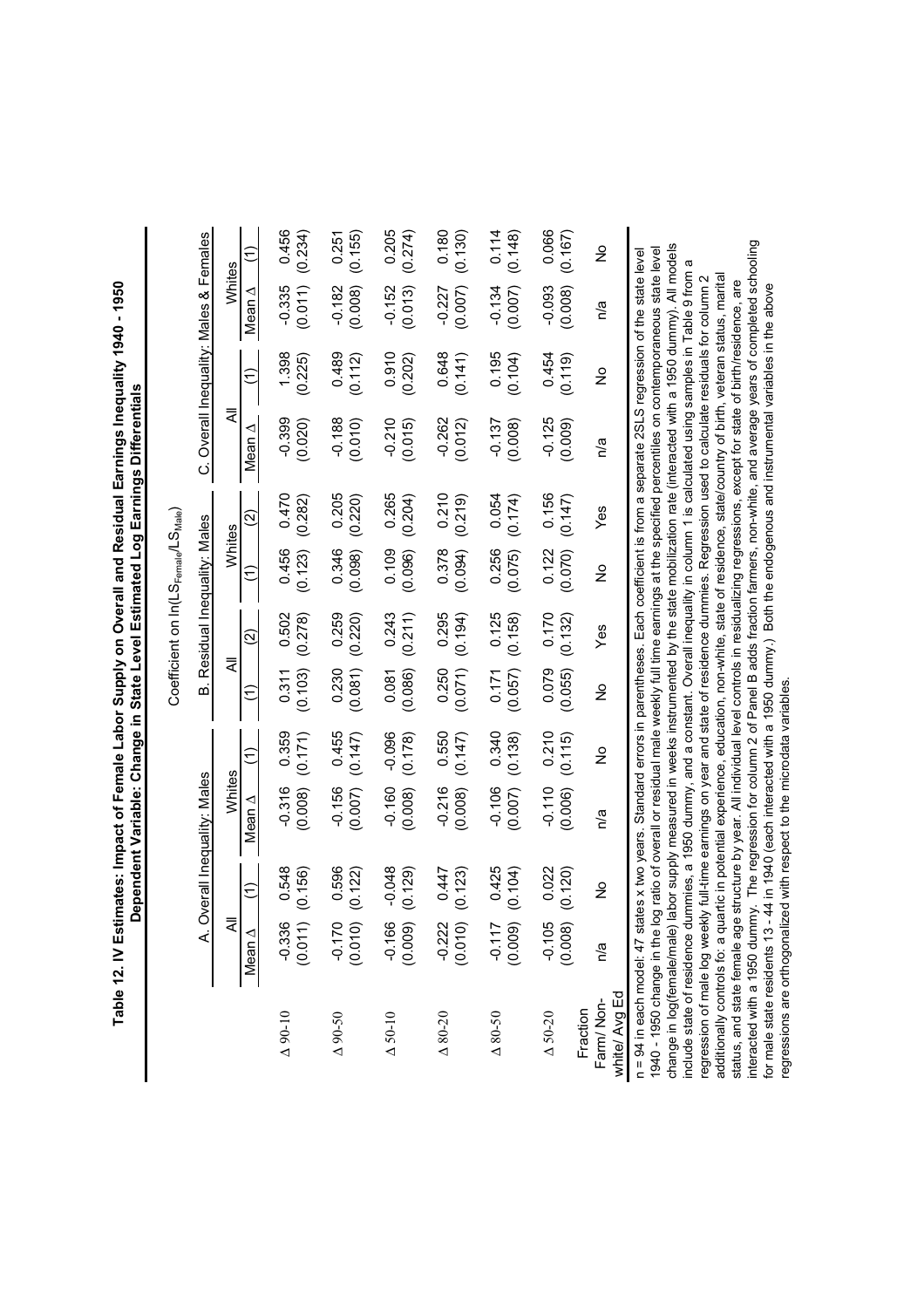**Table 12. IV Estimates: Impact of Female Labor Supply on Overall and Residual Earnings Inequality 1940 - 1950**
**Dependent Variable: Change in State Level Estimated Log Earnings Differentials**

Coefficient on $\ln(LS_{Female}/LS_{Male})$

| | A. Overall Inequality: Males | | | | B. Residual Inequality: Males | | | | C. Overall Inequality: Males & Females | | | |
|---|---|---|---|---|---|---|---|---|---|---|---|---|
| | All | | Whites | | All | | Whites | | All | | Whites | |
| | Mean Δ | (1) | Mean Δ | (1) | (1) | (2) | (1) | (2) | Mean Δ | (1) | Mean Δ | (1) |
| Δ 90-10 | -0.336 | 0.548 | -0.316 | 0.359 | 0.311 | 0.502 | 0.456 | 0.470 | -0.399 | 1.398 | -0.335 | 0.456 |
| | (0.011) | (0.156) | (0.008) | (0.171) | (0.103) | (0.278) | (0.123) | (0.282) | (0.020) | (0.225) | (0.011) | (0.234) |
| Δ 90-50 | -0.170 | 0.596 | -0.156 | 0.455 | 0.230 | 0.259 | 0.346 | 0.205 | -0.188 | 0.489 | -0.182 | 0.251 |
| | (0.010) | (0.122) | (0.007) | (0.147) | (0.081) | (0.220) | (0.098) | (0.220) | (0.010) | (0.112) | (0.008) | (0.155) |
| Δ 50-10 | -0.166 | -0.048 | -0.160 | -0.096 | 0.081 | 0.243 | 0.109 | 0.265 | -0.210 | 0.910 | -0.152 | 0.205 |
| | (0.009) | (0.129) | (0.008) | (0.178) | (0.086) | (0.211) | (0.096) | (0.204) | (0.015) | (0.202) | (0.013) | (0.274) |
| Δ 80-20 | -0.222 | 0.447 | -0.216 | 0.550 | 0.250 | 0.295 | 0.378 | 0.210 | -0.262 | 0.648 | -0.227 | 0.180 |
| | (0.010) | (0.123) | (0.008) | (0.147) | (0.071) | (0.194) | (0.094) | (0.219) | (0.012) | (0.141) | (0.007) | (0.130) |
| Δ 80-50 | -0.117 | 0.425 | -0.106 | 0.340 | 0.171 | 0.125 | 0.256 | 0.054 | -0.137 | 0.195 | -0.134 | 0.114 |
| | (0.009) | (0.104) | (0.007) | (0.138) | (0.057) | (0.158) | (0.075) | (0.174) | (0.008) | (0.104) | (0.007) | (0.148) |
| Δ 50-20 | -0.105 | 0.022 | -0.110 | 0.210 | 0.079 | 0.170 | 0.122 | 0.156 | -0.125 | 0.454 | -0.093 | 0.066 |
| | (0.008) | (0.120) | (0.006) | (0.115) | (0.055) | (0.132) | (0.070) | (0.147) | (0.009) | (0.119) | (0.008) | (0.167) |
| Fraction Farm/ Non-white/ Avg Ed | n/a | No | n/a | No | No | Yes | No | Yes | n/a | No | n/a | No |

n = 94 in each model: 47 states x two years. Standard errors in parentheses. Each coefficient is from a separate 2SLS regression of the state level 1940 - 1950 change in the log ratio of overall or residual male weekly full time earnings at the specified percentiles on contemporaneous state level change in log(female/male) labor supply measured in weeks instrumented by the state mobilization rate (interacted with a 1950 dummy). All models include state of residence dummies, a 1950 dummy, and a constant. Overall inequality in column 1 is calculated using samples in Table 9 from a regression of male log weekly full-time earnings on year and state of residence dummies. Regression used to calculate residuals for column 2 additionally controls fo: a quartic in potential experience, education, non-white, state of residence, state/country of birth, veteran status, marital status, and state female age structure by year. All individual level controls in residualizing regressions, except for state of birth/residence, are interacted with a 1950 dummy. The regression for column 2 of Panel B adds fraction farmers, non-white, and average years of completed schooling for male state residents 13 - 44 in 1940 (each interacted with a 1950 dummy.) Both the endogenous and instrumental variables in the above regressions are orthogonalized with respect to the microdata variables.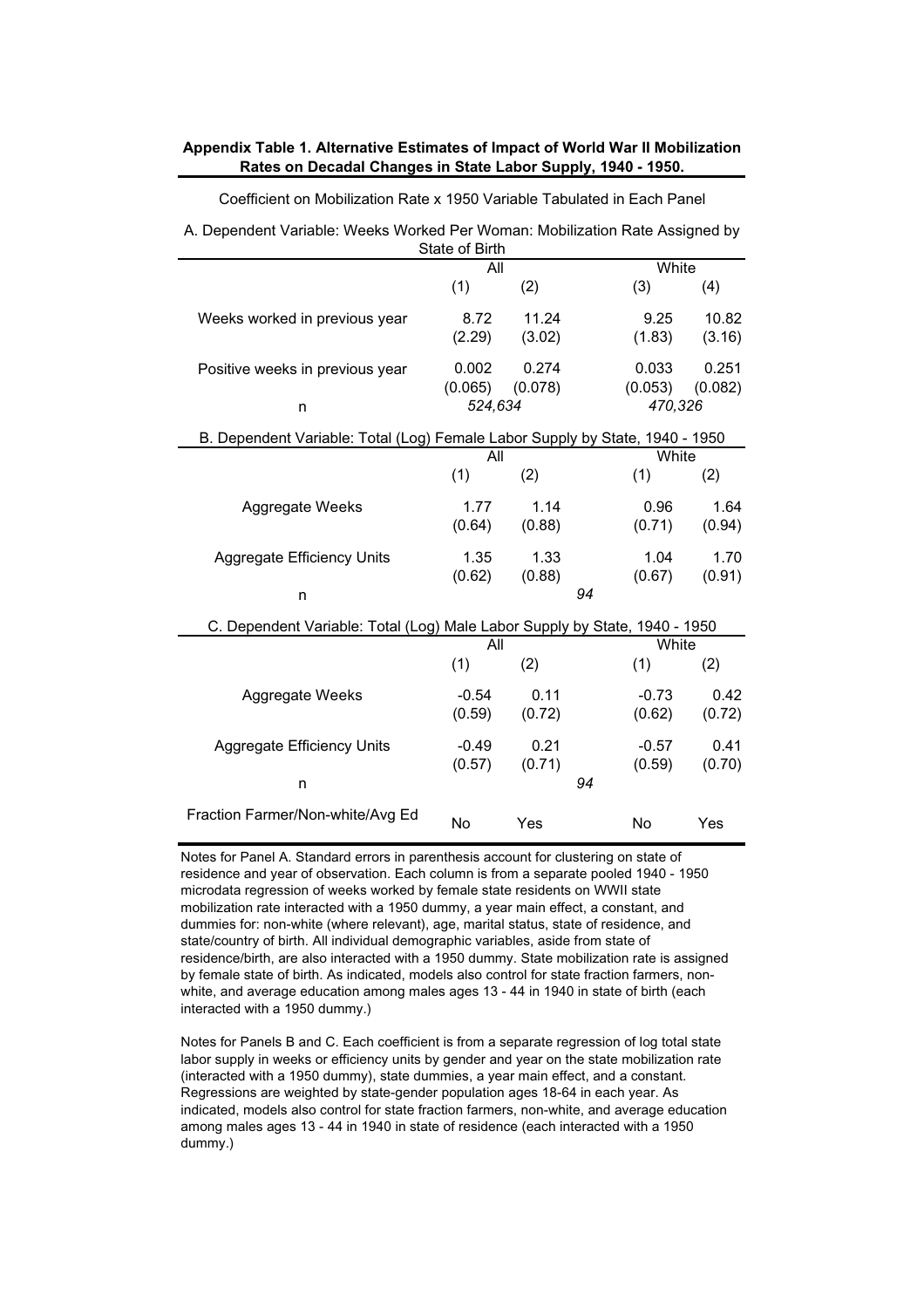**Appendix Table 1. Alternative Estimates of Impact of World War II Mobilization Rates on Decadal Changes in State Labor Supply, 1940 - 1950.**

Coefficient on Mobilization Rate x 1950 Variable Tabulated in Each Panel

A. Dependent Variable: Weeks Worked Per Woman: Mobilization Rate Assigned by State of Birth

| | All | | White | |
|---|---|---|---|---|
| | (1) | (2) | (3) | (4) |
| Weeks worked in previous year | 8.72 | 11.24 | 9.25 | 10.82 |
| | (2.29) | (3.02) | (1.83) | (3.16) |
| Positive weeks in previous year | 0.002 | 0.274 | 0.033 | 0.251 |
| | (0.065) | (0.078) | (0.053) | (0.082) |
| n | *524,634* | | *470,326* | |

B. Dependent Variable: Total (Log) Female Labor Supply by State, 1940 - 1950

| | All | | White | |
|---|---|---|---|---|
| | (1) | (2) | (1) | (2) |
| Aggregate Weeks | 1.77 | 1.14 | 0.96 | 1.64 |
| | (0.64) | (0.88) | (0.71) | (0.94) |
| Aggregate Efficiency Units | 1.35 | 1.33 | 1.04 | 1.70 |
| | (0.62) | (0.88) | (0.67) | (0.91) |
| n | *94* | | | |

C. Dependent Variable: Total (Log) Male Labor Supply by State, 1940 - 1950

| | All | | White | |
|---|---|---|---|---|
| | (1) | (2) | (1) | (2) |
| Aggregate Weeks | -0.54 | 0.11 | -0.73 | 0.42 |
| | (0.59) | (0.72) | (0.62) | (0.72) |
| Aggregate Efficiency Units | -0.49 | 0.21 | -0.57 | 0.41 |
| | (0.57) | (0.71) | (0.59) | (0.70) |
| n | *94* | | | |
| Fraction Farmer/Non-white/Avg Ed | No | Yes | No | Yes |

Notes for Panel A. Standard errors in parenthesis account for clustering on state of residence and year of observation. Each column is from a separate pooled 1940 - 1950 microdata regression of weeks worked by female state residents on WWII state mobilization rate interacted with a 1950 dummy, a year main effect, a constant, and dummies for: non-white (where relevant), age, marital status, state of residence, and state/country of birth. All individual demographic variables, aside from state of residence/birth, are also interacted with a 1950 dummy. State mobilization rate is assigned by female state of birth. As indicated, models also control for state fraction farmers, non-white, and average education among males ages 13 - 44 in 1940 in state of birth (each interacted with a 1950 dummy.)

Notes for Panels B and C. Each coefficient is from a separate regression of log total state labor supply in weeks or efficiency units by gender and year on the state mobilization rate (interacted with a 1950 dummy), state dummies, a year main effect, and a constant. Regressions are weighted by state-gender population ages 18-64 in each year. As indicated, models also control for state fraction farmers, non-white, and average education among males ages 13 - 44 in 1940 in state of residence (each interacted with a 1950 dummy.)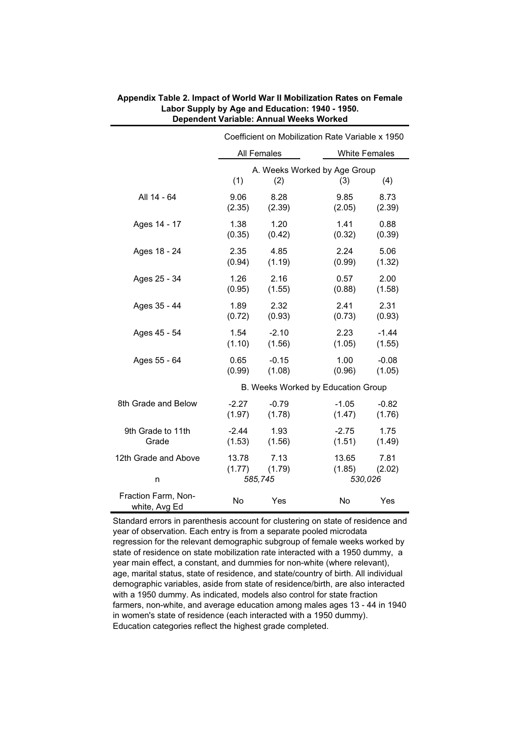**Appendix Table 2. Impact of World War II Mobilization Rates on Female Labor Supply by Age and Education: 1940 - 1950. Dependent Variable: Annual Weeks Worked**

| | Coefficient on Mobilization Rate Variable x 1950 | | | |
|---|---|---|---|---|
| | All Females | | White Females | |
| | **A. Weeks Worked by Age Group** | | | |
| | (1) | (2) | (3) | (4) |
| All 14 - 64 | 9.06 | 8.28 | 9.85 | 8.73 |
| | (2.35) | (2.39) | (2.05) | (2.39) |
| Ages 14 - 17 | 1.38 | 1.20 | 1.41 | 0.88 |
| | (0.35) | (0.42) | (0.32) | (0.39) |
| Ages 18 - 24 | 2.35 | 4.85 | 2.24 | 5.06 |
| | (0.94) | (1.19) | (0.99) | (1.32) |
| Ages 25 - 34 | 1.26 | 2.16 | 0.57 | 2.00 |
| | (0.95) | (1.55) | (0.88) | (1.58) |
| Ages 35 - 44 | 1.89 | 2.32 | 2.41 | 2.31 |
| | (0.72) | (0.93) | (0.73) | (0.93) |
| Ages 45 - 54 | 1.54 | -2.10 | 2.23 | -1.44 |
| | (1.10) | (1.56) | (1.05) | (1.55) |
| Ages 55 - 64 | 0.65 | -0.15 | 1.00 | -0.08 |
| | (0.99) | (1.08) | (0.96) | (1.05) |
| | **B. Weeks Worked by Education Group** | | | |
| 8th Grade and Below | -2.27 | -0.79 | -1.05 | -0.82 |
| | (1.97) | (1.78) | (1.47) | (1.76) |
| 9th Grade to 11th Grade | -2.44 | 1.93 | -2.75 | 1.75 |
| | (1.53) | (1.56) | (1.51) | (1.49) |
| 12th Grade and Above | 13.78 | 7.13 | 13.65 | 7.81 |
| | (1.77) | (1.79) | (1.85) | (2.02) |
| n | *585,745* | | *530,026* | |
| Fraction Farm, Non-white, Avg Ed | No | Yes | No | Yes |

Standard errors in parenthesis account for clustering on state of residence and year of observation. Each entry is from a separate pooled microdata regression for the relevant demographic subgroup of female weeks worked by state of residence on state mobilization rate interacted with a 1950 dummy, a year main effect, a constant, and dummies for non-white (where relevant), age, marital status, state of residence, and state/country of birth. All individual demographic variables, aside from state of residence/birth, are also interacted with a 1950 dummy. As indicated, models also control for state fraction farmers, non-white, and average education among males ages 13 - 44 in 1940 in women's state of residence (each interacted with a 1950 dummy). Education categories reflect the highest grade completed.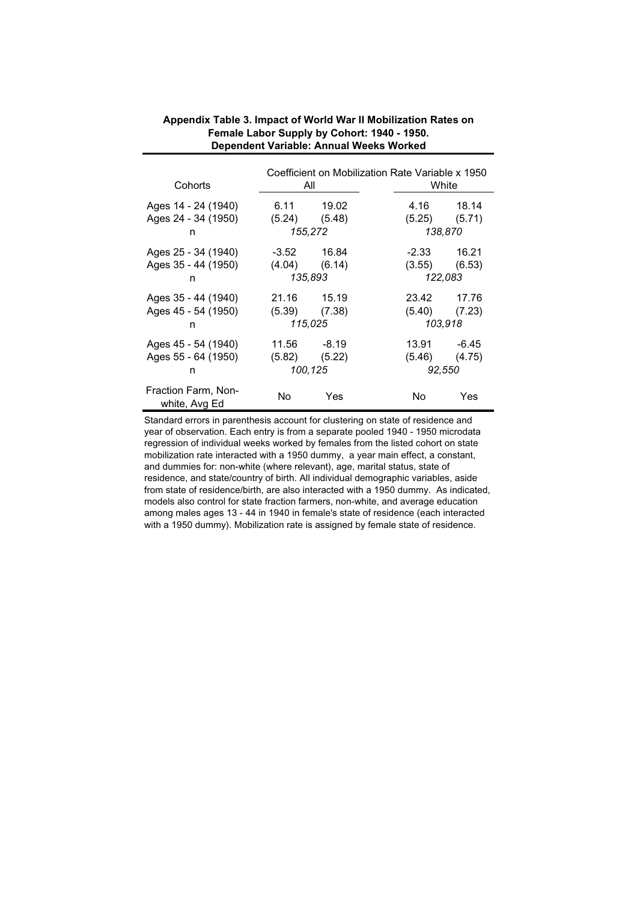**Appendix Table 3. Impact of World War II Mobilization Rates on Female Labor Supply by Cohort: 1940 - 1950. Dependent Variable: Annual Weeks Worked**

| Cohorts | Coefficient on Mobilization Rate Variable x 1950 | | | |
|---|---|---|---|---|
| | All | | White | |
| Ages 14 - 24 (1940) | 6.11 | 19.02 | 4.16 | 18.14 |
| Ages 24 - 34 (1950) | (5.24) | (5.48) | (5.25) | (5.71) |
| n | *155,272* | | *138,870* | |
| Ages 25 - 34 (1940) | -3.52 | 16.84 | -2.33 | 16.21 |
| Ages 35 - 44 (1950) | (4.04) | (6.14) | (3.55) | (6.53) |
| n | *135,893* | | *122,083* | |
| Ages 35 - 44 (1940) | 21.16 | 15.19 | 23.42 | 17.76 |
| Ages 45 - 54 (1950) | (5.39) | (7.38) | (5.40) | (7.23) |
| n | *115,025* | | *103,918* | |
| Ages 45 - 54 (1940) | 11.56 | -8.19 | 13.91 | -6.45 |
| Ages 55 - 64 (1950) | (5.82) | (5.22) | (5.46) | (4.75) |
| n | *100,125* | | *92,550* | |
| Fraction Farm, Non-white, Avg Ed | No | Yes | No | Yes |

Standard errors in parenthesis account for clustering on state of residence and year of observation. Each entry is from a separate pooled 1940 - 1950 microdata regression of individual weeks worked by females from the listed cohort on state mobilization rate interacted with a 1950 dummy, a year main effect, a constant, and dummies for: non-white (where relevant), age, marital status, state of residence, and state/country of birth. All individual demographic variables, aside from state of residence/birth, are also interacted with a 1950 dummy. As indicated, models also control for state fraction farmers, non-white, and average education among males ages 13 - 44 in 1940 in female's state of residence (each interacted with a 1950 dummy). Mobilization rate is assigned by female state of residence.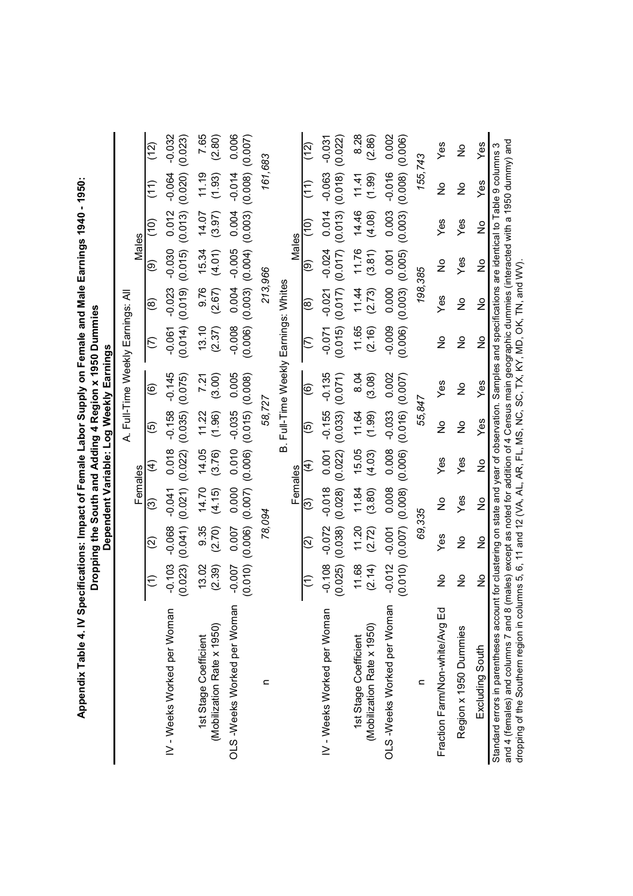**Appendix Table 4. IV Specifications: Impact of Female Labor Supply on Female and Male Earnings 1940 - 1950: Dropping the South and Adding 4 Region x 1950 Dummies**

**Dependent Variable: Log Weekly Earnings**

| | Females | | | | | | Males | | | | | |
|---|---|---|---|---|---|---|---|---|---|---|---|---|
| | (1) | (2) | (3) | (4) | (5) | (6) | (7) | (8) | (9) | (10) | (11) | (12) |
| **A. Full-Time Weekly Earnings: All** | | | | | | | | | | | | |
| IV - Weeks Worked per Woman | -0.103 | -0.068 | -0.041 | 0.018 | -0.158 | -0.145 | -0.061 | -0.023 | -0.030 | 0.012 | -0.064 | -0.032 |
| | (0.023) | (0.041) | (0.021) | (0.022) | (0.035) | (0.075) | (0.014) | (0.019) | (0.015) | (0.013) | (0.020) | (0.023) |
| 1st Stage Coefficient (Mobilization Rate x 1950) | 13.02 | 9.35 | 14.70 | 14.05 | 11.22 | 7.21 | 13.10 | 9.76 | 15.34 | 14.07 | 11.19 | 7.65 |
| | (2.39) | (2.70) | (4.15) | (3.76) | (1.96) | (3.00) | (2.37) | (2.67) | (4.01) | (3.97) | (1.93) | (2.80) |
| OLS -Weeks Worked per Woman | -0.007 | 0.007 | 0.000 | 0.010 | -0.035 | 0.005 | -0.008 | 0.004 | -0.005 | 0.004 | -0.014 | 0.006 |
| | (0.010) | (0.006) | (0.007) | (0.006) | (0.015) | (0.008) | (0.006) | (0.003) | (0.004) | (0.003) | (0.008) | (0.007) |
| n | 78,094 | | | | 58,727 | | 213,966 | | | | 161,683 | |
| **B. Full-Time Weekly Earnings: Whites** | | | | | | | | | | | | |
| IV - Weeks Worked per Woman | -0.108 | -0.072 | -0.018 | 0.001 | -0.155 | -0.135 | -0.071 | -0.021 | -0.024 | 0.014 | -0.063 | -0.031 |
| | (0.025) | (0.038) | (0.028) | (0.022) | (0.033) | (0.071) | (0.015) | (0.017) | (0.017) | (0.013) | (0.018) | (0.022) |
| 1st Stage Coefficient (Mobilization Rate x 1950) | 11.68 | 11.20 | 11.84 | 15.05 | 11.64 | 8.04 | 11.65 | 11.44 | 11.76 | 14.46 | 11.41 | 8.28 |
| | (2.14) | (2.72) | (3.80) | (4.03) | (1.99) | (3.08) | (2.16) | (2.73) | (3.81) | (4.08) | (1.99) | (2.86) |
| OLS -Weeks Worked per Woman | -0.012 | -0.001 | 0.008 | 0.008 | -0.033 | 0.002 | -0.009 | 0.000 | 0.001 | 0.003 | -0.016 | 0.002 |
| | (0.010) | (0.007) | (0.008) | (0.006) | (0.016) | (0.007) | (0.006) | (0.003) | (0.005) | (0.003) | (0.008) | (0.006) |
| n | 69,335 | | | | 55,847 | | 198,385 | | | | 155,743 | |
| Fraction Farm/Non-white/Avg Ed | No | Yes | No | Yes | No | Yes | No | Yes | No | Yes | No | Yes |
| Region x 1950 Dummies | No | No | Yes | Yes | No | No | No | No | Yes | Yes | No | No |
| Excluding South | No | No | No | No | Yes | Yes | No | No | No | No | Yes | Yes |

Standard errors in parentheses account for clustering on state and year of observation. Samples and specifications are identical to Table 9 columns 3 and 4 (females) and columns 7 and 8 (males) except as noted for addition of 4 Census main geographic dummies (interacted with a 1950 dummy) and dropping of the Southern region in columns 5, 6, 11 and 12 (VA, AL, AR, FL, MS, NC, SC, TX, KY, MD, OK, TN, and WV).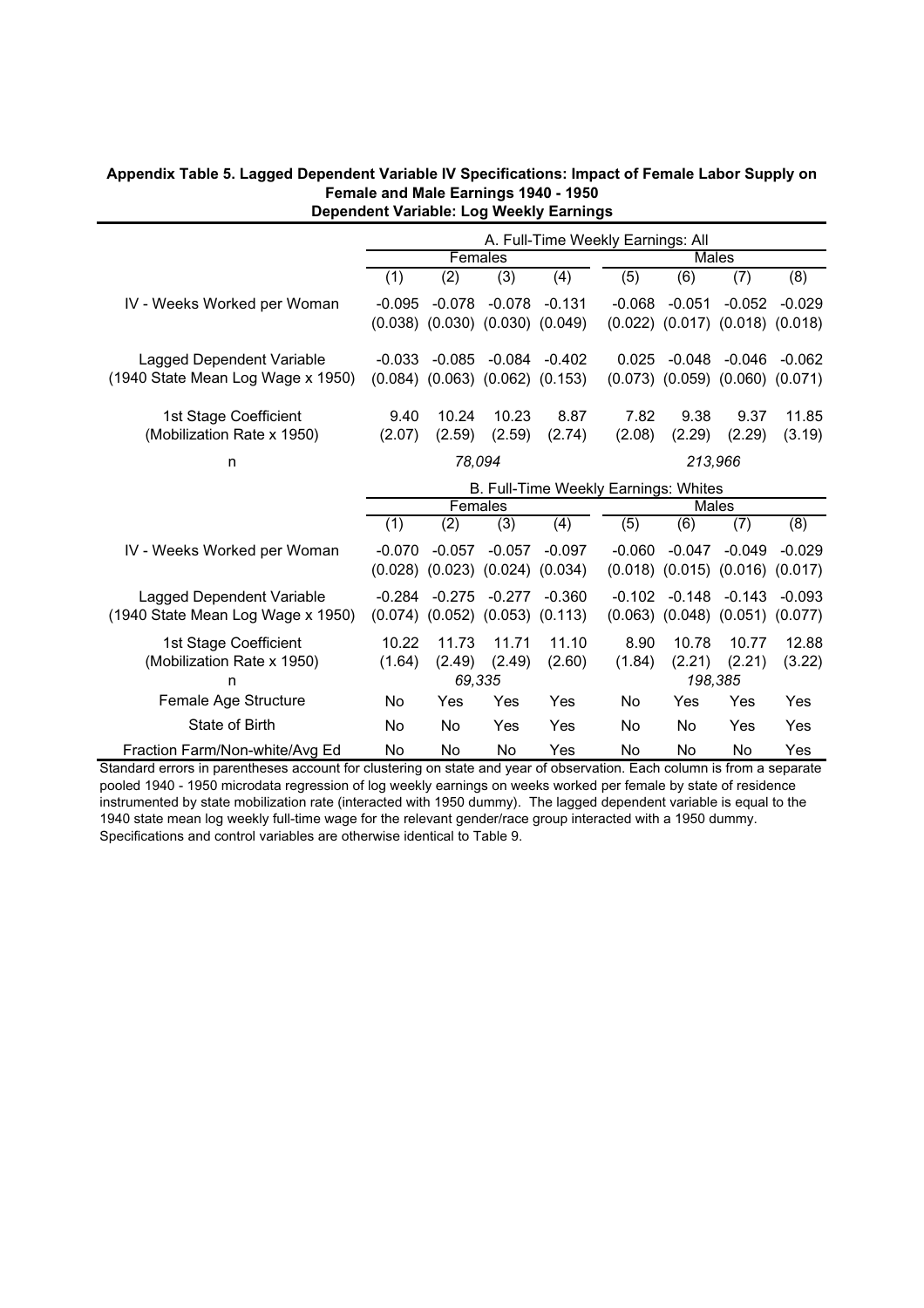**Appendix Table 5. Lagged Dependent Variable IV Specifications: Impact of Female Labor Supply on Female and Male Earnings 1940 - 1950**
**Dependent Variable: Log Weekly Earnings**

| | A. Full-Time Weekly Earnings: All | | | | | | | |
|---|---|---|---|---|---|---|---|---|
| | Females | | | | Males | | | |
| | (1) | (2) | (3) | (4) | (5) | (6) | (7) | (8) |
| IV - Weeks Worked per Woman | -0.095 | -0.078 | -0.078 | -0.131 | -0.068 | -0.051 | -0.052 | -0.029 |
| | (0.038) | (0.030) | (0.030) | (0.049) | (0.022) | (0.017) | (0.018) | (0.018) |
| Lagged Dependent Variable | -0.033 | -0.085 | -0.084 | -0.402 | 0.025 | -0.048 | -0.046 | -0.062 |
| (1940 State Mean Log Wage x 1950) | (0.084) | (0.063) | (0.062) | (0.153) | (0.073) | (0.059) | (0.060) | (0.071) |
| 1st Stage Coefficient | 9.40 | 10.24 | 10.23 | 8.87 | 7.82 | 9.38 | 9.37 | 11.85 |
| (Mobilization Rate x 1950) | (2.07) | (2.59) | (2.59) | (2.74) | (2.08) | (2.29) | (2.29) | (3.19) |
| n | | *78,094* | | | | *213,966* | | |
| | **B. Full-Time Weekly Earnings: Whites** | | | | | | | |
| | Females | | | | Males | | | |
| | (1) | (2) | (3) | (4) | (5) | (6) | (7) | (8) |
| IV - Weeks Worked per Woman | -0.070 | -0.057 | -0.057 | -0.097 | -0.060 | -0.047 | -0.049 | -0.029 |
| | (0.028) | (0.023) | (0.024) | (0.034) | (0.018) | (0.015) | (0.016) | (0.017) |
| Lagged Dependent Variable | -0.284 | -0.275 | -0.277 | -0.360 | -0.102 | -0.148 | -0.143 | -0.093 |
| (1940 State Mean Log Wage x 1950) | (0.074) | (0.052) | (0.053) | (0.113) | (0.063) | (0.048) | (0.051) | (0.077) |
| 1st Stage Coefficient | 10.22 | 11.73 | 11.71 | 11.10 | 8.90 | 10.78 | 10.77 | 12.88 |
| (Mobilization Rate x 1950) | (1.64) | (2.49) | (2.49) | (2.60) | (1.84) | (2.21) | (2.21) | (3.22) |
| n | | *69,335* | | | | *198,385* | | |
| Female Age Structure | No | Yes | Yes | Yes | No | Yes | Yes | Yes |
| State of Birth | No | No | Yes | Yes | No | No | Yes | Yes |
| Fraction Farm/Non-white/Avg Ed | No | No | No | Yes | No | No | No | Yes |

Standard errors in parentheses account for clustering on state and year of observation. Each column is from a separate pooled 1940 - 1950 microdata regression of log weekly earnings on weeks worked per female by state of residence instrumented by state mobilization rate (interacted with 1950 dummy). The lagged dependent variable is equal to the 1940 state mean log weekly full-time wage for the relevant gender/race group interacted with a 1950 dummy. Specifications and control variables are otherwise identical to Table 9.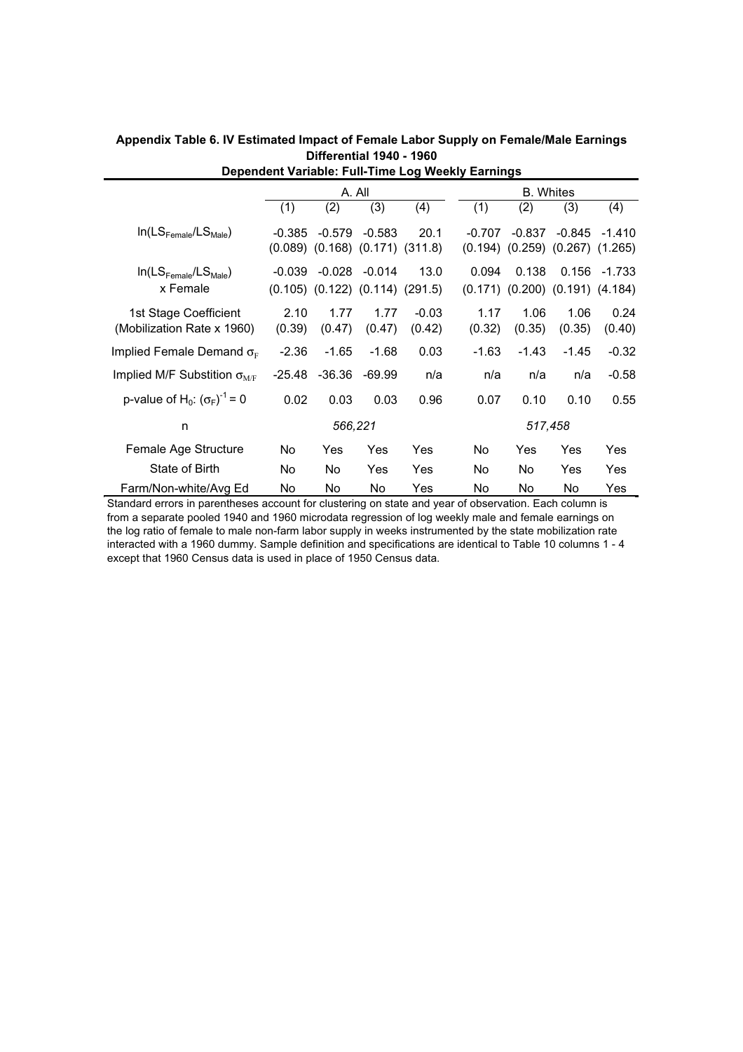**Appendix Table 6. IV Estimated Impact of Female Labor Supply on Female/Male Earnings Differential 1940 - 1960**

**Dependent Variable: Full-Time Log Weekly Earnings**

| | A. All | | | | B. Whites | | | |
|---|---|---|---|---|---|---|---|---|
| | (1) | (2) | (3) | (4) | (1) | (2) | (3) | (4) |
| $\ln(LS_{Female}/LS_{Male})$ | -0.385<br>(0.089) | -0.579<br>(0.168) | -0.583<br>(0.171) | 20.1<br>(311.8) | -0.707<br>(0.194) | -0.837<br>(0.259) | -0.845<br>(0.267) | -1.410<br>(1.265) |
| $\ln(LS_{Female}/LS_{Male})$ x Female | -0.039<br>(0.105) | -0.028<br>(0.122) | -0.014<br>(0.114) | 13.0<br>(291.5) | 0.094<br>(0.171) | 0.138<br>(0.200) | 0.156<br>(0.191) | -1.733<br>(4.184) |
| 1st Stage Coefficient (Mobilization Rate x 1960) | 2.10<br>(0.39) | 1.77<br>(0.47) | 1.77<br>(0.47) | -0.03<br>(0.42) | 1.17<br>(0.32) | 1.06<br>(0.35) | 1.06<br>(0.35) | 0.24<br>(0.40) |
| Implied Female Demand $\sigma_F$ | -2.36 | -1.65 | -1.68 | 0.03 | -1.63 | -1.43 | -1.45 | -0.32 |
| Implied M/F Substition $\sigma_{M/F}$ | -25.48 | -36.36 | -69.99 | n/a | n/a | n/a | n/a | -0.58 |
| p-value of $H_0$: $(\sigma_F)^{-1} = 0$ | 0.02 | 0.03 | 0.03 | 0.96 | 0.07 | 0.10 | 0.10 | 0.55 |
| n | | *566,221* | | | | *517,458* | | |
| Female Age Structure | No | Yes | Yes | Yes | No | Yes | Yes | Yes |
| State of Birth | No | No | Yes | Yes | No | No | Yes | Yes |
| Farm/Non-white/Avg Ed | No | No | No | Yes | No | No | No | Yes |

Standard errors in parentheses account for clustering on state and year of observation. Each column is from a separate pooled 1940 and 1960 microdata regression of log weekly male and female earnings on the log ratio of female to male non-farm labor supply in weeks instrumented by the state mobilization rate interacted with a 1960 dummy. Sample definition and specifications are identical to Table 10 columns 1 - 4 except that 1960 Census data is used in place of 1950 Census data.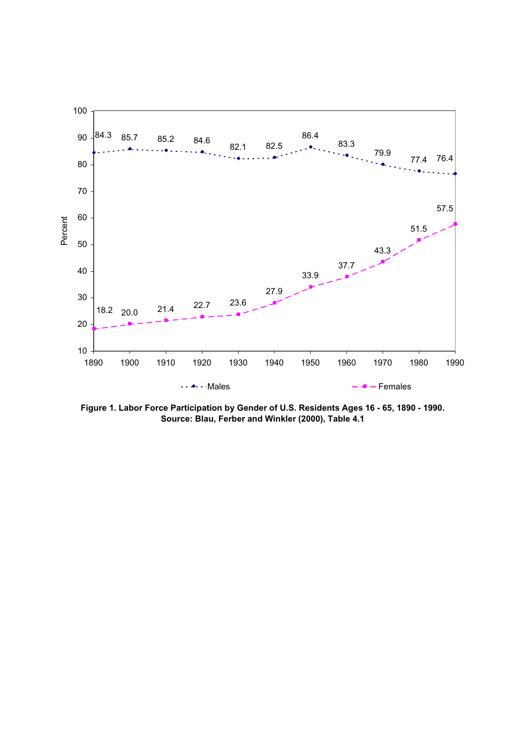| Year | Males | Females |
|---|---|---|
| 1890 | 84.3 | 18.2 |
| 1900 | 85.7 | 20.0 |
| 1910 | 85.2 | 21.4 |
| 1920 | 84.6 | 22.7 |
| 1930 | 82.1 | 23.6 |
| 1940 | 82.5 | 27.9 |
| 1950 | 86.4 | 33.9 |
| 1960 | 83.3 | 37.7 |
| 1970 | 79.9 | 43.3 |
| 1980 | 77.4 | 51.5 |
| 1990 | 76.4 | 57.5 |

**Figure 1. Labor Force Participation by Gender of U.S. Residents Ages 16 - 65, 1890 - 1990.**
**Source: Blau, Ferber and Winkler (2000), Table 4.1**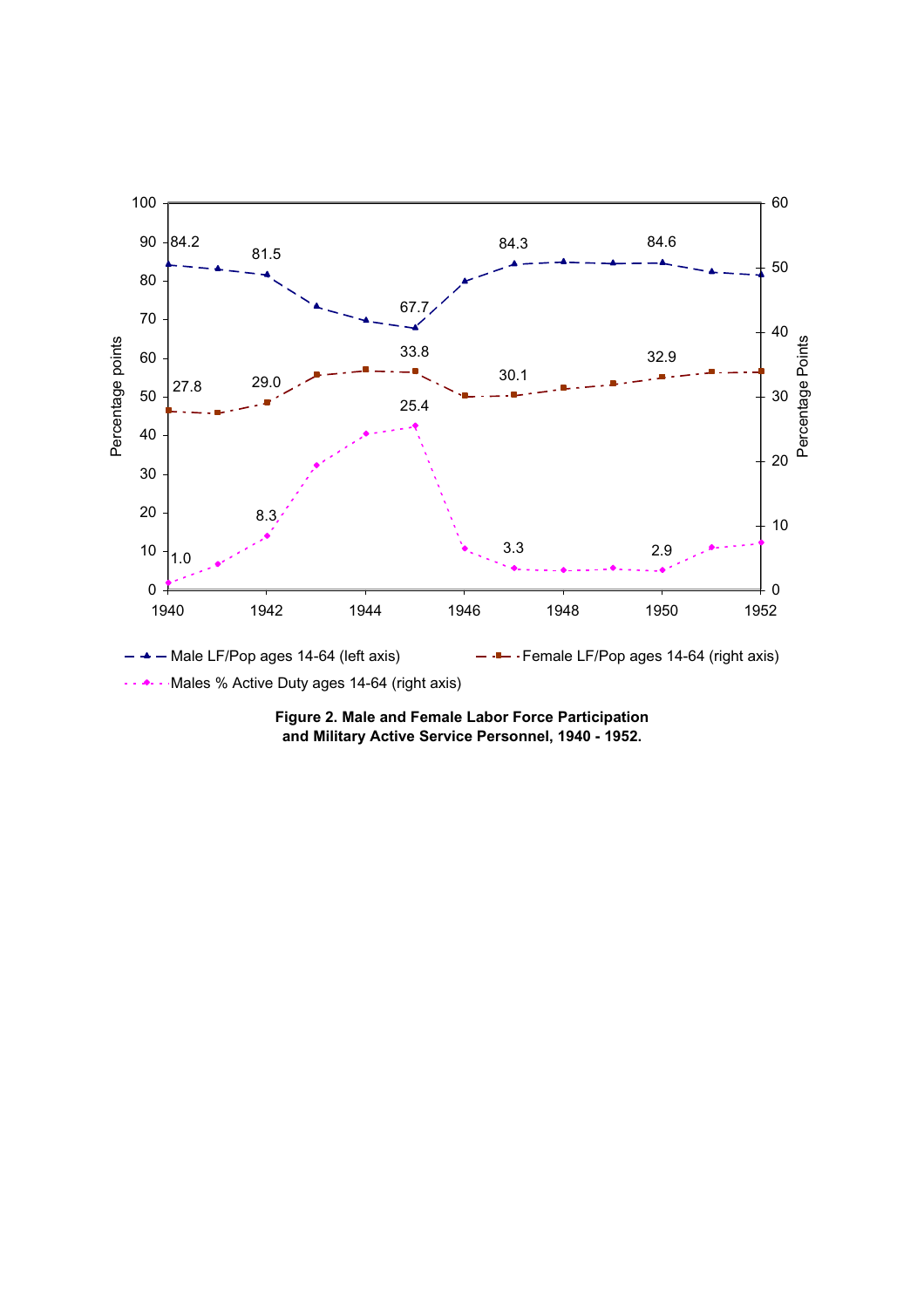**Figure 2. Male and Female Labor Force Participation and Military Active Service Personnel, 1940 - 1952.**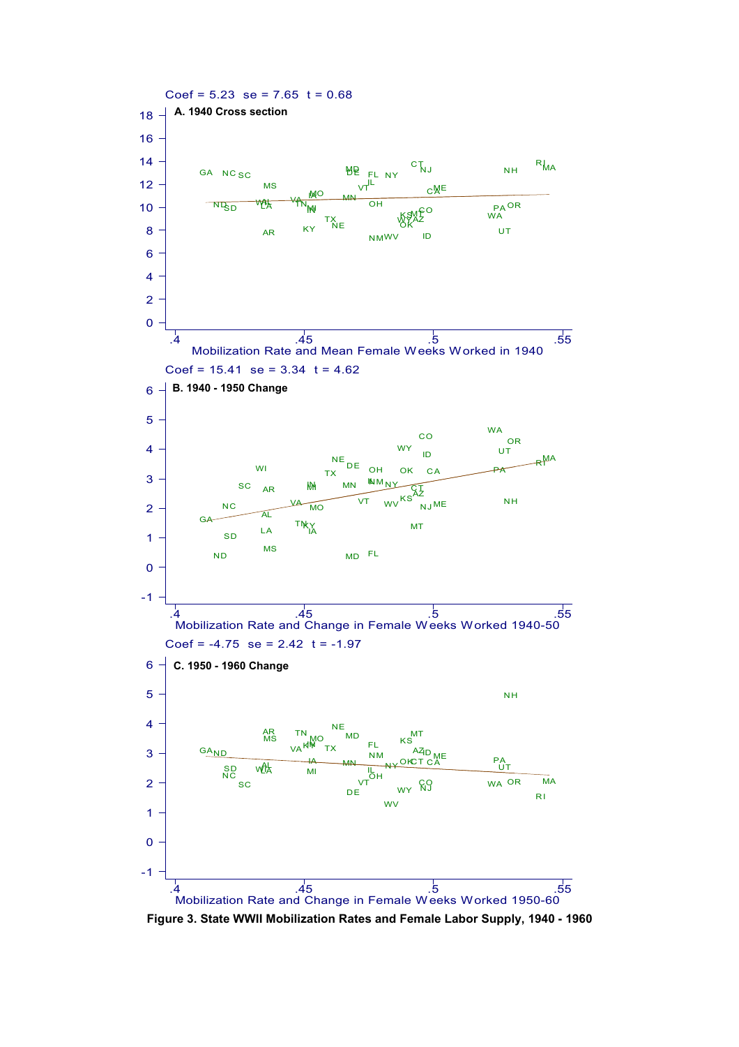Coef = 5.23 se = 7.65 t = 0.68

**A. 1940 Cross section**

Mobilization Rate and Mean Female Weeks Worked in 1940

Coef = 15.41 se = 3.34 t = 4.62

**B. 1940 - 1950 Change**

Mobilization Rate and Change in Female Weeks Worked 1940-50

Coef = -4.75 se = 2.42 t = -1.97

**C. 1950 - 1960 Change**

Mobilization Rate and Change in Female Weeks Worked 1950-60

**Figure 3. State WWII Mobilization Rates and Female Labor Supply, 1940 - 1960**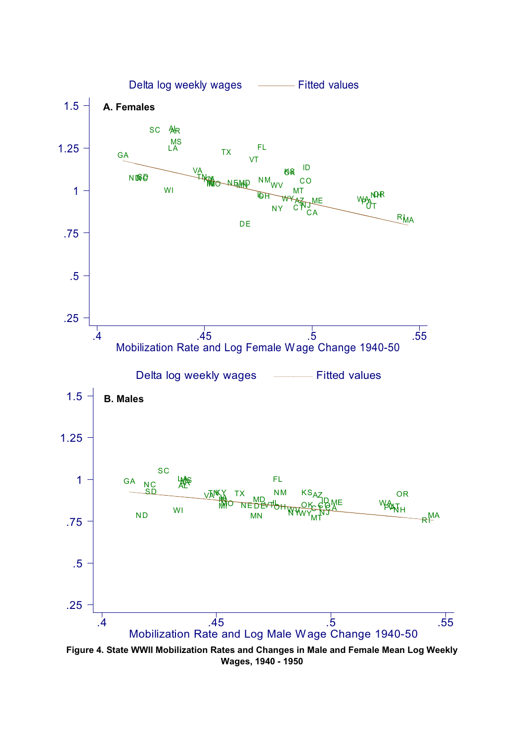**Figure 4. State WWII Mobilization Rates and Changes in Male and Female Mean Log Weekly Wages, 1940 - 1950**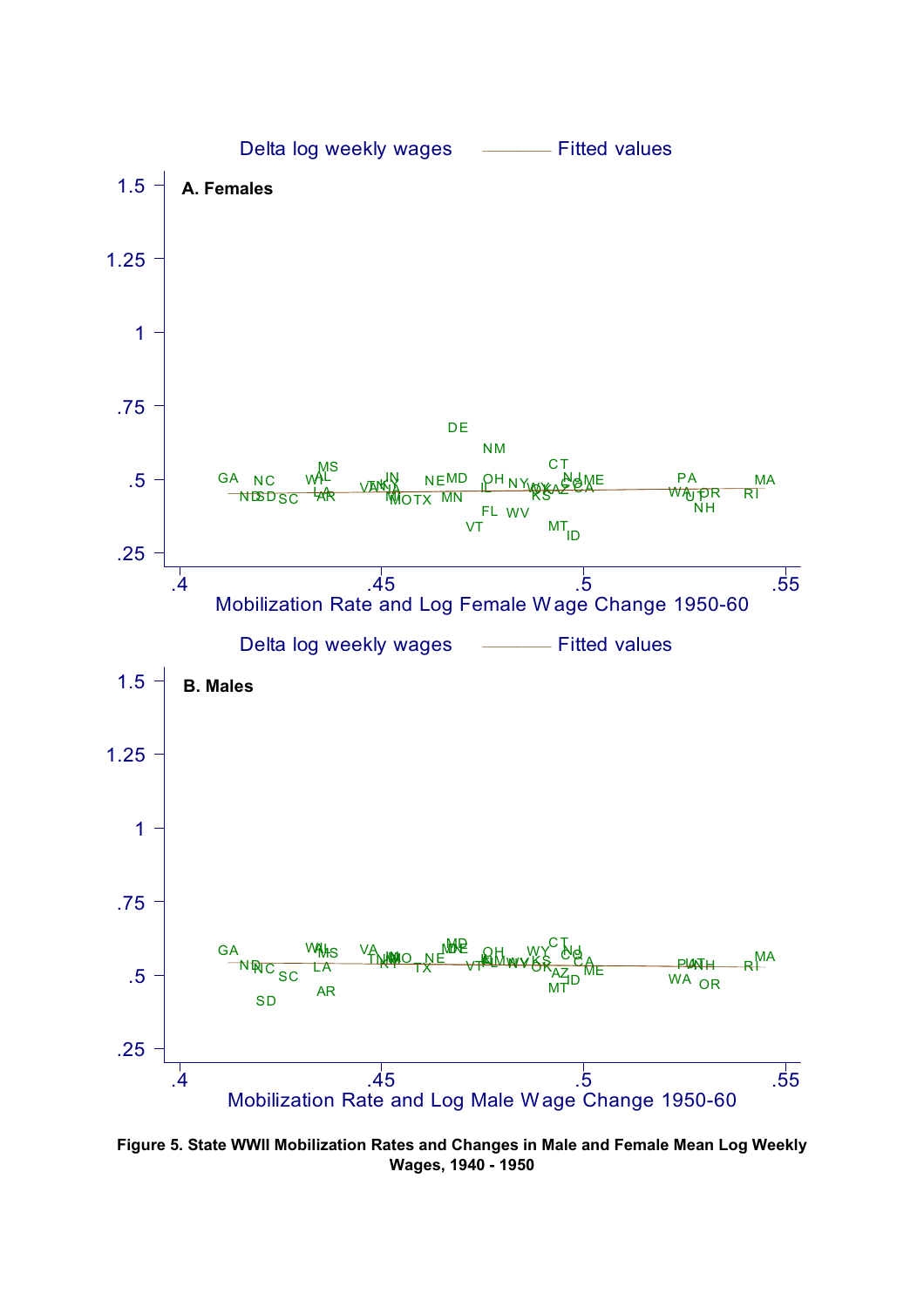Delta log weekly wages — Fitted values

**A. Females**

Mobilization Rate and Log Female Wage Change 1950-60

Delta log weekly wages — Fitted values

**B. Males**

Mobilization Rate and Log Male Wage Change 1950-60

**Figure 5. State WWII Mobilization Rates and Changes in Male and Female Mean Log Weekly Wages, 1940 - 1950**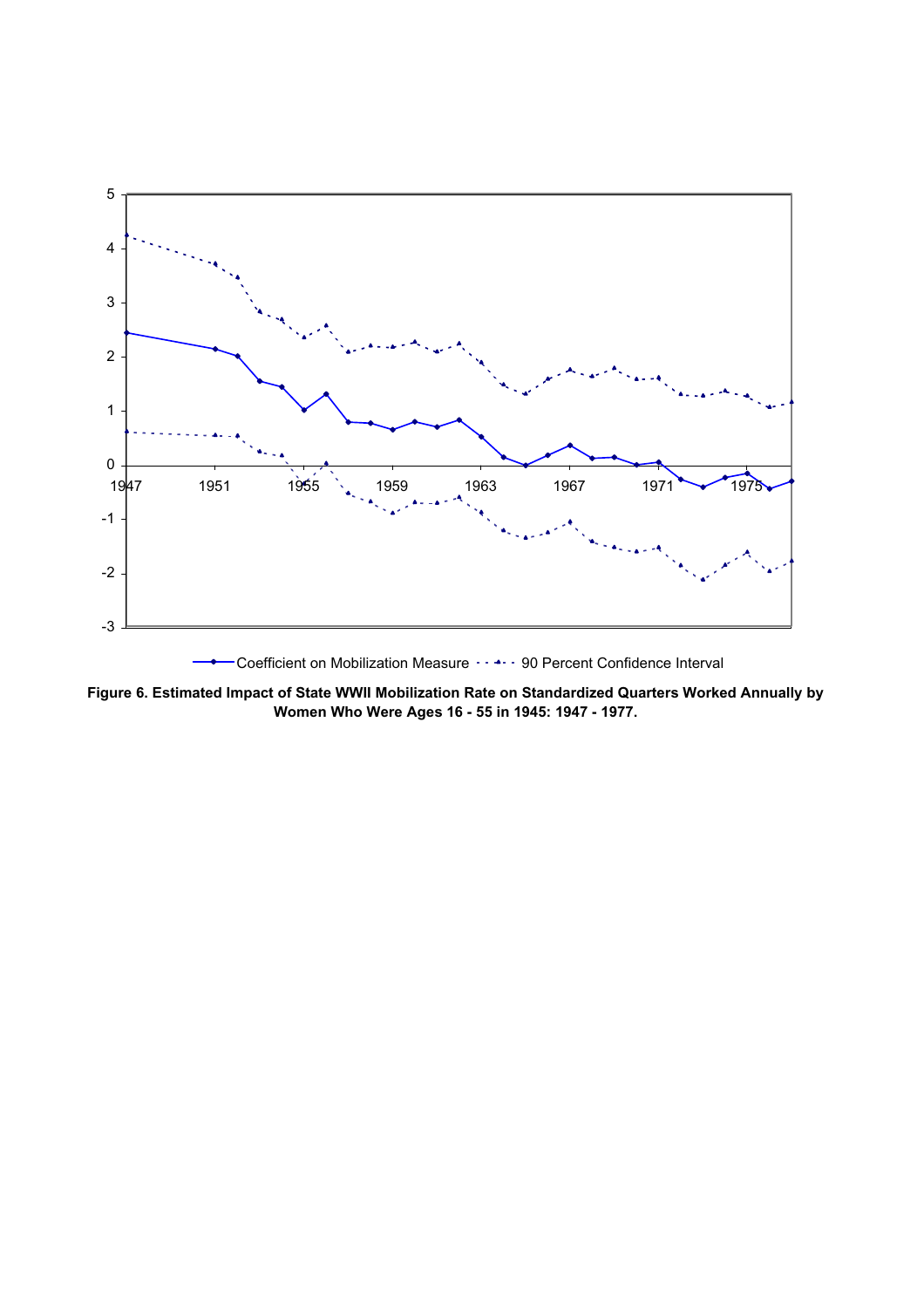5

4

3

2

1

0

-1

-2

-3

1947 1951 1955 1959 1963 1967 1971 1975

Coefficient on Mobilization Measure

90 Percent Confidence Interval

**Figure 6. Estimated Impact of State WWII Mobilization Rate on Standardized Quarters Worked Annually by Women Who Were Ages 16 - 55 in 1945: 1947 - 1977.**